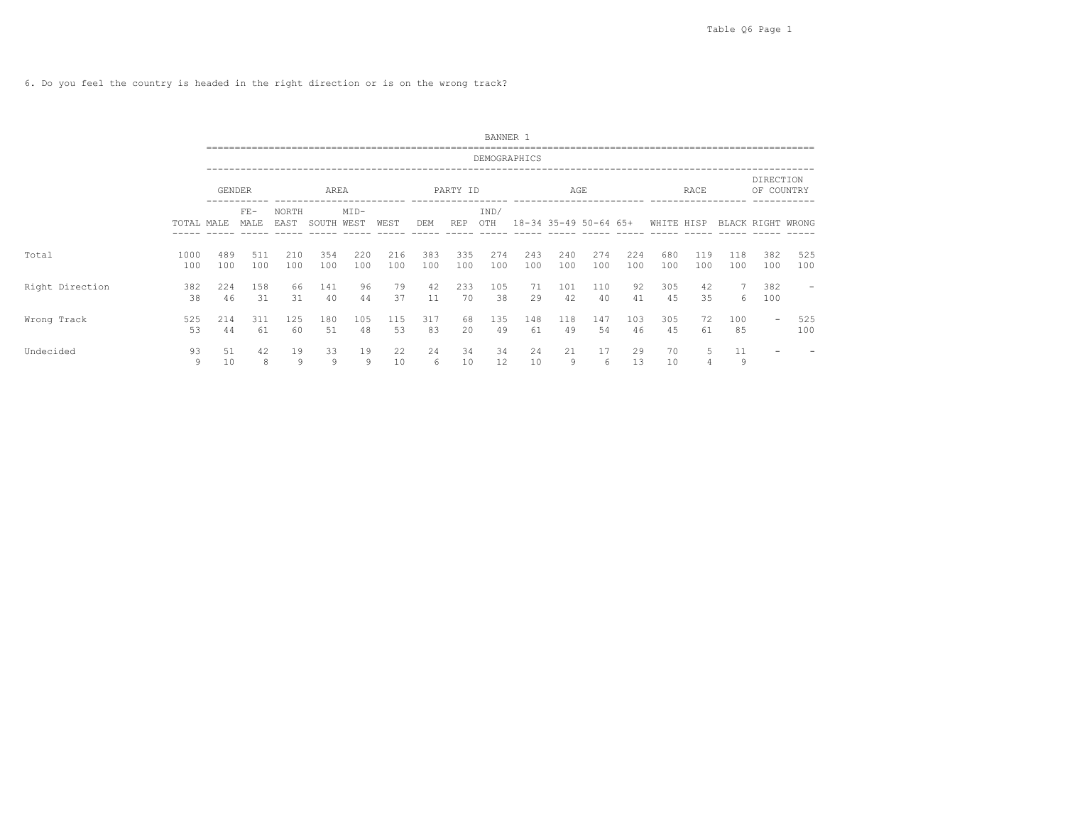6. Do you feel the country is headed in the right direction or is on the wrong track?

| | BANNER 1 | | | | | | | | | | | | | | | | | | |
|---|---|---|---|---|---|---|---|---|---|---|---|---|---|---|---|---|---|---|---|
| | DEMOGRAPHICS | | | | | | | | | | | | | | | | | | |
| | | GENDER | | AREA | | | | PARTY ID | | | AGE | | | | RACE | | | DIRECTION OF COUNTRY | |
| | TOTAL | MALE | FE-MALE | NORTH EAST | SOUTH | MID-WEST | WEST | DEM | REP | IND/ OTH | 18-34 | 35-49 | 50-64 | 65+ | WHITE | HISP | BLACK | RIGHT | WRONG |
| Total | 1000 | 489 | 511 | 210 | 354 | 220 | 216 | 383 | 335 | 274 | 243 | 240 | 274 | 224 | 680 | 119 | 118 | 382 | 525 |
| | 100 | 100 | 100 | 100 | 100 | 100 | 100 | 100 | 100 | 100 | 100 | 100 | 100 | 100 | 100 | 100 | 100 | 100 | 100 |
| Right Direction | 382 | 224 | 158 | 66 | 141 | 96 | 79 | 42 | 233 | 105 | 71 | 101 | 110 | 92 | 305 | 42 | 7 | 382 | - |
| | 38 | 46 | 31 | 31 | 40 | 44 | 37 | 11 | 70 | 38 | 29 | 42 | 40 | 41 | 45 | 35 | 6 | 100 | |
| Wrong Track | 525 | 214 | 311 | 125 | 180 | 105 | 115 | 317 | 68 | 135 | 148 | 118 | 147 | 103 | 305 | 72 | 100 | - | 525 |
| | 53 | 44 | 61 | 60 | 51 | 48 | 53 | 83 | 20 | 49 | 61 | 49 | 54 | 46 | 45 | 61 | 85 | | 100 |
| Undecided | 93 | 51 | 42 | 19 | 33 | 19 | 22 | 24 | 34 | 34 | 24 | 21 | 17 | 29 | 70 | 5 | 11 | - | - |
| | 9 | 10 | 8 | 9 | 9 | 9 | 10 | 6 | 10 | 12 | 10 | 9 | 6 | 13 | 10 | 4 | 9 | | |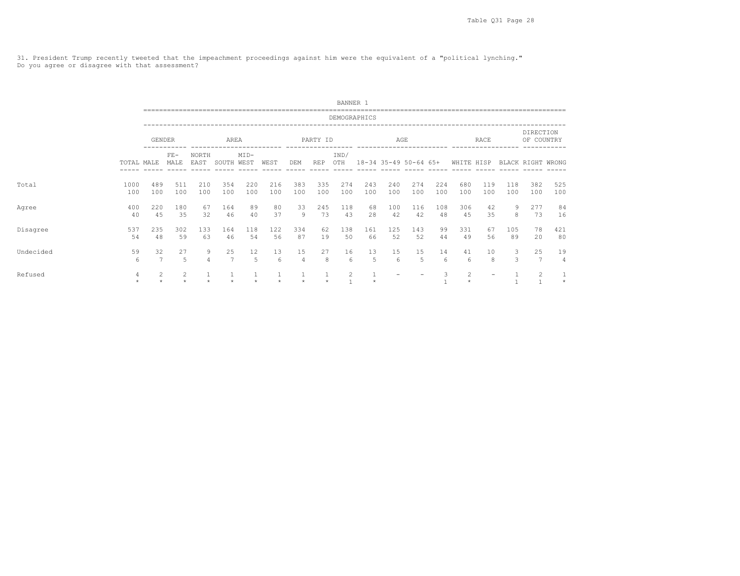31. President Trump recently tweeted that the impeachment proceedings against him were the equivalent of a "political lynching."
Do you agree or disagree with that assessment?

BANNER 1

DEMOGRAPHICS

| | | GENDER | | AREA | | | | PARTY ID | | | AGE | | | | RACE | | | DIRECTION OF COUNTRY | |
|---|---|---|---|---|---|---|---|---|---|---|---|---|---|---|---|---|---|---|---|
| | TOTAL | MALE | FE-MALE | NORTH EAST | SOUTH | MID-WEST | WEST | DEM | REP | IND/ OTH | 18-34 | 35-49 | 50-64 | 65+ | WHITE | HISP | BLACK | RIGHT | WRONG |
| Total | 1000 | 489 | 511 | 210 | 354 | 220 | 216 | 383 | 335 | 274 | 243 | 240 | 274 | 224 | 680 | 119 | 118 | 382 | 525 |
| | 100 | 100 | 100 | 100 | 100 | 100 | 100 | 100 | 100 | 100 | 100 | 100 | 100 | 100 | 100 | 100 | 100 | 100 | 100 |
| Agree | 400 | 220 | 180 | 67 | 164 | 89 | 80 | 33 | 245 | 118 | 68 | 100 | 116 | 108 | 306 | 42 | 9 | 277 | 84 |
| | 40 | 45 | 35 | 32 | 46 | 40 | 37 | 9 | 73 | 43 | 28 | 42 | 42 | 48 | 45 | 35 | 8 | 73 | 16 |
| Disagree | 537 | 235 | 302 | 133 | 164 | 118 | 122 | 334 | 62 | 138 | 161 | 125 | 143 | 99 | 331 | 67 | 105 | 78 | 421 |
| | 54 | 48 | 59 | 63 | 46 | 54 | 56 | 87 | 19 | 50 | 66 | 52 | 52 | 44 | 49 | 56 | 89 | 20 | 80 |
| Undecided | 59 | 32 | 27 | 9 | 25 | 12 | 13 | 15 | 27 | 16 | 13 | 15 | 15 | 14 | 41 | 10 | 3 | 25 | 19 |
| | 6 | 7 | 5 | 4 | 7 | 5 | 6 | 4 | 8 | 6 | 5 | 6 | 5 | 6 | 6 | 8 | 3 | 7 | 4 |
| Refused | 4 | 2 | 2 | 1 | 1 | 1 | 1 | 1 | 1 | 2 | 1 | - | - | 3 | 2 | - | 1 | 2 | 1 |
| | * | * | * | * | * | * | * | * | * | 1 | * | | | 1 | * | | 1 | 1 | * |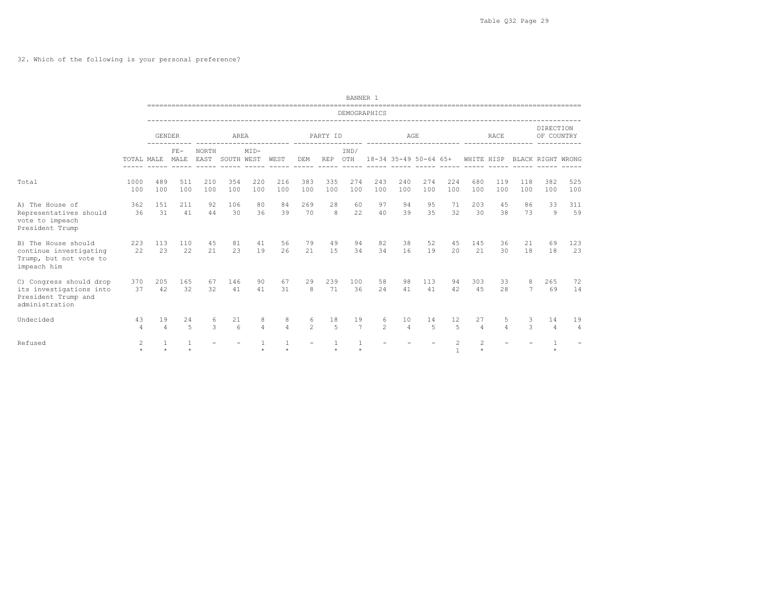32. Which of the following is your personal preference?

BANNER 1

| | | GENDER | | AREA | | | | PARTY ID | | | AGE | | | | RACE | | | DIRECTION OF COUNTRY | |
|---|---|---|---|---|---|---|---|---|---|---|---|---|---|---|---|---|---|---|---|
| | TOTAL | MALE | FE- MALE | NORTH EAST | SOUTH | MID- WEST | WEST | DEM | REP | IND/ OTH | 18-34 | 35-49 | 50-64 | 65+ | WHITE | HISP | BLACK | RIGHT | WRONG |
| Total | 1000 | 489 | 511 | 210 | 354 | 220 | 216 | 383 | 335 | 274 | 243 | 240 | 274 | 224 | 680 | 119 | 118 | 382 | 525 |
| | 100 | 100 | 100 | 100 | 100 | 100 | 100 | 100 | 100 | 100 | 100 | 100 | 100 | 100 | 100 | 100 | 100 | 100 | 100 |
| A) The House of Representatives should vote to impeach President Trump | 362 | 151 | 211 | 92 | 106 | 80 | 84 | 269 | 28 | 60 | 97 | 94 | 95 | 71 | 203 | 45 | 86 | 33 | 311 |
| | 36 | 31 | 41 | 44 | 30 | 36 | 39 | 70 | 8 | 22 | 40 | 39 | 35 | 32 | 30 | 38 | 73 | 9 | 59 |
| B) The House should continue investigating Trump, but not vote to impeach him | 223 | 113 | 110 | 45 | 81 | 41 | 56 | 79 | 49 | 94 | 82 | 38 | 52 | 45 | 145 | 36 | 21 | 69 | 123 |
| | 22 | 23 | 22 | 21 | 23 | 19 | 26 | 21 | 15 | 34 | 34 | 16 | 19 | 20 | 21 | 30 | 18 | 18 | 23 |
| C) Congress should drop its investigations into President Trump and administration | 370 | 205 | 165 | 67 | 146 | 90 | 67 | 29 | 239 | 100 | 58 | 98 | 113 | 94 | 303 | 33 | 8 | 265 | 72 |
| | 37 | 42 | 32 | 32 | 41 | 41 | 31 | 8 | 71 | 36 | 24 | 41 | 41 | 42 | 45 | 28 | 7 | 69 | 14 |
| Undecided | 43 | 19 | 24 | 6 | 21 | 8 | 8 | 6 | 18 | 19 | 6 | 10 | 14 | 12 | 27 | 5 | 3 | 14 | 19 |
| | 4 | 4 | 5 | 3 | 6 | 4 | 4 | 2 | 5 | 7 | 2 | 4 | 5 | 5 | 4 | 4 | 3 | 4 | 4 |
| Refused | 2 | 1 | 1 | - | - | 1 | 1 | - | 1 | 1 | - | - | - | 2 | 2 | - | - | 1 | - |
| | * | * | * | | | * | * | | * | * | | | | 1 | * | | | * | |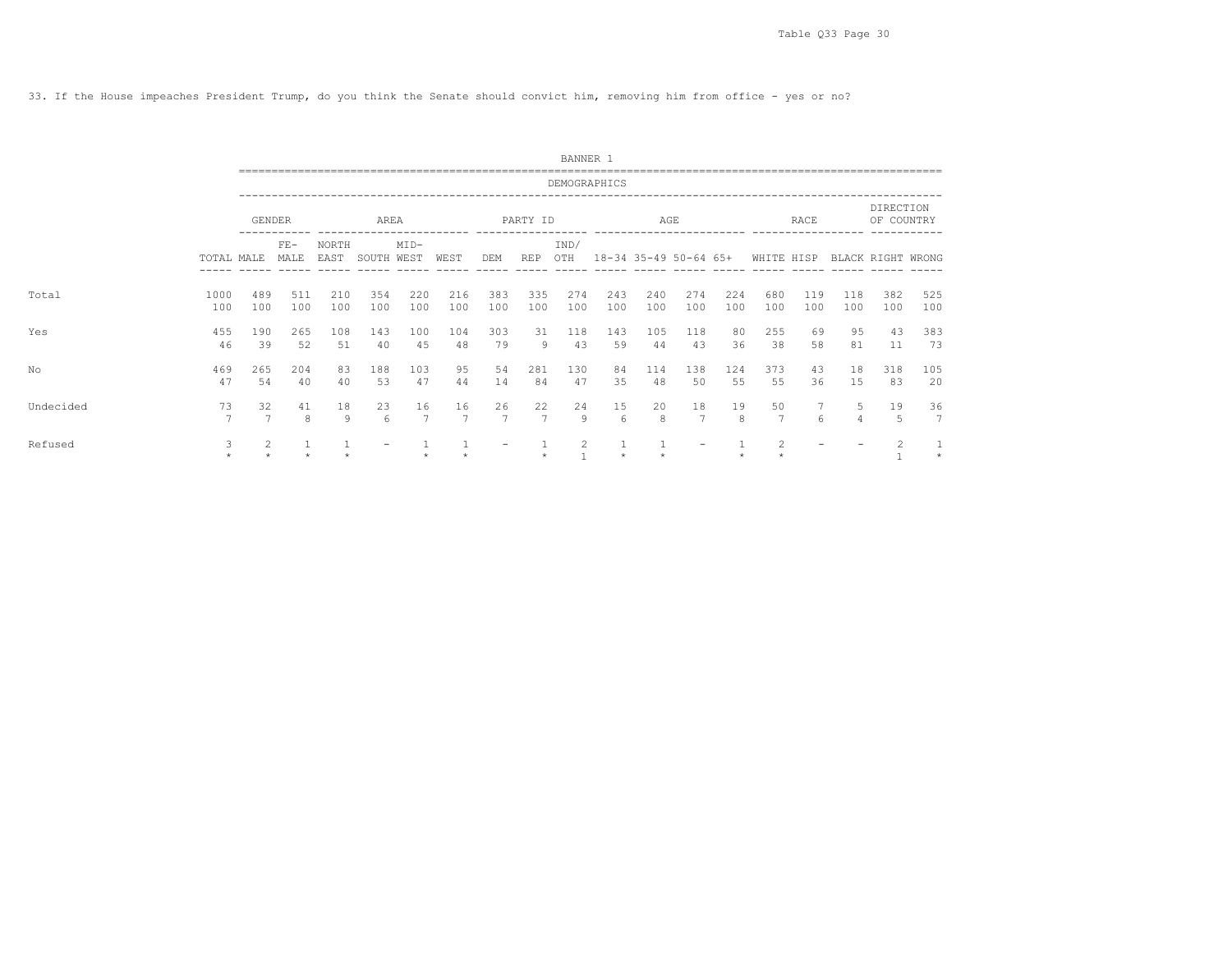33. If the House impeaches President Trump, do you think the Senate should convict him, removing him from office - yes or no?

BANNER 1

DEMOGRAPHICS

| | | GENDER | | AREA | | | | PARTY ID | | | AGE | | | | RACE | | | DIRECTION OF COUNTRY | |
|---|---|---|---|---|---|---|---|---|---|---|---|---|---|---|---|---|---|---|---|
| | TOTAL | MALE | FE-MALE | NORTH EAST | SOUTH | MID-WEST | WEST | DEM | REP | IND/ OTH | 18-34 | 35-49 | 50-64 | 65+ | WHITE | HISP | BLACK | RIGHT | WRONG |
| Total | 1000 | 489 | 511 | 210 | 354 | 220 | 216 | 383 | 335 | 274 | 243 | 240 | 274 | 224 | 680 | 119 | 118 | 382 | 525 |
| | 100 | 100 | 100 | 100 | 100 | 100 | 100 | 100 | 100 | 100 | 100 | 100 | 100 | 100 | 100 | 100 | 100 | 100 | 100 |
| Yes | 455 | 190 | 265 | 108 | 143 | 100 | 104 | 303 | 31 | 118 | 143 | 105 | 118 | 80 | 255 | 69 | 95 | 43 | 383 |
| | 46 | 39 | 52 | 51 | 40 | 45 | 48 | 79 | 9 | 43 | 59 | 44 | 43 | 36 | 38 | 58 | 81 | 11 | 73 |
| No | 469 | 265 | 204 | 83 | 188 | 103 | 95 | 54 | 281 | 130 | 84 | 114 | 138 | 124 | 373 | 43 | 18 | 318 | 105 |
| | 47 | 54 | 40 | 40 | 53 | 47 | 44 | 14 | 84 | 47 | 35 | 48 | 50 | 55 | 55 | 36 | 15 | 83 | 20 |
| Undecided | 73 | 32 | 41 | 18 | 23 | 16 | 16 | 26 | 22 | 24 | 15 | 20 | 18 | 19 | 50 | 7 | 5 | 19 | 36 |
| | 7 | 7 | 8 | 9 | 6 | 7 | 7 | 7 | 7 | 9 | 6 | 8 | 7 | 8 | 7 | 6 | 4 | 5 | 7 |
| Refused | 3 | 2 | 1 | 1 | - | 1 | 1 | - | 1 | 2 | 1 | 1 | - | 1 | 2 | - | - | 2 | 1 |
| | * | * | * | * | | * | * | | * | 1 | * | * | | * | * | | | 1 | * |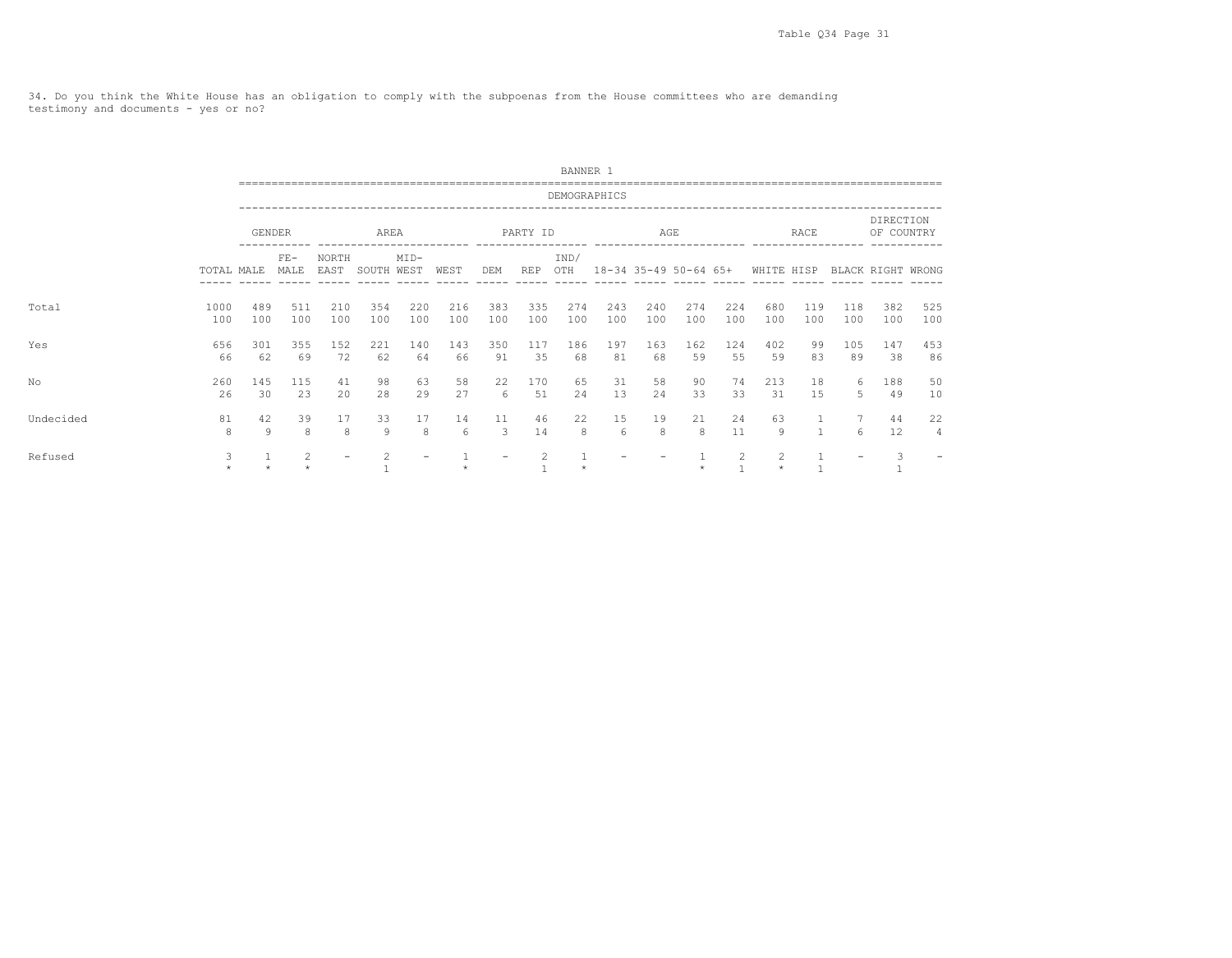34. Do you think the White House has an obligation to comply with the subpoenas from the House committees who are demanding testimony and documents - yes or no?

BANNER 1

DEMOGRAPHICS

| | | GENDER | | AREA | | | | PARTY ID | | | AGE | | | | RACE | | | DIRECTION OF COUNTRY | |
|---|---|---|---|---|---|---|---|---|---|---|---|---|---|---|---|---|---|---|---|
| | TOTAL | MALE | FE-MALE | NORTH EAST | SOUTH | MID-WEST | WEST | DEM | REP | IND/ OTH | 18-34 | 35-49 | 50-64 | 65+ | WHITE | HISP | BLACK | RIGHT | WRONG |
| Total | 1000 | 489 | 511 | 210 | 354 | 220 | 216 | 383 | 335 | 274 | 243 | 240 | 274 | 224 | 680 | 119 | 118 | 382 | 525 |
| | 100 | 100 | 100 | 100 | 100 | 100 | 100 | 100 | 100 | 100 | 100 | 100 | 100 | 100 | 100 | 100 | 100 | 100 | 100 |
| Yes | 656 | 301 | 355 | 152 | 221 | 140 | 143 | 350 | 117 | 186 | 197 | 163 | 162 | 124 | 402 | 99 | 105 | 147 | 453 |
| | 66 | 62 | 69 | 72 | 62 | 64 | 66 | 91 | 35 | 68 | 81 | 68 | 59 | 55 | 59 | 83 | 89 | 38 | 86 |
| No | 260 | 145 | 115 | 41 | 98 | 63 | 58 | 22 | 170 | 65 | 31 | 58 | 90 | 74 | 213 | 18 | 6 | 188 | 50 |
| | 26 | 30 | 23 | 20 | 28 | 29 | 27 | 6 | 51 | 24 | 13 | 24 | 33 | 33 | 31 | 15 | 5 | 49 | 10 |
| Undecided | 81 | 42 | 39 | 17 | 33 | 17 | 14 | 11 | 46 | 22 | 15 | 19 | 21 | 24 | 63 | 1 | 7 | 44 | 22 |
| | 8 | 9 | 8 | 8 | 9 | 8 | 6 | 3 | 14 | 8 | 6 | 8 | 8 | 11 | 9 | 1 | 6 | 12 | 4 |
| Refused | 3 | 1 | 2 | - | 2 | - | 1 | - | 2 | 1 | - | - | 1 | 2 | 2 | 1 | - | 3 | - |
| | * | * | * | | 1 | | * | | 1 | * | | | * | 1 | * | 1 | | 1 | |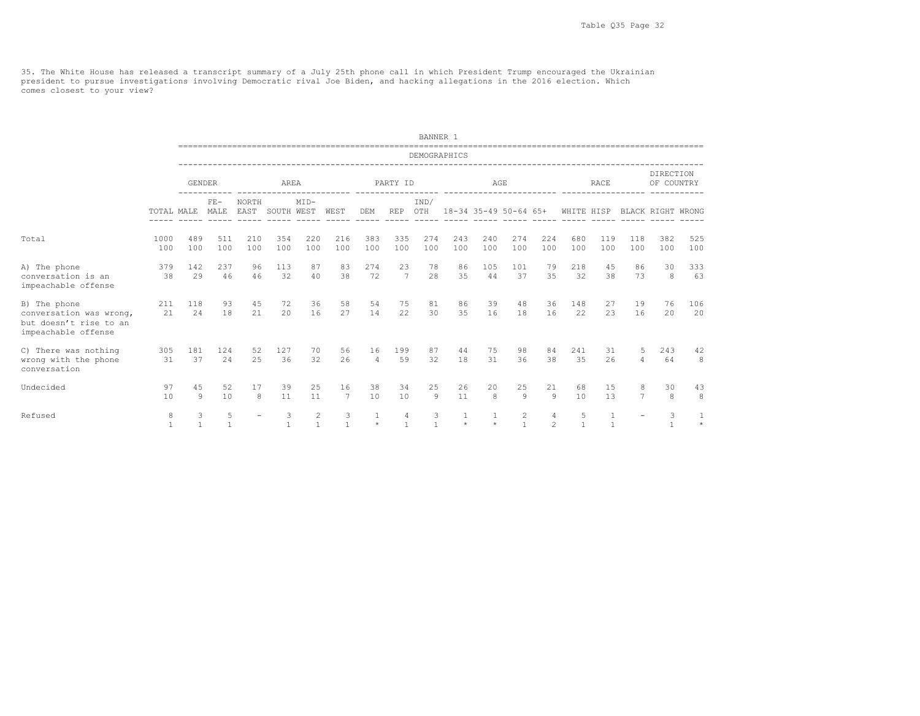35. The White House has released a transcript summary of a July 25th phone call in which President Trump encouraged the Ukrainian president to pursue investigations involving Democratic rival Joe Biden, and hacking allegations in the 2016 election. Which comes closest to your view?

BANNER 1

| | | GENDER | | AREA | | | | PARTY ID | | | AGE | | | | RACE | | | DIRECTION OF COUNTRY | |
|---|---|---|---|---|---|---|---|---|---|---|---|---|---|---|---|---|---|---|---|
| | TOTAL | MALE | FE-MALE | NORTH EAST | SOUTH | MID-WEST | WEST | DEM | REP | IND/OTH | 18-34 | 35-49 | 50-64 | 65+ | WHITE | HISP | BLACK | RIGHT | WRONG |
| Total | 1000 | 489 | 511 | 210 | 354 | 220 | 216 | 383 | 335 | 274 | 243 | 240 | 274 | 224 | 680 | 119 | 118 | 382 | 525 |
| | 100 | 100 | 100 | 100 | 100 | 100 | 100 | 100 | 100 | 100 | 100 | 100 | 100 | 100 | 100 | 100 | 100 | 100 | 100 |
| A) The phone conversation is an impeachable offense | 379 | 142 | 237 | 96 | 113 | 87 | 83 | 274 | 23 | 78 | 86 | 105 | 101 | 79 | 218 | 45 | 86 | 30 | 333 |
| | 38 | 29 | 46 | 46 | 32 | 40 | 38 | 72 | 7 | 28 | 35 | 44 | 37 | 35 | 32 | 38 | 73 | 8 | 63 |
| B) The phone conversation was wrong, but doesn't rise to an impeachable offense | 211 | 118 | 93 | 45 | 72 | 36 | 58 | 54 | 75 | 81 | 86 | 39 | 48 | 36 | 148 | 27 | 19 | 76 | 106 |
| | 21 | 24 | 18 | 21 | 20 | 16 | 27 | 14 | 22 | 30 | 35 | 16 | 18 | 16 | 22 | 23 | 16 | 20 | 20 |
| C) There was nothing wrong with the phone conversation | 305 | 181 | 124 | 52 | 127 | 70 | 56 | 16 | 199 | 87 | 44 | 75 | 98 | 84 | 241 | 31 | 5 | 243 | 42 |
| | 31 | 37 | 24 | 25 | 36 | 32 | 26 | 4 | 59 | 32 | 18 | 31 | 36 | 38 | 35 | 26 | 4 | 64 | 8 |
| Undecided | 97 | 45 | 52 | 17 | 39 | 25 | 16 | 38 | 34 | 25 | 26 | 20 | 25 | 21 | 68 | 15 | 8 | 30 | 43 |
| | 10 | 9 | 10 | 8 | 11 | 11 | 7 | 10 | 10 | 9 | 11 | 8 | 9 | 9 | 10 | 13 | 7 | 8 | 8 |
| Refused | 8 | 3 | 5 | - | 3 | 2 | 3 | 1 | 4 | 3 | 1 | 1 | 2 | 4 | 5 | 1 | - | 3 | 1 |
| | 1 | 1 | 1 | | 1 | 1 | 1 | * | 1 | 1 | * | * | 1 | 2 | 1 | 1 | | 1 | * |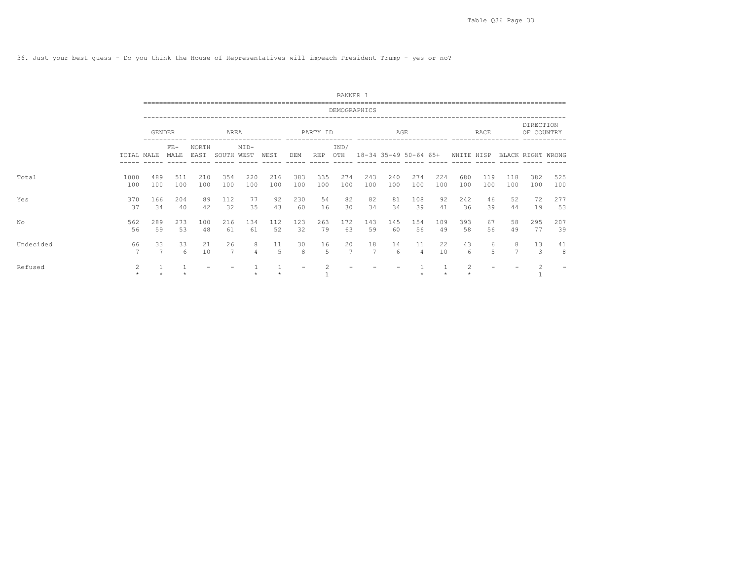36. Just your best guess - Do you think the House of Representatives will impeach President Trump - yes or no?

BANNER 1

DEMOGRAPHICS

| | | GENDER | | AREA | | | | PARTY ID | | | AGE | | | | RACE | | | DIRECTION OF COUNTRY | |
|---|---|---|---|---|---|---|---|---|---|---|---|---|---|---|---|---|---|---|---|
| | TOTAL | MALE | FE-MALE | NORTH EAST | SOUTH | MID-WEST | WEST | DEM | REP | IND/OTH | 18-34 | 35-49 | 50-64 | 65+ | WHITE | HISP | BLACK | RIGHT | WRONG |
| Total | 1000 | 489 | 511 | 210 | 354 | 220 | 216 | 383 | 335 | 274 | 243 | 240 | 274 | 224 | 680 | 119 | 118 | 382 | 525 |
| | 100 | 100 | 100 | 100 | 100 | 100 | 100 | 100 | 100 | 100 | 100 | 100 | 100 | 100 | 100 | 100 | 100 | 100 | 100 |
| Yes | 370 | 166 | 204 | 89 | 112 | 77 | 92 | 230 | 54 | 82 | 82 | 81 | 108 | 92 | 242 | 46 | 52 | 72 | 277 |
| | 37 | 34 | 40 | 42 | 32 | 35 | 43 | 60 | 16 | 30 | 34 | 34 | 39 | 41 | 36 | 39 | 44 | 19 | 53 |
| No | 562 | 289 | 273 | 100 | 216 | 134 | 112 | 123 | 263 | 172 | 143 | 145 | 154 | 109 | 393 | 67 | 58 | 295 | 207 |
| | 56 | 59 | 53 | 48 | 61 | 61 | 52 | 32 | 79 | 63 | 59 | 60 | 56 | 49 | 58 | 56 | 49 | 77 | 39 |
| Undecided | 66 | 33 | 33 | 21 | 26 | 8 | 11 | 30 | 16 | 20 | 18 | 14 | 11 | 22 | 43 | 6 | 8 | 13 | 41 |
| | 7 | 7 | 6 | 10 | 7 | 4 | 5 | 8 | 5 | 7 | 7 | 6 | 4 | 10 | 6 | 5 | 7 | 3 | 8 |
| Refused | 2 | 1 | 1 | - | - | 1 | 1 | - | 2 | - | - | - | 1 | 1 | 2 | - | - | 2 | - |
| | * | * | * | | | * | * | | 1 | | | | * | * | * | | | 1 | |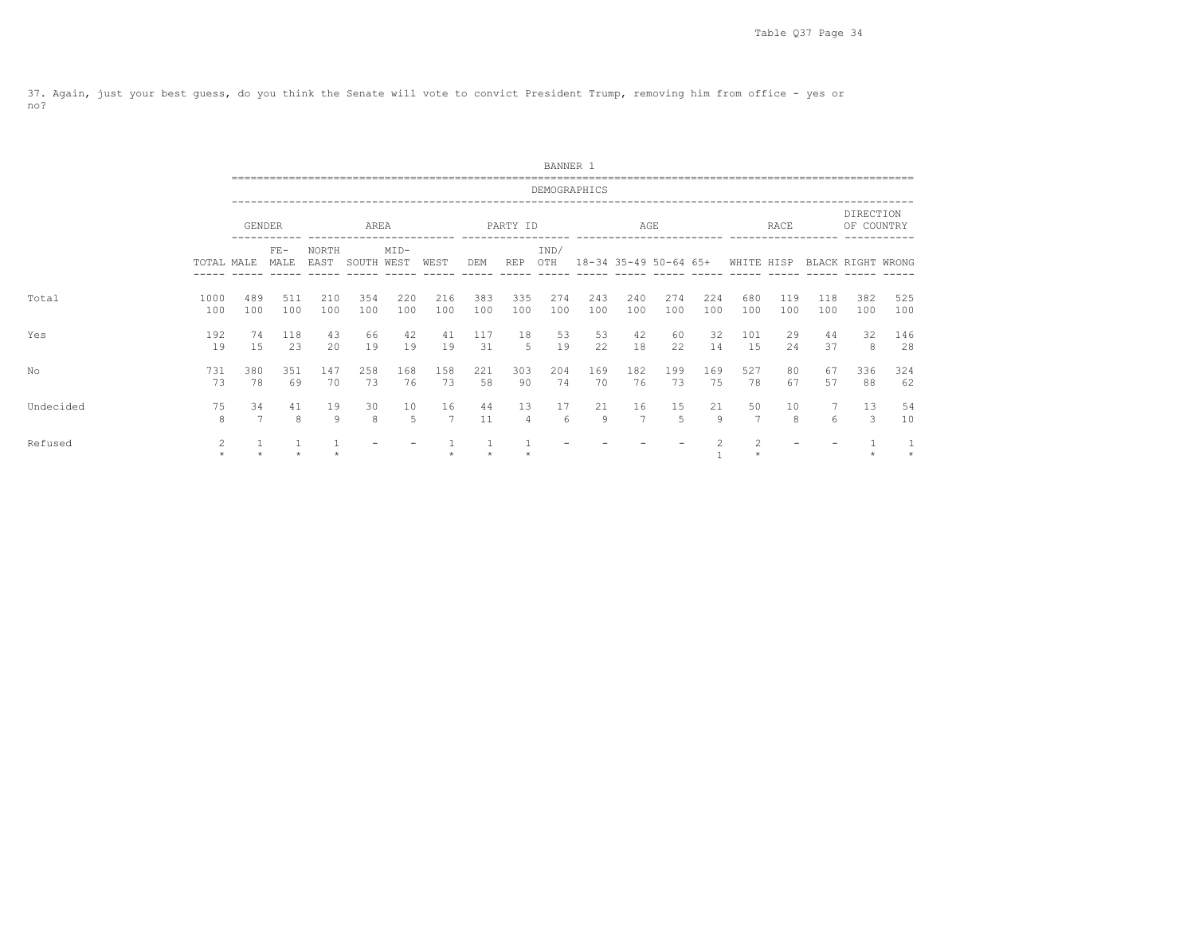37. Again, just your best guess, do you think the Senate will vote to convict President Trump, removing him from office - yes or no?

BANNER 1

DEMOGRAPHICS

| | | GENDER | | AREA | | | | PARTY ID | | | AGE | | | | RACE | | | DIRECTION OF COUNTRY | |
|---|---|---|---|---|---|---|---|---|---|---|---|---|---|---|---|---|---|---|---|
| | TOTAL | MALE | FE-MALE | NORTH EAST | SOUTH | MID-WEST | WEST | DEM | REP | IND/ OTH | 18-34 | 35-49 | 50-64 | 65+ | WHITE | HISP | BLACK | RIGHT | WRONG |
| Total | 1000 | 489 | 511 | 210 | 354 | 220 | 216 | 383 | 335 | 274 | 243 | 240 | 274 | 224 | 680 | 119 | 118 | 382 | 525 |
| | 100 | 100 | 100 | 100 | 100 | 100 | 100 | 100 | 100 | 100 | 100 | 100 | 100 | 100 | 100 | 100 | 100 | 100 | 100 |
| Yes | 192 | 74 | 118 | 43 | 66 | 42 | 41 | 117 | 18 | 53 | 53 | 42 | 60 | 32 | 101 | 29 | 44 | 32 | 146 |
| | 19 | 15 | 23 | 20 | 19 | 19 | 19 | 31 | 5 | 19 | 22 | 18 | 22 | 14 | 15 | 24 | 37 | 8 | 28 |
| No | 731 | 380 | 351 | 147 | 258 | 168 | 158 | 221 | 303 | 204 | 169 | 182 | 199 | 169 | 527 | 80 | 67 | 336 | 324 |
| | 73 | 78 | 69 | 70 | 73 | 76 | 73 | 58 | 90 | 74 | 70 | 76 | 73 | 75 | 78 | 67 | 57 | 88 | 62 |
| Undecided | 75 | 34 | 41 | 19 | 30 | 10 | 16 | 44 | 13 | 17 | 21 | 16 | 15 | 21 | 50 | 10 | 7 | 13 | 54 |
| | 8 | 7 | 8 | 9 | 8 | 5 | 7 | 11 | 4 | 6 | 9 | 7 | 5 | 9 | 7 | 8 | 6 | 3 | 10 |
| Refused | 2 | 1 | 1 | 1 | - | - | 1 | 1 | 1 | - | - | - | - | 2 | 2 | - | - | 1 | 1 |
| | * | * | * | * | | | * | * | * | | | | | 1 | * | | | * | * |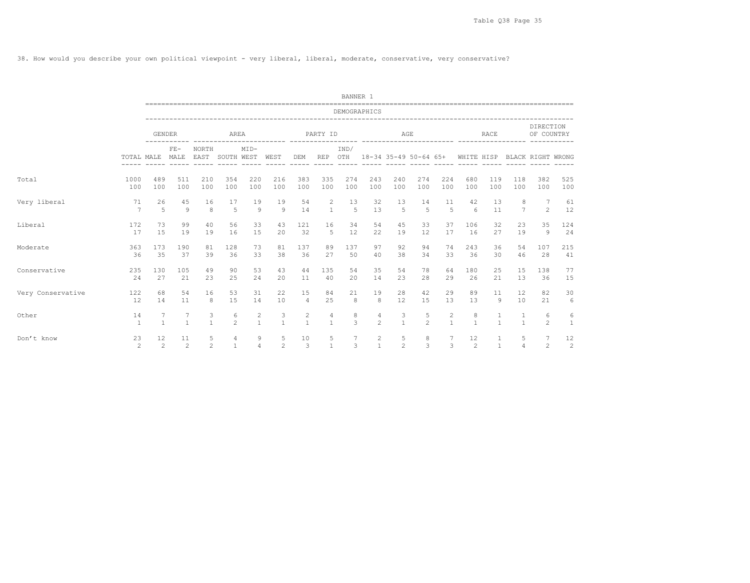38. How would you describe your own political viewpoint - very liberal, liberal, moderate, conservative, very conservative?

BANNER 1

DEMOGRAPHICS

| | | GENDER | | AREA | | | | PARTY ID | | | AGE | | | | RACE | | | DIRECTION OF COUNTRY | |
|---|---|---|---|---|---|---|---|---|---|---|---|---|---|---|---|---|---|---|---|
| | TOTAL | MALE | FE-MALE | NORTH EAST | SOUTH | MID-WEST | WEST | DEM | REP | IND/OTH | 18-34 | 35-49 | 50-64 | 65+ | WHITE | HISP | BLACK | RIGHT | WRONG |
| Total | 1000 | 489 | 511 | 210 | 354 | 220 | 216 | 383 | 335 | 274 | 243 | 240 | 274 | 224 | 680 | 119 | 118 | 382 | 525 |
| | 100 | 100 | 100 | 100 | 100 | 100 | 100 | 100 | 100 | 100 | 100 | 100 | 100 | 100 | 100 | 100 | 100 | 100 | 100 |
| Very liberal | 71 | 26 | 45 | 16 | 17 | 19 | 19 | 54 | 2 | 13 | 32 | 13 | 14 | 11 | 42 | 13 | 8 | 7 | 61 |
| | 7 | 5 | 9 | 8 | 5 | 9 | 9 | 14 | 1 | 5 | 13 | 5 | 5 | 5 | 6 | 11 | 7 | 2 | 12 |
| Liberal | 172 | 73 | 99 | 40 | 56 | 33 | 43 | 121 | 16 | 34 | 54 | 45 | 33 | 37 | 106 | 32 | 23 | 35 | 124 |
| | 17 | 15 | 19 | 19 | 16 | 15 | 20 | 32 | 5 | 12 | 22 | 19 | 12 | 17 | 16 | 27 | 19 | 9 | 24 |
| Moderate | 363 | 173 | 190 | 81 | 128 | 73 | 81 | 137 | 89 | 137 | 97 | 92 | 94 | 74 | 243 | 36 | 54 | 107 | 215 |
| | 36 | 35 | 37 | 39 | 36 | 33 | 38 | 36 | 27 | 50 | 40 | 38 | 34 | 33 | 36 | 30 | 46 | 28 | 41 |
| Conservative | 235 | 130 | 105 | 49 | 90 | 53 | 43 | 44 | 135 | 54 | 35 | 54 | 78 | 64 | 180 | 25 | 15 | 138 | 77 |
| | 24 | 27 | 21 | 23 | 25 | 24 | 20 | 11 | 40 | 20 | 14 | 23 | 28 | 29 | 26 | 21 | 13 | 36 | 15 |
| Very Conservative | 122 | 68 | 54 | 16 | 53 | 31 | 22 | 15 | 84 | 21 | 19 | 28 | 42 | 29 | 89 | 11 | 12 | 82 | 30 |
| | 12 | 14 | 11 | 8 | 15 | 14 | 10 | 4 | 25 | 8 | 8 | 12 | 15 | 13 | 13 | 9 | 10 | 21 | 6 |
| Other | 14 | 7 | 7 | 3 | 6 | 2 | 3 | 2 | 4 | 8 | 4 | 3 | 5 | 2 | 8 | 1 | 1 | 6 | 6 |
| | 1 | 1 | 1 | 1 | 2 | 1 | 1 | 1 | 1 | 3 | 2 | 1 | 2 | 1 | 1 | 1 | 1 | 2 | 1 |
| Don’t know | 23 | 12 | 11 | 5 | 4 | 9 | 5 | 10 | 5 | 7 | 2 | 5 | 8 | 7 | 12 | 1 | 5 | 7 | 12 |
| | 2 | 2 | 2 | 2 | 1 | 4 | 2 | 3 | 1 | 3 | 1 | 2 | 3 | 3 | 2 | 1 | 4 | 2 | 2 |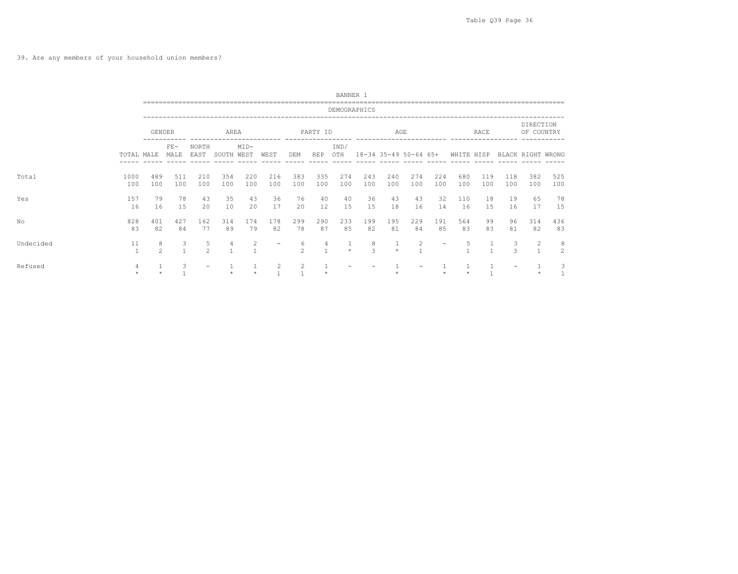39. Are any members of your household union members?

| | | BANNER 1 | | | | | | | | | | | | | | | | | |
|---|---|---|---|---|---|---|---|---|---|---|---|---|---|---|---|---|---|---|---|
| | | DEMOGRAPHICS | | | | | | | | | | | | | | | | | |
| | | GENDER | | AREA | | | | PARTY ID | | | AGE | | | | RACE | | | DIRECTION OF COUNTRY | |
| | TOTAL | MALE | FE-MALE | NORTH EAST | SOUTH | MID-WEST | WEST | DEM | REP | IND/ OTH | 18-34 | 35-49 | 50-64 | 65+ | WHITE | HISP | BLACK | RIGHT | WRONG |
| Total | 1000 | 489 | 511 | 210 | 354 | 220 | 216 | 383 | 335 | 274 | 243 | 240 | 274 | 224 | 680 | 119 | 118 | 382 | 525 |
| | 100 | 100 | 100 | 100 | 100 | 100 | 100 | 100 | 100 | 100 | 100 | 100 | 100 | 100 | 100 | 100 | 100 | 100 | 100 |
| Yes | 157 | 79 | 78 | 43 | 35 | 43 | 36 | 76 | 40 | 40 | 36 | 43 | 43 | 32 | 110 | 18 | 19 | 65 | 78 |
| | 16 | 16 | 15 | 20 | 10 | 20 | 17 | 20 | 12 | 15 | 15 | 18 | 16 | 14 | 16 | 15 | 16 | 17 | 15 |
| No | 828 | 401 | 427 | 162 | 314 | 174 | 178 | 299 | 290 | 233 | 199 | 195 | 229 | 191 | 564 | 99 | 96 | 314 | 436 |
| | 83 | 82 | 84 | 77 | 89 | 79 | 82 | 78 | 87 | 85 | 82 | 81 | 84 | 85 | 83 | 83 | 81 | 82 | 83 |
| Undecided | 11 | 8 | 3 | 5 | 4 | 2 | - | 6 | 4 | 1 | 8 | 1 | 2 | - | 5 | 1 | 3 | 2 | 8 |
| | 1 | 2 | 1 | 2 | 1 | 1 | | 2 | 1 | * | 3 | * | 1 | | 1 | 1 | 3 | 1 | 2 |
| Refused | 4 | 1 | 3 | - | 1 | 1 | 2 | 2 | 1 | - | - | 1 | - | 1 | 1 | 1 | - | 1 | 3 |
| | * | * | 1 | | * | * | 1 | 1 | * | | | * | | * | * | 1 | | * | 1 |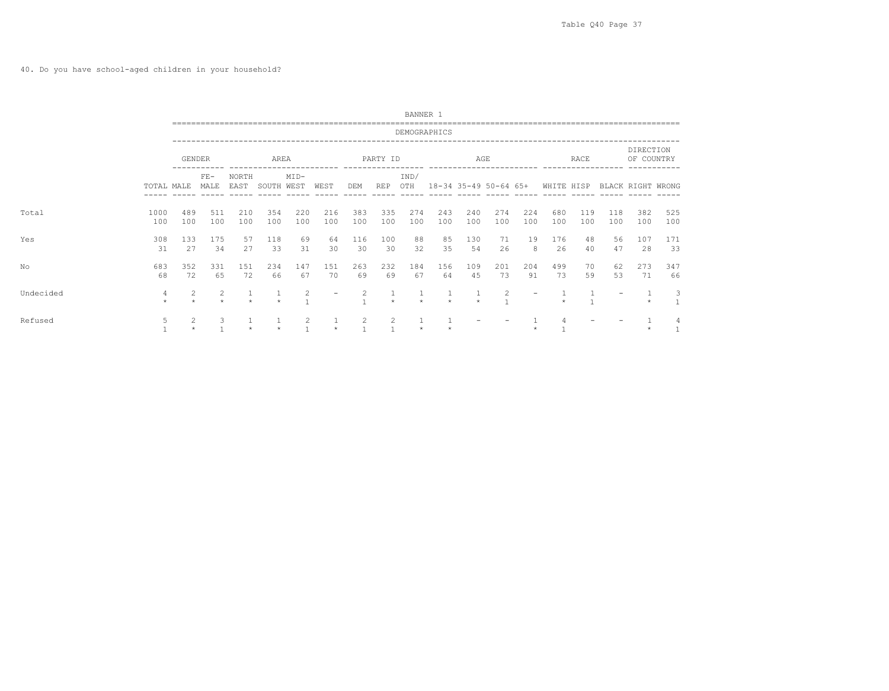40. Do you have school-aged children in your household?

| | BANNER 1 | | | | | | | | | | | | | | | | | | |
|---|---|---|---|---|---|---|---|---|---|---|---|---|---|---|---|---|---|---|---|
| | DEMOGRAPHICS | | | | | | | | | | | | | | | | | | |
| | | GENDER | | AREA | | | | PARTY ID | | | AGE | | | | RACE | | | DIRECTION OF COUNTRY | |
| | TOTAL | MALE | FE-MALE | NORTH EAST | SOUTH | MID-WEST | WEST | DEM | REP | IND/ OTH | 18-34 | 35-49 | 50-64 | 65+ | WHITE | HISP | BLACK | RIGHT | WRONG |
| Total | 1000 | 489 | 511 | 210 | 354 | 220 | 216 | 383 | 335 | 274 | 243 | 240 | 274 | 224 | 680 | 119 | 118 | 382 | 525 |
| | 100 | 100 | 100 | 100 | 100 | 100 | 100 | 100 | 100 | 100 | 100 | 100 | 100 | 100 | 100 | 100 | 100 | 100 | 100 |
| Yes | 308 | 133 | 175 | 57 | 118 | 69 | 64 | 116 | 100 | 88 | 85 | 130 | 71 | 19 | 176 | 48 | 56 | 107 | 171 |
| | 31 | 27 | 34 | 27 | 33 | 31 | 30 | 30 | 30 | 32 | 35 | 54 | 26 | 8 | 26 | 40 | 47 | 28 | 33 |
| No | 683 | 352 | 331 | 151 | 234 | 147 | 151 | 263 | 232 | 184 | 156 | 109 | 201 | 204 | 499 | 70 | 62 | 273 | 347 |
| | 68 | 72 | 65 | 72 | 66 | 67 | 70 | 69 | 69 | 67 | 64 | 45 | 73 | 91 | 73 | 59 | 53 | 71 | 66 |
| Undecided | 4 | 2 | 2 | 1 | 1 | 2 | - | 2 | 1 | 1 | 1 | 1 | 2 | - | 1 | 1 | - | 1 | 3 |
| | * | * | * | * | * | 1 | | 1 | * | * | * | * | 1 | | * | 1 | | * | 1 |
| Refused | 5 | 2 | 3 | 1 | 1 | 2 | 1 | 2 | 2 | 1 | 1 | - | - | 1 | 4 | - | - | 1 | 4 |
| | 1 | * | 1 | * | * | 1 | * | 1 | 1 | * | * | | | * | 1 | | | * | 1 |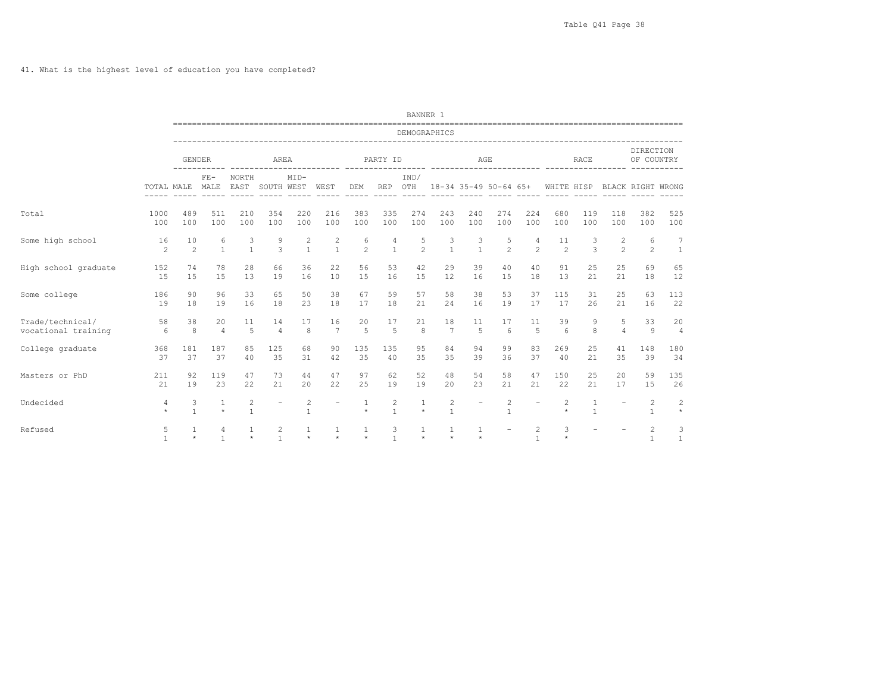41. What is the highest level of education you have completed?

| | | GENDER | | AREA | | | | PARTY ID | | | AGE | | | | RACE | | | DIRECTION OF COUNTRY | |
|---|---|---|---|---|---|---|---|---|---|---|---|---|---|---|---|---|---|---|---|
| | TOTAL | MALE | FE- MALE | NORTH EAST | SOUTH | MID- WEST | WEST | DEM | REP | IND/ OTH | 18-34 | 35-49 | 50-64 | 65+ | WHITE | HISP | BLACK | RIGHT | WRONG |
| Total | 1000 | 489 | 511 | 210 | 354 | 220 | 216 | 383 | 335 | 274 | 243 | 240 | 274 | 224 | 680 | 119 | 118 | 382 | 525 |
| | 100 | 100 | 100 | 100 | 100 | 100 | 100 | 100 | 100 | 100 | 100 | 100 | 100 | 100 | 100 | 100 | 100 | 100 | 100 |
| Some high school | 16 | 10 | 6 | 3 | 9 | 2 | 2 | 6 | 4 | 5 | 3 | 3 | 5 | 4 | 11 | 3 | 2 | 6 | 7 |
| | 2 | 2 | 1 | 1 | 3 | 1 | 1 | 2 | 1 | 2 | 1 | 1 | 2 | 2 | 2 | 3 | 2 | 2 | 1 |
| High school graduate | 152 | 74 | 78 | 28 | 66 | 36 | 22 | 56 | 53 | 42 | 29 | 39 | 40 | 40 | 91 | 25 | 25 | 69 | 65 |
| | 15 | 15 | 15 | 13 | 19 | 16 | 10 | 15 | 16 | 15 | 12 | 16 | 15 | 18 | 13 | 21 | 21 | 18 | 12 |
| Some college | 186 | 90 | 96 | 33 | 65 | 50 | 38 | 67 | 59 | 57 | 58 | 38 | 53 | 37 | 115 | 31 | 25 | 63 | 113 |
| | 19 | 18 | 19 | 16 | 18 | 23 | 18 | 17 | 18 | 21 | 24 | 16 | 19 | 17 | 17 | 26 | 21 | 16 | 22 |
| Trade/technical/ vocational training | 58 | 38 | 20 | 11 | 14 | 17 | 16 | 20 | 17 | 21 | 18 | 11 | 17 | 11 | 39 | 9 | 5 | 33 | 20 |
| | 6 | 8 | 4 | 5 | 4 | 8 | 7 | 5 | 5 | 8 | 7 | 5 | 6 | 5 | 6 | 8 | 4 | 9 | 4 |
| College graduate | 368 | 181 | 187 | 85 | 125 | 68 | 90 | 135 | 135 | 95 | 84 | 94 | 99 | 83 | 269 | 25 | 41 | 148 | 180 |
| | 37 | 37 | 37 | 40 | 35 | 31 | 42 | 35 | 40 | 35 | 35 | 39 | 36 | 37 | 40 | 21 | 35 | 39 | 34 |
| Masters or PhD | 211 | 92 | 119 | 47 | 73 | 44 | 47 | 97 | 62 | 52 | 48 | 54 | 58 | 47 | 150 | 25 | 20 | 59 | 135 |
| | 21 | 19 | 23 | 22 | 21 | 20 | 22 | 25 | 19 | 19 | 20 | 23 | 21 | 21 | 22 | 21 | 17 | 15 | 26 |
| Undecided | 4 | 3 | 1 | 2 | - | 2 | - | 1 | 2 | 1 | 2 | - | 2 | - | 2 | 1 | - | 2 | 2 |
| | * | 1 | * | 1 | | 1 | | * | 1 | * | 1 | | 1 | | * | 1 | | 1 | * |
| Refused | 5 | 1 | 4 | 1 | 2 | 1 | 1 | 1 | 3 | 1 | 1 | 1 | - | 2 | 3 | - | - | 2 | 3 |
| | 1 | * | 1 | * | 1 | * | * | * | 1 | * | * | * | | 1 | * | | | 1 | 1 |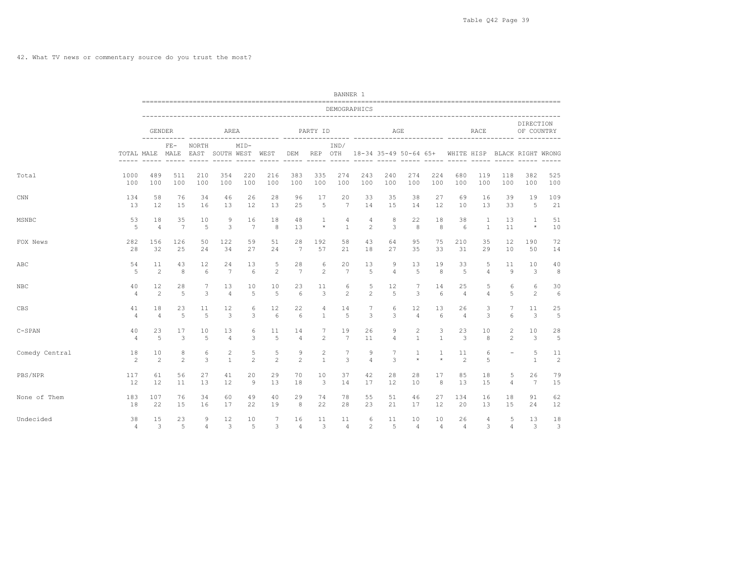42. What TV news or commentary source do you trust the most?

BANNER 1

| | | GENDER | | AREA | | | | PARTY ID | | | AGE | | | | RACE | | | DIRECTION OF COUNTRY | |
|---|---|---|---|---|---|---|---|---|---|---|---|---|---|---|---|---|---|---|---|
| | TOTAL | MALE | FE-MALE | NORTH EAST | SOUTH | MID-WEST | WEST | DEM | REP | IND/OTH | 18-34 | 35-49 | 50-64 | 65+ | WHITE | HISP | BLACK | RIGHT | WRONG |
| Total | 1000 | 489 | 511 | 210 | 354 | 220 | 216 | 383 | 335 | 274 | 243 | 240 | 274 | 224 | 680 | 119 | 118 | 382 | 525 |
| | 100 | 100 | 100 | 100 | 100 | 100 | 100 | 100 | 100 | 100 | 100 | 100 | 100 | 100 | 100 | 100 | 100 | 100 | 100 |
| CNN | 134 | 58 | 76 | 34 | 46 | 26 | 28 | 96 | 17 | 20 | 33 | 35 | 38 | 27 | 69 | 16 | 39 | 19 | 109 |
| | 13 | 12 | 15 | 16 | 13 | 12 | 13 | 25 | 5 | 7 | 14 | 15 | 14 | 12 | 10 | 13 | 33 | 5 | 21 |
| MSNBC | 53 | 18 | 35 | 10 | 9 | 16 | 18 | 48 | 1 | 4 | 4 | 8 | 22 | 18 | 38 | 1 | 13 | 1 | 51 |
| | 5 | 4 | 7 | 5 | 3 | 7 | 8 | 13 | * | 1 | 2 | 3 | 8 | 8 | 6 | 1 | 11 | * | 10 |
| FOX News | 282 | 156 | 126 | 50 | 122 | 59 | 51 | 28 | 192 | 58 | 43 | 64 | 95 | 75 | 210 | 35 | 12 | 190 | 72 |
| | 28 | 32 | 25 | 24 | 34 | 27 | 24 | 7 | 57 | 21 | 18 | 27 | 35 | 33 | 31 | 29 | 10 | 50 | 14 |
| ABC | 54 | 11 | 43 | 12 | 24 | 13 | 5 | 28 | 6 | 20 | 13 | 9 | 13 | 19 | 33 | 5 | 11 | 10 | 40 |
| | 5 | 2 | 8 | 6 | 7 | 6 | 2 | 7 | 2 | 7 | 5 | 4 | 5 | 8 | 5 | 4 | 9 | 3 | 8 |
| NBC | 40 | 12 | 28 | 7 | 13 | 10 | 10 | 23 | 11 | 6 | 5 | 12 | 7 | 14 | 25 | 5 | 6 | 6 | 30 |
| | 4 | 2 | 5 | 3 | 4 | 5 | 5 | 6 | 3 | 2 | 2 | 5 | 3 | 6 | 4 | 4 | 5 | 2 | 6 |
| CBS | 41 | 18 | 23 | 11 | 12 | 6 | 12 | 22 | 4 | 14 | 7 | 6 | 12 | 13 | 26 | 3 | 7 | 11 | 25 |
| | 4 | 4 | 5 | 5 | 3 | 3 | 6 | 6 | 1 | 5 | 3 | 3 | 4 | 6 | 4 | 3 | 6 | 3 | 5 |
| C-SPAN | 40 | 23 | 17 | 10 | 13 | 6 | 11 | 14 | 7 | 19 | 26 | 9 | 2 | 3 | 23 | 10 | 2 | 10 | 28 |
| | 4 | 5 | 3 | 5 | 4 | 3 | 5 | 4 | 2 | 7 | 11 | 4 | 1 | 1 | 3 | 8 | 2 | 3 | 5 |
| Comedy Central | 18 | 10 | 8 | 6 | 2 | 5 | 5 | 9 | 2 | 7 | 9 | 7 | 1 | 1 | 11 | 6 | - | 5 | 11 |
| | 2 | 2 | 2 | 3 | 1 | 2 | 2 | 2 | 1 | 3 | 4 | 3 | * | * | 2 | 5 | | 1 | 2 |
| PBS/NPR | 117 | 61 | 56 | 27 | 41 | 20 | 29 | 70 | 10 | 37 | 42 | 28 | 28 | 17 | 85 | 18 | 5 | 26 | 79 |
| | 12 | 12 | 11 | 13 | 12 | 9 | 13 | 18 | 3 | 14 | 17 | 12 | 10 | 8 | 13 | 15 | 4 | 7 | 15 |
| None of Them | 183 | 107 | 76 | 34 | 60 | 49 | 40 | 29 | 74 | 78 | 55 | 51 | 46 | 27 | 134 | 16 | 18 | 91 | 62 |
| | 18 | 22 | 15 | 16 | 17 | 22 | 19 | 8 | 22 | 28 | 23 | 21 | 17 | 12 | 20 | 13 | 15 | 24 | 12 |
| Undecided | 38 | 15 | 23 | 9 | 12 | 10 | 7 | 16 | 11 | 11 | 6 | 11 | 10 | 10 | 26 | 4 | 5 | 13 | 18 |
| | 4 | 3 | 5 | 4 | 3 | 5 | 3 | 4 | 3 | 4 | 2 | 5 | 4 | 4 | 4 | 3 | 4 | 3 | 3 |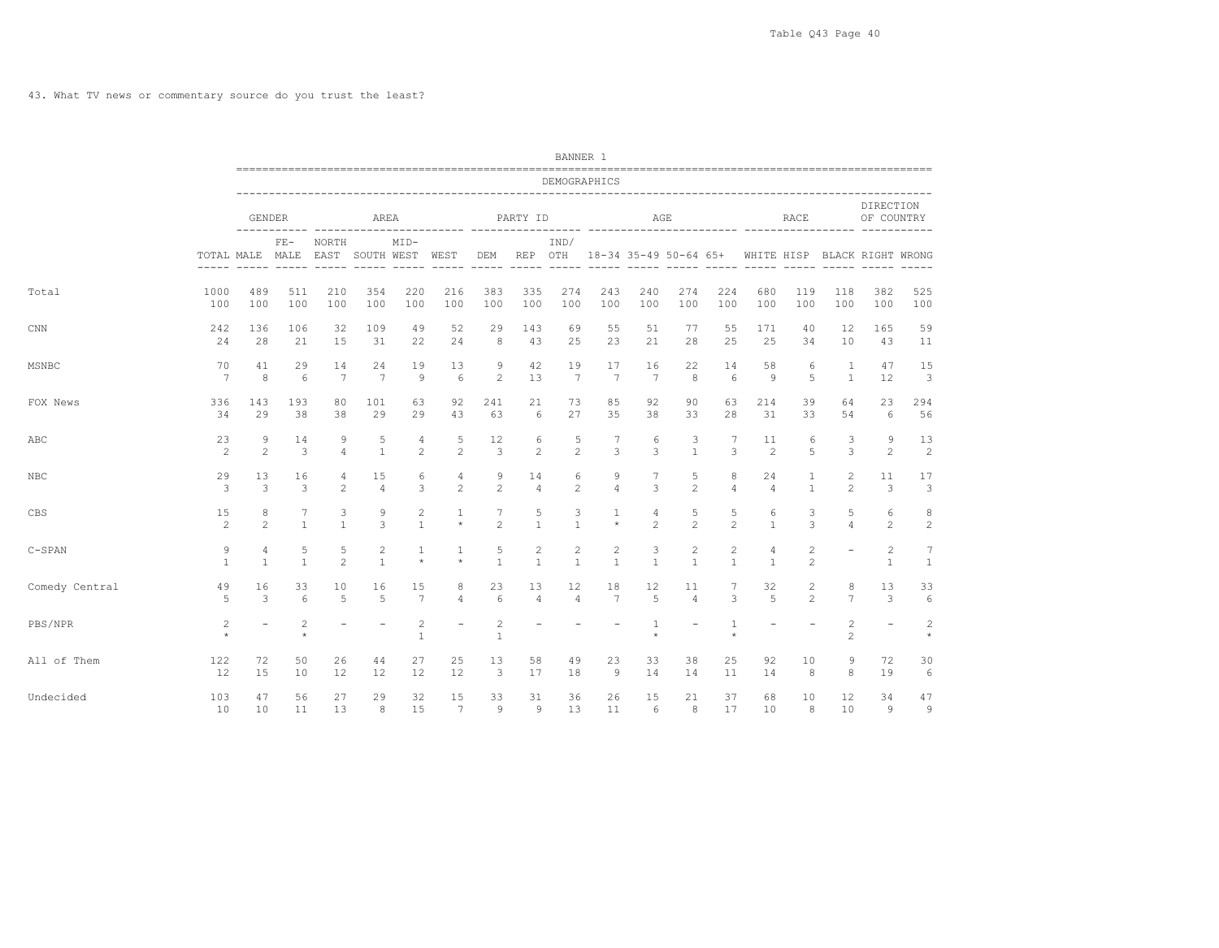43. What TV news or commentary source do you trust the least?

| | | GENDER | | AREA | | | | PARTY ID | | | AGE | | | | RACE | | | DIRECTION OF COUNTRY | |
|---|---|---|---|---|---|---|---|---|---|---|---|---|---|---|---|---|---|---|---|
| | TOTAL | MALE | FE-MALE | NORTH EAST | SOUTH | MID-WEST | WEST | DEM | REP | IND/OTH | 18-34 | 35-49 | 50-64 | 65+ | WHITE | HISP | BLACK | RIGHT | WRONG |
| Total | 1000 | 489 | 511 | 210 | 354 | 220 | 216 | 383 | 335 | 274 | 243 | 240 | 274 | 224 | 680 | 119 | 118 | 382 | 525 |
| | 100 | 100 | 100 | 100 | 100 | 100 | 100 | 100 | 100 | 100 | 100 | 100 | 100 | 100 | 100 | 100 | 100 | 100 | 100 |
| CNN | 242 | 136 | 106 | 32 | 109 | 49 | 52 | 29 | 143 | 69 | 55 | 51 | 77 | 55 | 171 | 40 | 12 | 165 | 59 |
| | 24 | 28 | 21 | 15 | 31 | 22 | 24 | 8 | 43 | 25 | 23 | 21 | 28 | 25 | 25 | 34 | 10 | 43 | 11 |
| MSNBC | 70 | 41 | 29 | 14 | 24 | 19 | 13 | 9 | 42 | 19 | 17 | 16 | 22 | 14 | 58 | 6 | 1 | 47 | 15 |
| | 7 | 8 | 6 | 7 | 7 | 9 | 6 | 2 | 13 | 7 | 7 | 7 | 8 | 6 | 9 | 5 | 1 | 12 | 3 |
| FOX News | 336 | 143 | 193 | 80 | 101 | 63 | 92 | 241 | 21 | 73 | 85 | 92 | 90 | 63 | 214 | 39 | 64 | 23 | 294 |
| | 34 | 29 | 38 | 38 | 29 | 29 | 43 | 63 | 6 | 27 | 35 | 38 | 33 | 28 | 31 | 33 | 54 | 6 | 56 |
| ABC | 23 | 9 | 14 | 9 | 5 | 4 | 5 | 12 | 6 | 5 | 7 | 6 | 3 | 7 | 11 | 6 | 3 | 9 | 13 |
| | 2 | 2 | 3 | 4 | 1 | 2 | 2 | 3 | 2 | 2 | 3 | 3 | 1 | 3 | 2 | 5 | 3 | 2 | 2 |
| NBC | 29 | 13 | 16 | 4 | 15 | 6 | 4 | 9 | 14 | 6 | 9 | 7 | 5 | 8 | 24 | 1 | 2 | 11 | 17 |
| | 3 | 3 | 3 | 2 | 4 | 3 | 2 | 2 | 4 | 2 | 4 | 3 | 2 | 4 | 4 | 1 | 2 | 3 | 3 |
| CBS | 15 | 8 | 7 | 3 | 9 | 2 | 1 | 7 | 5 | 3 | 1 | 4 | 5 | 5 | 6 | 3 | 5 | 6 | 8 |
| | 2 | 2 | 1 | 1 | 3 | 1 | * | 2 | 1 | 1 | * | 2 | 2 | 2 | 1 | 3 | 4 | 2 | 2 |
| C-SPAN | 9 | 4 | 5 | 5 | 2 | 1 | 1 | 5 | 2 | 2 | 2 | 3 | 2 | 2 | 4 | 2 | - | 2 | 7 |
| | 1 | 1 | 1 | 2 | 1 | * | * | 1 | 1 | 1 | 1 | 1 | 1 | 1 | 1 | 2 | | 1 | 1 |
| Comedy Central | 49 | 16 | 33 | 10 | 16 | 15 | 8 | 23 | 13 | 12 | 18 | 12 | 11 | 7 | 32 | 2 | 8 | 13 | 33 |
| | 5 | 3 | 6 | 5 | 5 | 7 | 4 | 6 | 4 | 4 | 7 | 5 | 4 | 3 | 5 | 2 | 7 | 3 | 6 |
| PBS/NPR | 2 | - | 2 | - | - | 2 | - | 2 | - | - | - | 1 | - | 1 | - | - | 2 | - | 2 |
| | * | | * | | | 1 | | 1 | | | | * | | * | | | 2 | | * |
| All of Them | 122 | 72 | 50 | 26 | 44 | 27 | 25 | 13 | 58 | 49 | 23 | 33 | 38 | 25 | 92 | 10 | 9 | 72 | 30 |
| | 12 | 15 | 10 | 12 | 12 | 12 | 12 | 3 | 17 | 18 | 9 | 14 | 14 | 11 | 14 | 8 | 8 | 19 | 6 |
| Undecided | 103 | 47 | 56 | 27 | 29 | 32 | 15 | 33 | 31 | 36 | 26 | 15 | 21 | 37 | 68 | 10 | 12 | 34 | 47 |
| | 10 | 10 | 11 | 13 | 8 | 15 | 7 | 9 | 9 | 13 | 11 | 6 | 8 | 17 | 10 | 8 | 10 | 9 | 9 |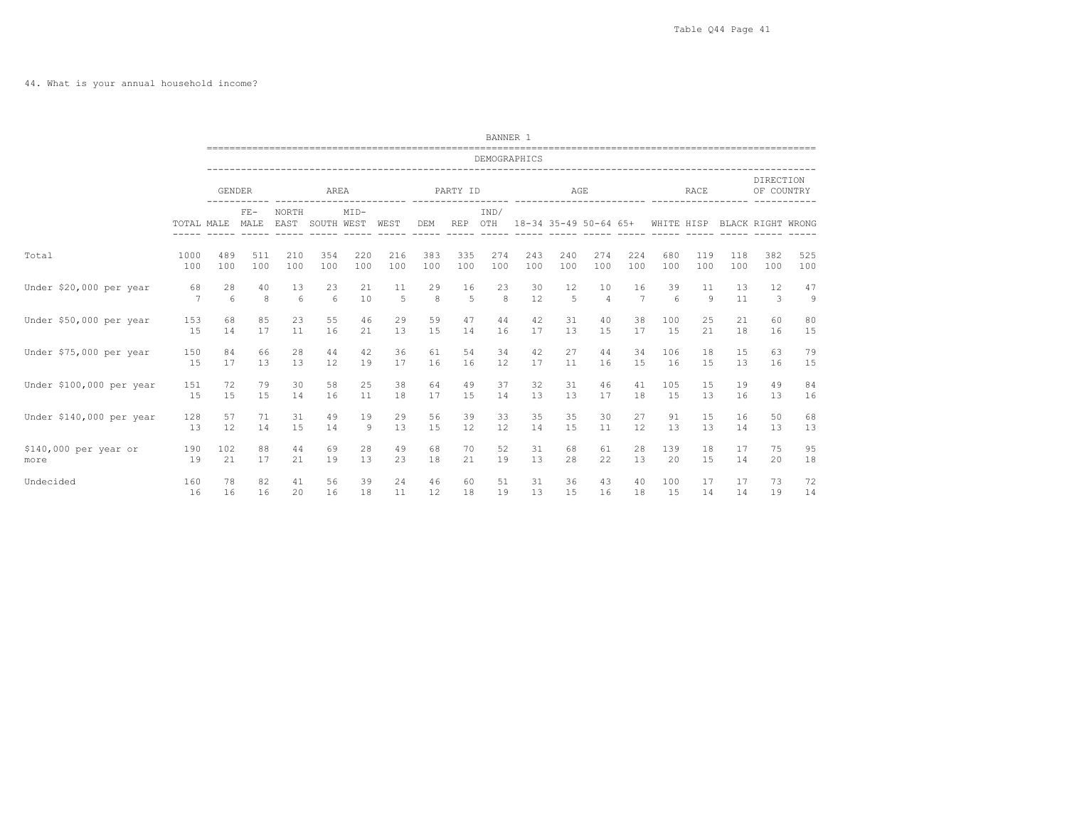44. What is your annual household income?

| | BANNER 1 | | | | | | | | | | | | | | | | | | |
|---|---|---|---|---|---|---|---|---|---|---|---|---|---|---|---|---|---|---|---|
| | DEMOGRAPHICS | | | | | | | | | | | | | | | | | | |
| | | GENDER | | AREA | | | | PARTY ID | | | AGE | | | | RACE | | | DIRECTION OF COUNTRY | |
| | TOTAL | MALE | FE-MALE | NORTH EAST | SOUTH | MID-WEST | WEST | DEM | REP | IND/OTH | 18-34 | 35-49 | 50-64 | 65+ | WHITE | HISP | BLACK | RIGHT | WRONG |
| Total | 1000 | 489 | 511 | 210 | 354 | 220 | 216 | 383 | 335 | 274 | 243 | 240 | 274 | 224 | 680 | 119 | 118 | 382 | 525 |
| | 100 | 100 | 100 | 100 | 100 | 100 | 100 | 100 | 100 | 100 | 100 | 100 | 100 | 100 | 100 | 100 | 100 | 100 | 100 |
| Under $20,000 per year | 68 | 28 | 40 | 13 | 23 | 21 | 11 | 29 | 16 | 23 | 30 | 12 | 10 | 16 | 39 | 11 | 13 | 12 | 47 |
| | 7 | 6 | 8 | 6 | 6 | 10 | 5 | 8 | 5 | 8 | 12 | 5 | 4 | 7 | 6 | 9 | 11 | 3 | 9 |
| Under $50,000 per year | 153 | 68 | 85 | 23 | 55 | 46 | 29 | 59 | 47 | 44 | 42 | 31 | 40 | 38 | 100 | 25 | 21 | 60 | 80 |
| | 15 | 14 | 17 | 11 | 16 | 21 | 13 | 15 | 14 | 16 | 17 | 13 | 15 | 17 | 15 | 21 | 18 | 16 | 15 |
| Under $75,000 per year | 150 | 84 | 66 | 28 | 44 | 42 | 36 | 61 | 54 | 34 | 42 | 27 | 44 | 34 | 106 | 18 | 15 | 63 | 79 |
| | 15 | 17 | 13 | 13 | 12 | 19 | 17 | 16 | 16 | 12 | 17 | 11 | 16 | 15 | 16 | 15 | 13 | 16 | 15 |
| Under $100,000 per year | 151 | 72 | 79 | 30 | 58 | 25 | 38 | 64 | 49 | 37 | 32 | 31 | 46 | 41 | 105 | 15 | 19 | 49 | 84 |
| | 15 | 15 | 15 | 14 | 16 | 11 | 18 | 17 | 15 | 14 | 13 | 13 | 17 | 18 | 15 | 13 | 16 | 13 | 16 |
| Under $140,000 per year | 128 | 57 | 71 | 31 | 49 | 19 | 29 | 56 | 39 | 33 | 35 | 35 | 30 | 27 | 91 | 15 | 16 | 50 | 68 |
| | 13 | 12 | 14 | 15 | 14 | 9 | 13 | 15 | 12 | 12 | 14 | 15 | 11 | 12 | 13 | 13 | 14 | 13 | 13 |
| $140,000 per year or more | 190 | 102 | 88 | 44 | 69 | 28 | 49 | 68 | 70 | 52 | 31 | 68 | 61 | 28 | 139 | 18 | 17 | 75 | 95 |
| | 19 | 21 | 17 | 21 | 19 | 13 | 23 | 18 | 21 | 19 | 13 | 28 | 22 | 13 | 20 | 15 | 14 | 20 | 18 |
| Undecided | 160 | 78 | 82 | 41 | 56 | 39 | 24 | 46 | 60 | 51 | 31 | 36 | 43 | 40 | 100 | 17 | 17 | 73 | 72 |
| | 16 | 16 | 16 | 20 | 16 | 18 | 11 | 12 | 18 | 19 | 13 | 15 | 16 | 18 | 15 | 14 | 14 | 19 | 14 |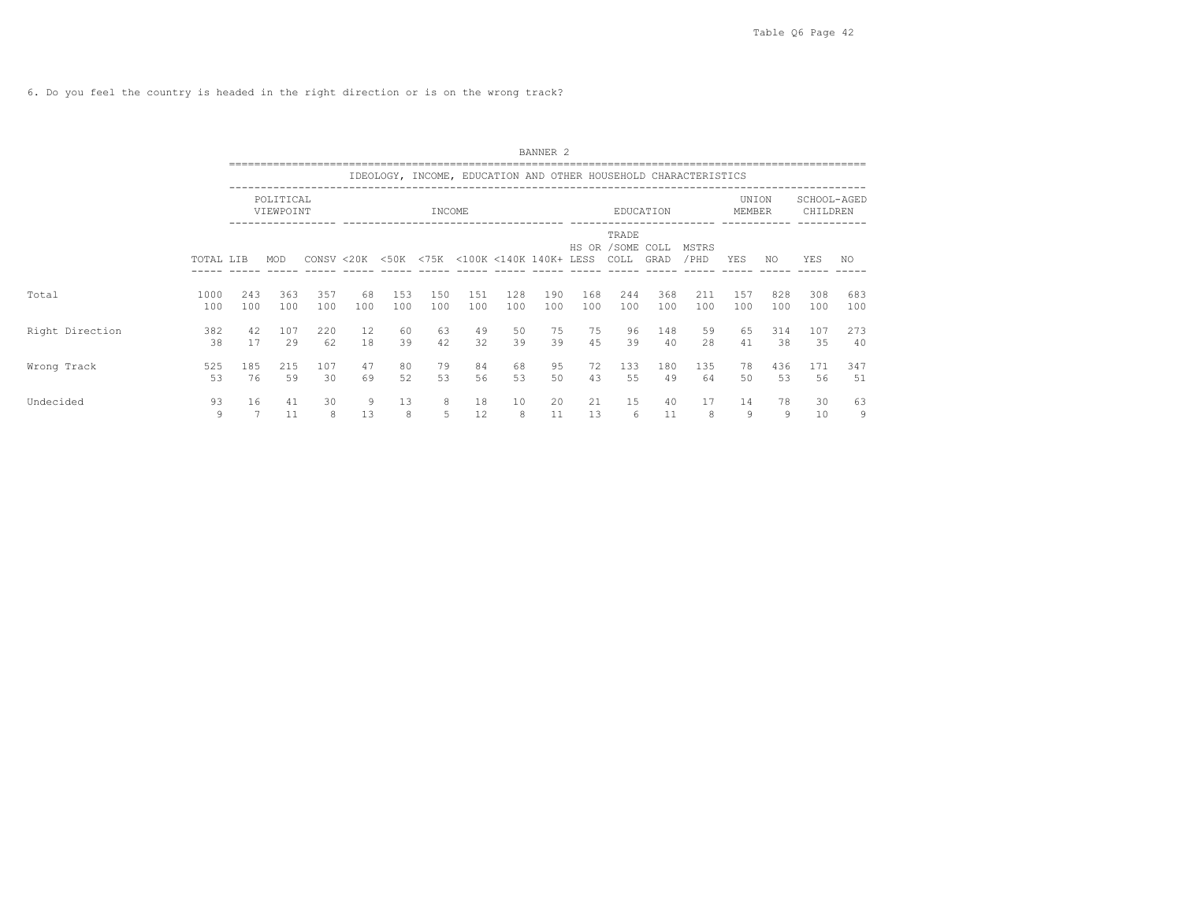6. Do you feel the country is headed in the right direction or is on the wrong track?

BANNER 2

IDEOLOGY, INCOME, EDUCATION AND OTHER HOUSEHOLD CHARACTERISTICS

| | | POLITICAL VIEWPOINT | | | INCOME | | | | | | EDUCATION | | | | UNION MEMBER | | SCHOOL-AGED CHILDREN | |
|---|---|---|---|---|---|---|---|---|---|---|---|---|---|---|---|---|---|---|
| | TOTAL | LIB | MOD | CONSV | <20K | <50K | <75K | <100K | <140K | 140K+ | HS OR LESS | TRADE /SOME COLL | COLL GRAD | MSTRS /PHD | YES | NO | YES | NO |
| Total | 1000 | 243 | 363 | 357 | 68 | 153 | 150 | 151 | 128 | 190 | 168 | 244 | 368 | 211 | 157 | 828 | 308 | 683 |
| | 100 | 100 | 100 | 100 | 100 | 100 | 100 | 100 | 100 | 100 | 100 | 100 | 100 | 100 | 100 | 100 | 100 | 100 |
| Right Direction | 382 | 42 | 107 | 220 | 12 | 60 | 63 | 49 | 50 | 75 | 75 | 96 | 148 | 59 | 65 | 314 | 107 | 273 |
| | 38 | 17 | 29 | 62 | 18 | 39 | 42 | 32 | 39 | 39 | 45 | 39 | 40 | 28 | 41 | 38 | 35 | 40 |
| Wrong Track | 525 | 185 | 215 | 107 | 47 | 80 | 79 | 84 | 68 | 95 | 72 | 133 | 180 | 135 | 78 | 436 | 171 | 347 |
| | 53 | 76 | 59 | 30 | 69 | 52 | 53 | 56 | 53 | 50 | 43 | 55 | 49 | 64 | 50 | 53 | 56 | 51 |
| Undecided | 93 | 16 | 41 | 30 | 9 | 13 | 8 | 18 | 10 | 20 | 21 | 15 | 40 | 17 | 14 | 78 | 30 | 63 |
| | 9 | 7 | 11 | 8 | 13 | 8 | 5 | 12 | 8 | 11 | 13 | 6 | 11 | 8 | 9 | 9 | 10 | 9 |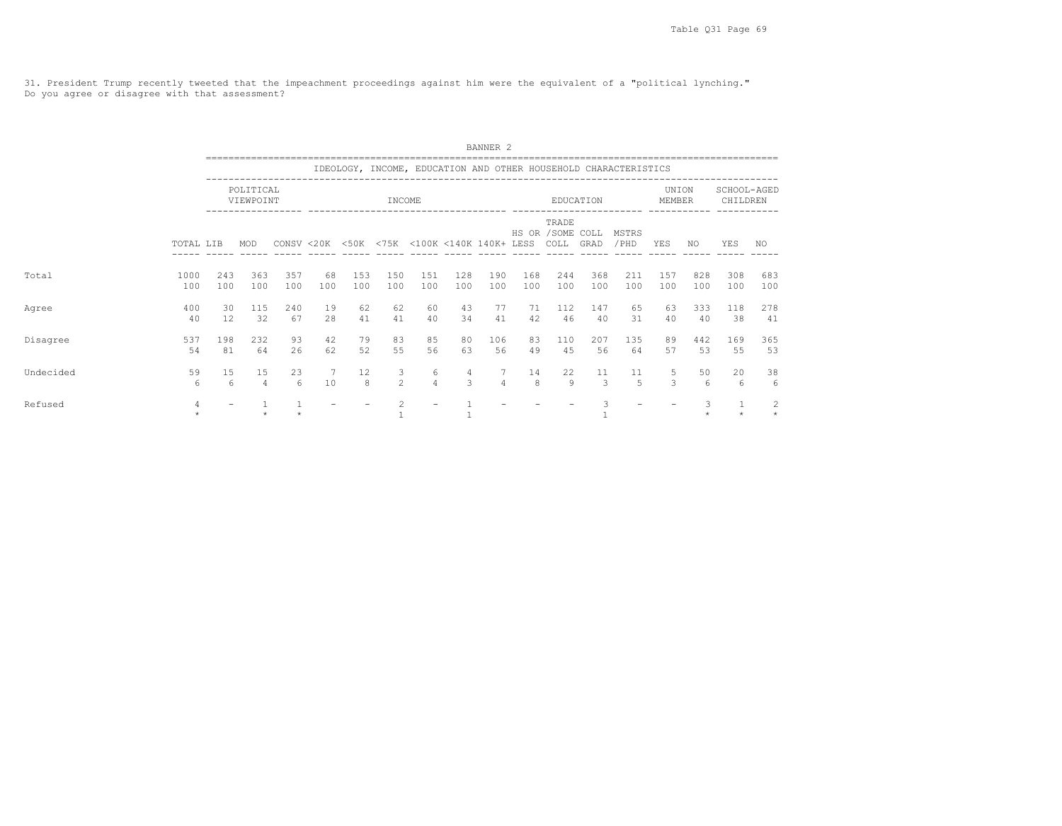31. President Trump recently tweeted that the impeachment proceedings against him were the equivalent of a "political lynching." Do you agree or disagree with that assessment?

BANNER 2

IDEOLOGY, INCOME, EDUCATION AND OTHER HOUSEHOLD CHARACTERISTICS

| | | POLITICAL VIEWPOINT | | | INCOME | | | | | | EDUCATION | | | | UNION MEMBER | | SCHOOL-AGED CHILDREN | |
|---|---|---|---|---|---|---|---|---|---|---|---|---|---|---|---|---|---|---|
| | TOTAL | LIB | MOD | CONSV | <20K | <50K | <75K | <100K | <140K | 140K+ | HS OR LESS | TRADE /SOME COLL | COLL GRAD | MSTRS /PHD | YES | NO | YES | NO |
| Total | 1000 | 243 | 363 | 357 | 68 | 153 | 150 | 151 | 128 | 190 | 168 | 244 | 368 | 211 | 157 | 828 | 308 | 683 |
| | 100 | 100 | 100 | 100 | 100 | 100 | 100 | 100 | 100 | 100 | 100 | 100 | 100 | 100 | 100 | 100 | 100 | 100 |
| Agree | 400 | 30 | 115 | 240 | 19 | 62 | 62 | 60 | 43 | 77 | 71 | 112 | 147 | 65 | 63 | 333 | 118 | 278 |
| | 40 | 12 | 32 | 67 | 28 | 41 | 41 | 40 | 34 | 41 | 42 | 46 | 40 | 31 | 40 | 40 | 38 | 41 |
| Disagree | 537 | 198 | 232 | 93 | 42 | 79 | 83 | 85 | 80 | 106 | 83 | 110 | 207 | 135 | 89 | 442 | 169 | 365 |
| | 54 | 81 | 64 | 26 | 62 | 52 | 55 | 56 | 63 | 56 | 49 | 45 | 56 | 64 | 57 | 53 | 55 | 53 |
| Undecided | 59 | 15 | 15 | 23 | 7 | 12 | 3 | 6 | 4 | 7 | 14 | 22 | 11 | 11 | 5 | 50 | 20 | 38 |
| | 6 | 6 | 4 | 6 | 10 | 8 | 2 | 4 | 3 | 4 | 8 | 9 | 3 | 5 | 3 | 6 | 6 | 6 |
| Refused | 4 | - | 1 | 1 | - | - | 2 | - | 1 | - | - | - | 3 | - | - | 3 | 1 | 2 |
| | * | | * | * | | | 1 | | 1 | | | | 1 | | | * | * | * |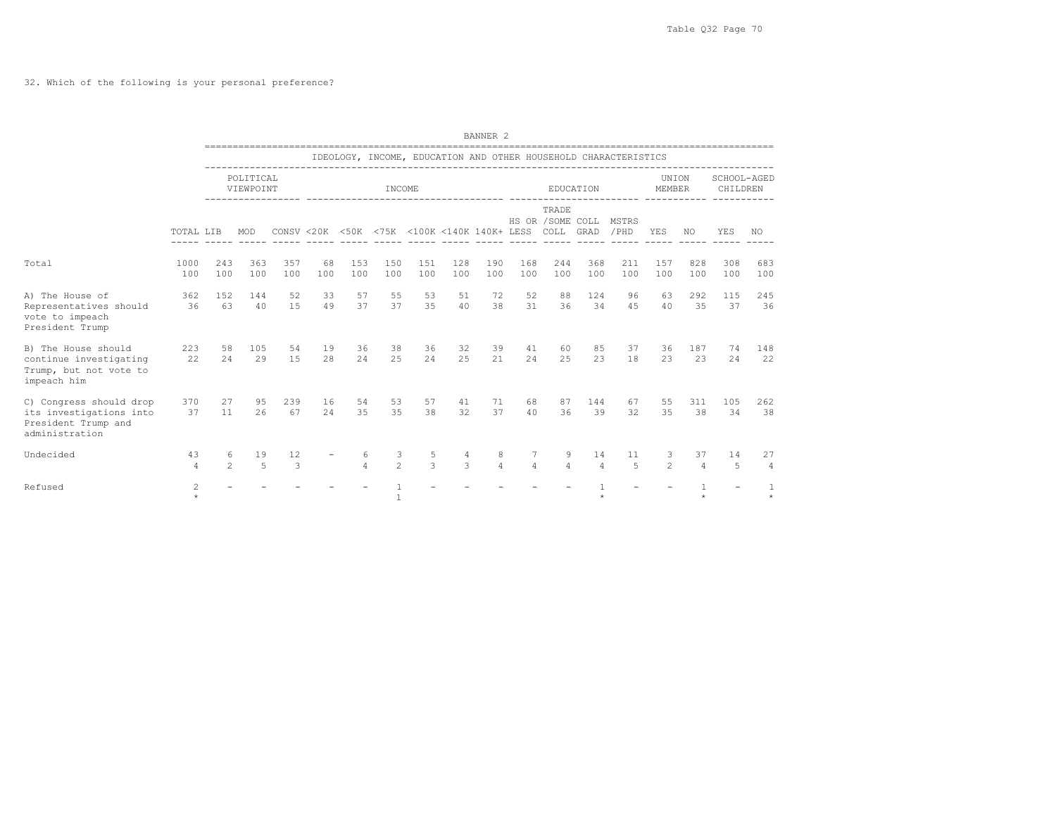32. Which of the following is your personal preference?

BANNER 2

IDEOLOGY, INCOME, EDUCATION AND OTHER HOUSEHOLD CHARACTERISTICS

| | TOTAL | POLITICAL VIEWPOINT | | | INCOME | | | | | | EDUCATION | | | | UNION MEMBER | | SCHOOL-AGED CHILDREN | |
|---|---|---|---|---|---|---|---|---|---|---|---|---|---|---|---|---|---|---|
| | | LIB | MOD | CONSV | <20K | <50K | <75K | <100K | <140K | 140K+ | HS OR LESS | TRADE /SOME COLL | COLL GRAD | MSTRS /PHD | YES | NO | YES | NO |
| Total | 1000 | 243 | 363 | 357 | 68 | 153 | 150 | 151 | 128 | 190 | 168 | 244 | 368 | 211 | 157 | 828 | 308 | 683 |
| | 100 | 100 | 100 | 100 | 100 | 100 | 100 | 100 | 100 | 100 | 100 | 100 | 100 | 100 | 100 | 100 | 100 | 100 |
| A) The House of Representatives should vote to impeach President Trump | 362 | 152 | 144 | 52 | 33 | 57 | 55 | 53 | 51 | 72 | 52 | 88 | 124 | 96 | 63 | 292 | 115 | 245 |
| | 36 | 63 | 40 | 15 | 49 | 37 | 37 | 35 | 40 | 38 | 31 | 36 | 34 | 45 | 40 | 35 | 37 | 36 |
| B) The House should continue investigating Trump, but not vote to impeach him | 223 | 58 | 105 | 54 | 19 | 36 | 38 | 36 | 32 | 39 | 41 | 60 | 85 | 37 | 36 | 187 | 74 | 148 |
| | 22 | 24 | 29 | 15 | 28 | 24 | 25 | 24 | 25 | 21 | 24 | 25 | 23 | 18 | 23 | 23 | 24 | 22 |
| C) Congress should drop its investigations into President Trump and administration | 370 | 27 | 95 | 239 | 16 | 54 | 53 | 57 | 41 | 71 | 68 | 87 | 144 | 67 | 55 | 311 | 105 | 262 |
| | 37 | 11 | 26 | 67 | 24 | 35 | 35 | 38 | 32 | 37 | 40 | 36 | 39 | 32 | 35 | 38 | 34 | 38 |
| Undecided | 43 | 6 | 19 | 12 | - | 6 | 3 | 5 | 4 | 8 | 7 | 9 | 14 | 11 | 3 | 37 | 14 | 27 |
| | 4 | 2 | 5 | 3 | | 4 | 2 | 3 | 3 | 4 | 4 | 4 | 4 | 5 | 2 | 4 | 5 | 4 |
| Refused | 2 | - | - | - | - | - | 1 | - | - | - | - | - | 1 | - | - | 1 | - | 1 |
| | * | | | | | | 1 | | | | | | * | | | * | | * |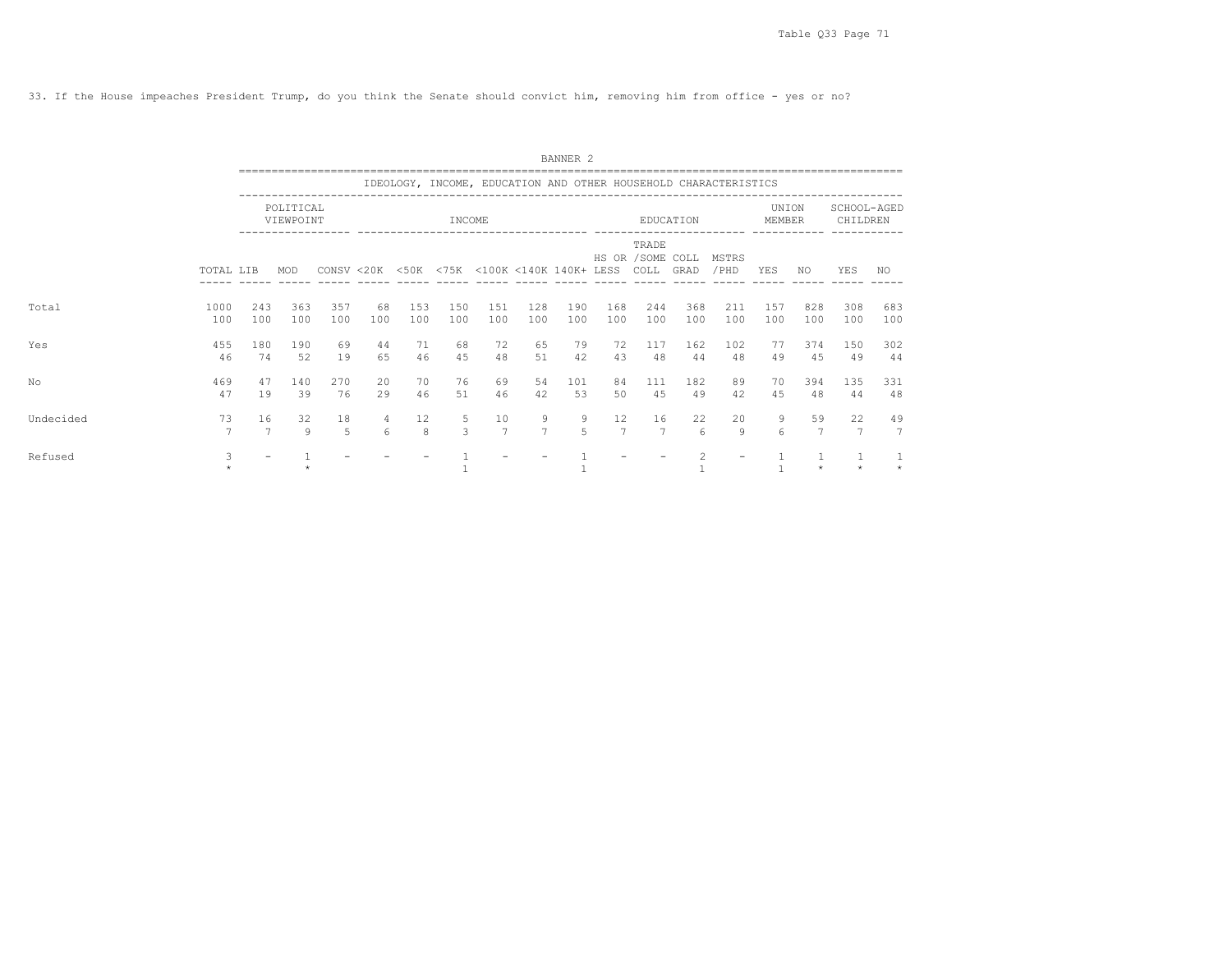33. If the House impeaches President Trump, do you think the Senate should convict him, removing him from office - yes or no?

BANNER 2

IDEOLOGY, INCOME, EDUCATION AND OTHER HOUSEHOLD CHARACTERISTICS

| | | POLITICAL VIEWPOINT | | | INCOME | | | | | | EDUCATION | | | | UNION MEMBER | | SCHOOL-AGED CHILDREN | |
|---|---|---|---|---|---|---|---|---|---|---|---|---|---|---|---|---|---|---|
| | TOTAL | LIB | MOD | CONSV | <20K | <50K | <75K | <100K | <140K | 140K+ | HS OR LESS | TRADE /SOME COLL | COLL GRAD | MSTRS /PHD | YES | NO | YES | NO |
| Total | 1000 | 243 | 363 | 357 | 68 | 153 | 150 | 151 | 128 | 190 | 168 | 244 | 368 | 211 | 157 | 828 | 308 | 683 |
| | 100 | 100 | 100 | 100 | 100 | 100 | 100 | 100 | 100 | 100 | 100 | 100 | 100 | 100 | 100 | 100 | 100 | 100 |
| Yes | 455 | 180 | 190 | 69 | 44 | 71 | 68 | 72 | 65 | 79 | 72 | 117 | 162 | 102 | 77 | 374 | 150 | 302 |
| | 46 | 74 | 52 | 19 | 65 | 46 | 45 | 48 | 51 | 42 | 43 | 48 | 44 | 48 | 49 | 45 | 49 | 44 |
| No | 469 | 47 | 140 | 270 | 20 | 70 | 76 | 69 | 54 | 101 | 84 | 111 | 182 | 89 | 70 | 394 | 135 | 331 |
| | 47 | 19 | 39 | 76 | 29 | 46 | 51 | 46 | 42 | 53 | 50 | 45 | 49 | 42 | 45 | 48 | 44 | 48 |
| Undecided | 73 | 16 | 32 | 18 | 4 | 12 | 5 | 10 | 9 | 9 | 12 | 16 | 22 | 20 | 9 | 59 | 22 | 49 |
| | 7 | 7 | 9 | 5 | 6 | 8 | 3 | 7 | 7 | 5 | 7 | 7 | 6 | 9 | 6 | 7 | 7 | 7 |
| Refused | 3 | - | 1 | - | - | - | 1 | - | - | 1 | - | - | 2 | - | 1 | 1 | 1 | 1 |
| | * | | * | | | | 1 | | | 1 | | | 1 | | 1 | * | * | * |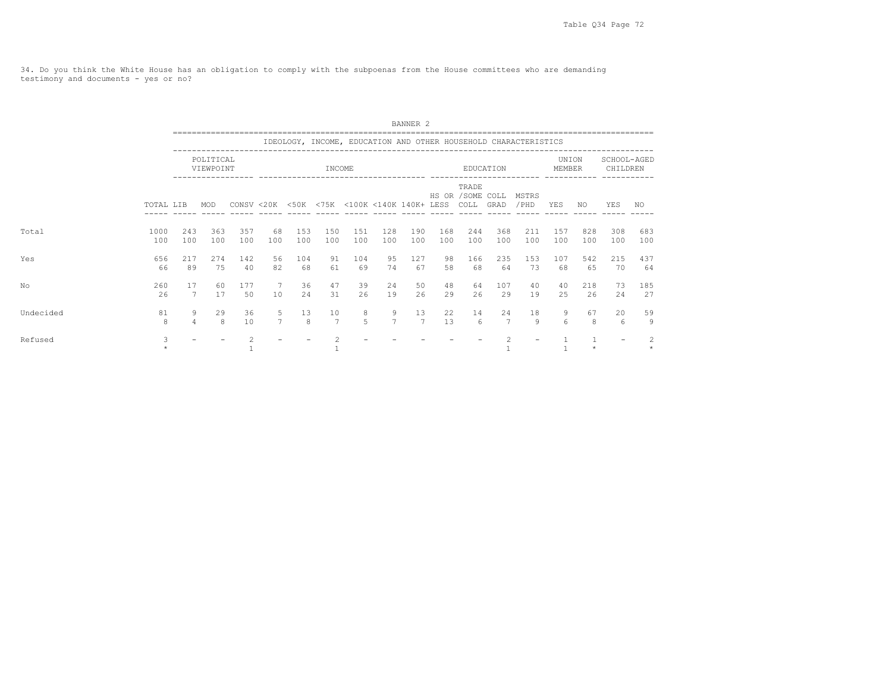34. Do you think the White House has an obligation to comply with the subpoenas from the House committees who are demanding testimony and documents - yes or no?

BANNER 2

IDEOLOGY, INCOME, EDUCATION AND OTHER HOUSEHOLD CHARACTERISTICS

| | | POLITICAL VIEWPOINT | | | INCOME | | | | | | EDUCATION | | | | UNION MEMBER | | SCHOOL-AGED CHILDREN | |
|---|---|---|---|---|---|---|---|---|---|---|---|---|---|---|---|---|---|---|
| | TOTAL | LIB | MOD | CONSV | <20K | <50K | <75K | <100K | <140K | 140K+ | HS OR LESS | TRADE /SOME COLL | COLL GRAD | MSTRS /PHD | YES | NO | YES | NO |
| Total | 1000 | 243 | 363 | 357 | 68 | 153 | 150 | 151 | 128 | 190 | 168 | 244 | 368 | 211 | 157 | 828 | 308 | 683 |
| | 100 | 100 | 100 | 100 | 100 | 100 | 100 | 100 | 100 | 100 | 100 | 100 | 100 | 100 | 100 | 100 | 100 | 100 |
| Yes | 656 | 217 | 274 | 142 | 56 | 104 | 91 | 104 | 95 | 127 | 98 | 166 | 235 | 153 | 107 | 542 | 215 | 437 |
| | 66 | 89 | 75 | 40 | 82 | 68 | 61 | 69 | 74 | 67 | 58 | 68 | 64 | 73 | 68 | 65 | 70 | 64 |
| No | 260 | 17 | 60 | 177 | 7 | 36 | 47 | 39 | 24 | 50 | 48 | 64 | 107 | 40 | 40 | 218 | 73 | 185 |
| | 26 | 7 | 17 | 50 | 10 | 24 | 31 | 26 | 19 | 26 | 29 | 26 | 29 | 19 | 25 | 26 | 24 | 27 |
| Undecided | 81 | 9 | 29 | 36 | 5 | 13 | 10 | 8 | 9 | 13 | 22 | 14 | 24 | 18 | 9 | 67 | 20 | 59 |
| | 8 | 4 | 8 | 10 | 7 | 8 | 7 | 5 | 7 | 7 | 13 | 6 | 7 | 9 | 6 | 8 | 6 | 9 |
| Refused | 3 | - | - | 2 | - | - | 2 | - | - | - | - | - | 2 | - | 1 | 1 | - | 2 |
| | * | | | 1 | | | 1 | | | | | | 1 | | 1 | * | | * |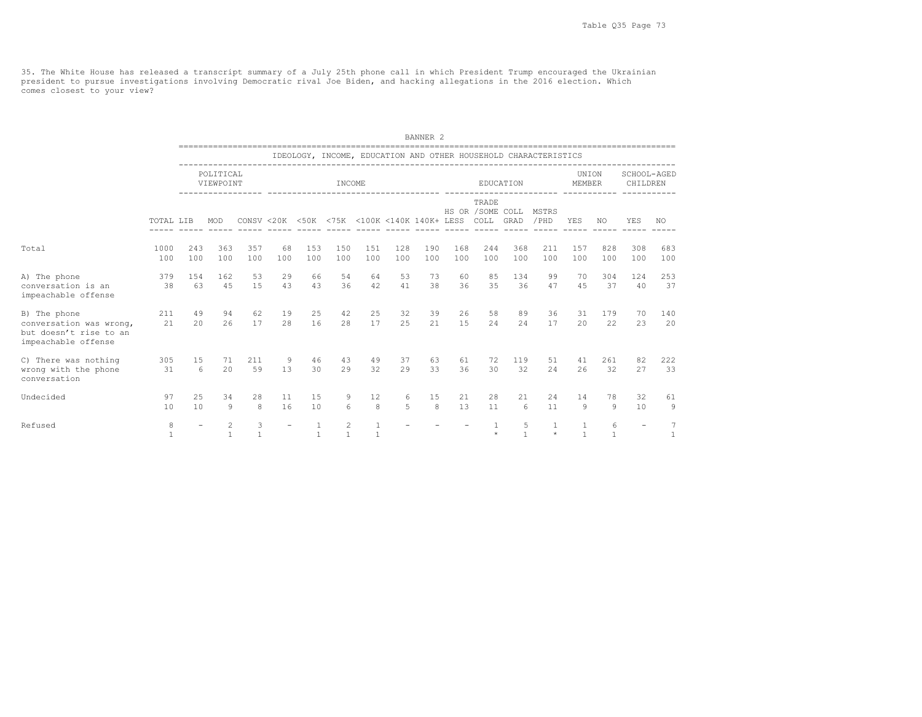35. The White House has released a transcript summary of a July 25th phone call in which President Trump encouraged the Ukrainian president to pursue investigations involving Democratic rival Joe Biden, and hacking allegations in the 2016 election. Which comes closest to your view?

BANNER 2

IDEOLOGY, INCOME, EDUCATION AND OTHER HOUSEHOLD CHARACTERISTICS

| | | POLITICAL VIEWPOINT | | | INCOME | | | | | | EDUCATION | | | | UNION MEMBER | | SCHOOL-AGED CHILDREN | |
|---|---|---|---|---|---|---|---|---|---|---|---|---|---|---|---|---|---|---|
| | TOTAL | LIB | MOD | CONSV | <20K | <50K | <75K | <100K | <140K | 140K+ | HS OR LESS | TRADE /SOME COLL | COLL GRAD | MSTRS /PHD | YES | NO | YES | NO |
| Total | 1000 | 243 | 363 | 357 | 68 | 153 | 150 | 151 | 128 | 190 | 168 | 244 | 368 | 211 | 157 | 828 | 308 | 683 |
| | 100 | 100 | 100 | 100 | 100 | 100 | 100 | 100 | 100 | 100 | 100 | 100 | 100 | 100 | 100 | 100 | 100 | 100 |
| A) The phone conversation is an impeachable offense | 379 | 154 | 162 | 53 | 29 | 66 | 54 | 64 | 53 | 73 | 60 | 85 | 134 | 99 | 70 | 304 | 124 | 253 |
| | 38 | 63 | 45 | 15 | 43 | 43 | 36 | 42 | 41 | 38 | 36 | 35 | 36 | 47 | 45 | 37 | 40 | 37 |
| B) The phone conversation was wrong, but doesn't rise to an impeachable offense | 211 | 49 | 94 | 62 | 19 | 25 | 42 | 25 | 32 | 39 | 26 | 58 | 89 | 36 | 31 | 179 | 70 | 140 |
| | 21 | 20 | 26 | 17 | 28 | 16 | 28 | 17 | 25 | 21 | 15 | 24 | 24 | 17 | 20 | 22 | 23 | 20 |
| C) There was nothing wrong with the phone conversation | 305 | 15 | 71 | 211 | 9 | 46 | 43 | 49 | 37 | 63 | 61 | 72 | 119 | 51 | 41 | 261 | 82 | 222 |
| | 31 | 6 | 20 | 59 | 13 | 30 | 29 | 32 | 29 | 33 | 36 | 30 | 32 | 24 | 26 | 32 | 27 | 33 |
| Undecided | 97 | 25 | 34 | 28 | 11 | 15 | 9 | 12 | 6 | 15 | 21 | 28 | 21 | 24 | 14 | 78 | 32 | 61 |
| | 10 | 10 | 9 | 8 | 16 | 10 | 6 | 8 | 5 | 8 | 13 | 11 | 6 | 11 | 9 | 9 | 10 | 9 |
| Refused | 8 | - | 2 | 3 | - | 1 | 2 | 1 | - | - | - | 1 | 5 | 1 | 1 | 6 | - | 7 |
| | 1 | | 1 | 1 | | 1 | 1 | 1 | | | | * | 1 | * | 1 | 1 | | 1 |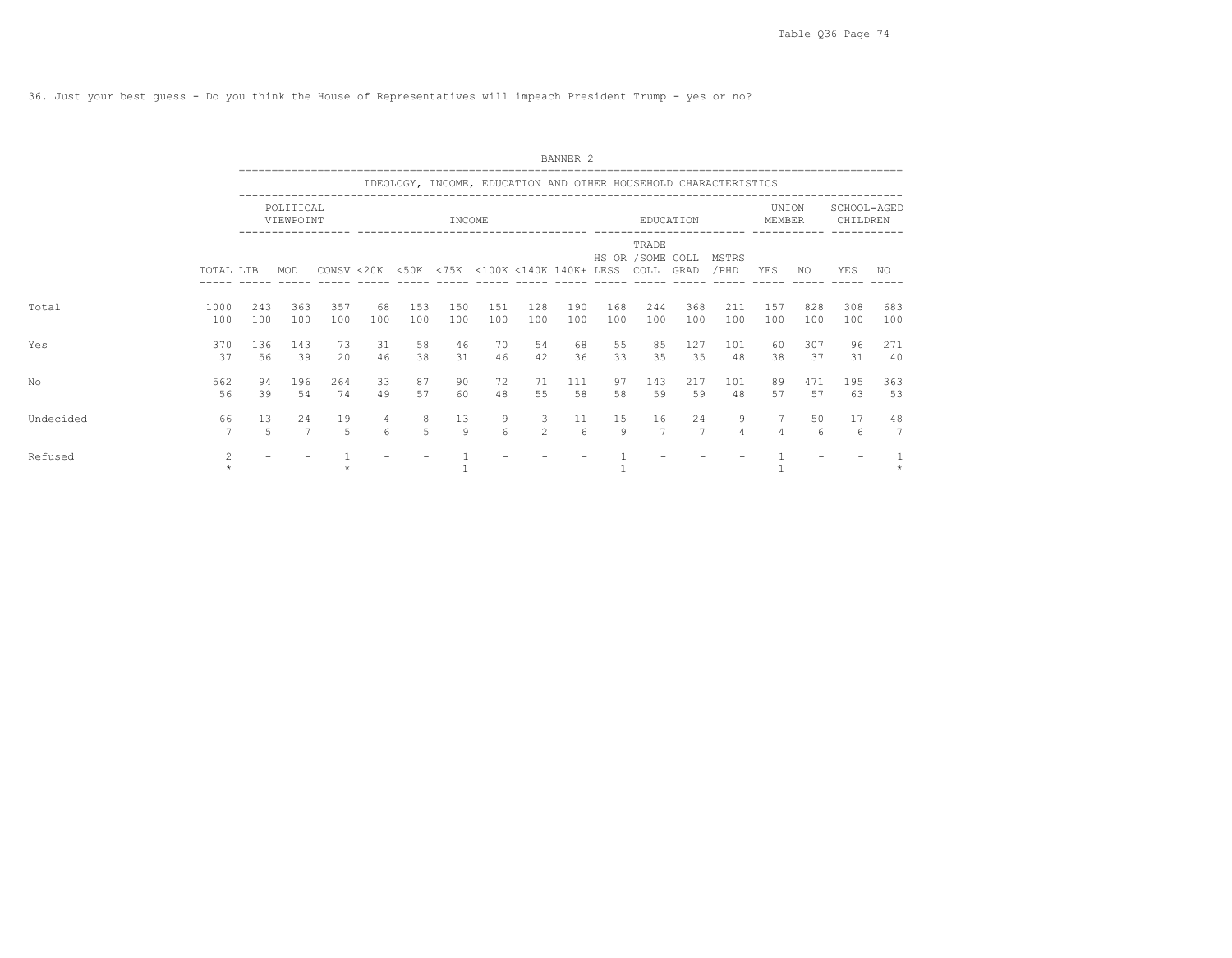36. Just your best guess - Do you think the House of Representatives will impeach President Trump - yes or no?

BANNER 2

IDEOLOGY, INCOME, EDUCATION AND OTHER HOUSEHOLD CHARACTERISTICS

| | | POLITICAL VIEWPOINT | | | INCOME | | | | | | EDUCATION | | | | UNION MEMBER | | SCHOOL-AGED CHILDREN | |
|---|---|---|---|---|---|---|---|---|---|---|---|---|---|---|---|---|---|---|
| | TOTAL | LIB | MOD | CONSV | <20K | <50K | <75K | <100K | <140K | 140K+ | HS OR LESS | TRADE /SOME COLL | COLL GRAD | MSTRS /PHD | YES | NO | YES | NO |
| Total | 1000 | 243 | 363 | 357 | 68 | 153 | 150 | 151 | 128 | 190 | 168 | 244 | 368 | 211 | 157 | 828 | 308 | 683 |
| | 100 | 100 | 100 | 100 | 100 | 100 | 100 | 100 | 100 | 100 | 100 | 100 | 100 | 100 | 100 | 100 | 100 | 100 |
| Yes | 370 | 136 | 143 | 73 | 31 | 58 | 46 | 70 | 54 | 68 | 55 | 85 | 127 | 101 | 60 | 307 | 96 | 271 |
| | 37 | 56 | 39 | 20 | 46 | 38 | 31 | 46 | 42 | 36 | 33 | 35 | 35 | 48 | 38 | 37 | 31 | 40 |
| No | 562 | 94 | 196 | 264 | 33 | 87 | 90 | 72 | 71 | 111 | 97 | 143 | 217 | 101 | 89 | 471 | 195 | 363 |
| | 56 | 39 | 54 | 74 | 49 | 57 | 60 | 48 | 55 | 58 | 58 | 59 | 59 | 48 | 57 | 57 | 63 | 53 |
| Undecided | 66 | 13 | 24 | 19 | 4 | 8 | 13 | 9 | 3 | 11 | 15 | 16 | 24 | 9 | 7 | 50 | 17 | 48 |
| | 7 | 5 | 7 | 5 | 6 | 5 | 9 | 6 | 2 | 6 | 9 | 7 | 7 | 4 | 4 | 6 | 6 | 7 |
| Refused | 2 | - | - | 1 | - | - | 1 | - | - | - | 1 | - | - | - | 1 | - | - | 1 |
| | * | | | * | | | 1 | | | | 1 | | | | 1 | | | * |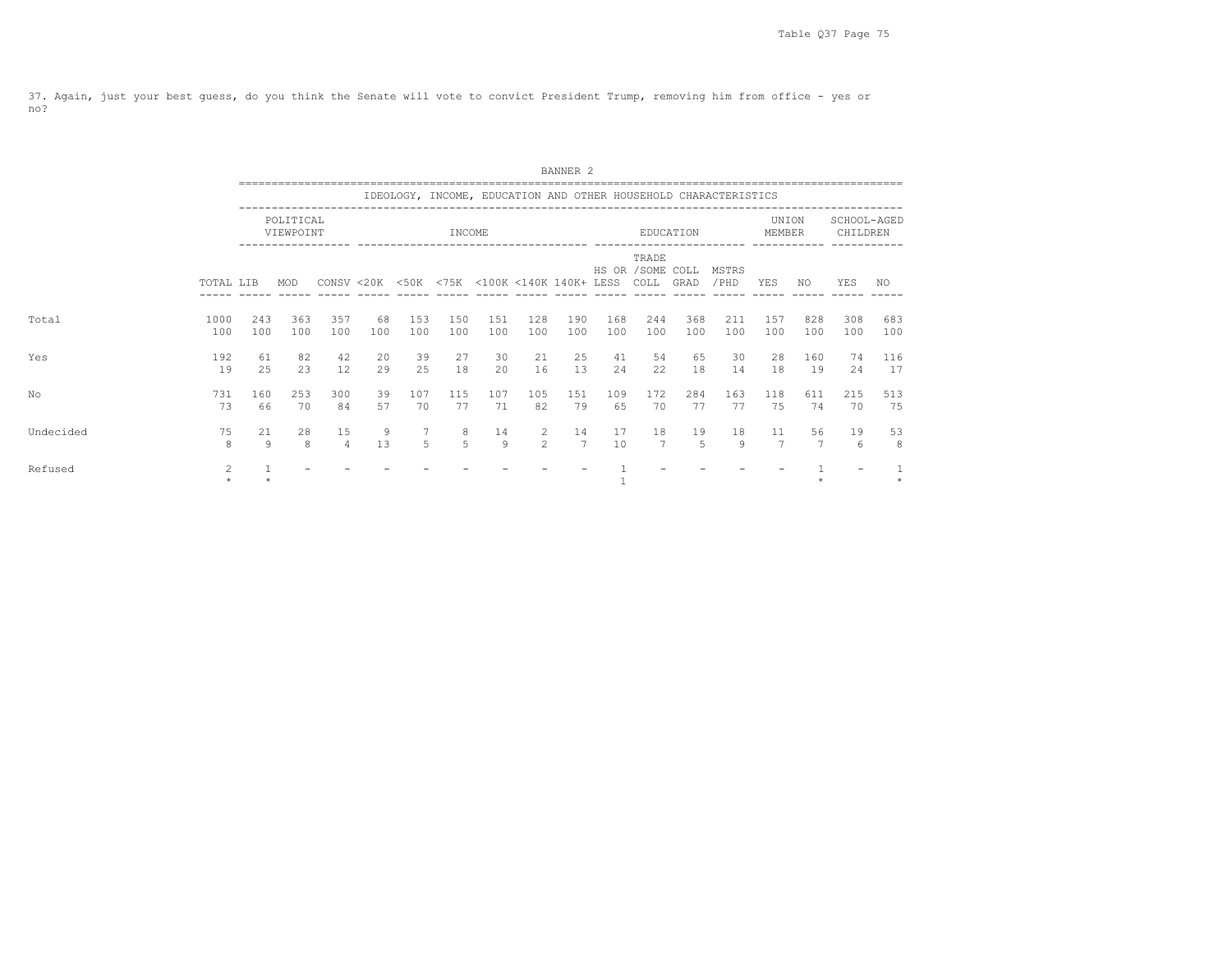37. Again, just your best guess, do you think the Senate will vote to convict President Trump, removing him from office - yes or no?

BANNER 2

IDEOLOGY, INCOME, EDUCATION AND OTHER HOUSEHOLD CHARACTERISTICS

| | | POLITICAL VIEWPOINT | | | INCOME | | | | | | EDUCATION | | | | UNION MEMBER | | SCHOOL-AGED CHILDREN | |
|---|---|---|---|---|---|---|---|---|---|---|---|---|---|---|---|---|---|---|
| | TOTAL | LIB | MOD | CONSV | <20K | <50K | <75K | <100K | <140K | 140K+ | HS OR LESS | TRADE /SOME COLL | COLL GRAD | MSTRS /PHD | YES | NO | YES | NO |
| Total | 1000 | 243 | 363 | 357 | 68 | 153 | 150 | 151 | 128 | 190 | 168 | 244 | 368 | 211 | 157 | 828 | 308 | 683 |
| | 100 | 100 | 100 | 100 | 100 | 100 | 100 | 100 | 100 | 100 | 100 | 100 | 100 | 100 | 100 | 100 | 100 | 100 |
| Yes | 192 | 61 | 82 | 42 | 20 | 39 | 27 | 30 | 21 | 25 | 41 | 54 | 65 | 30 | 28 | 160 | 74 | 116 |
| | 19 | 25 | 23 | 12 | 29 | 25 | 18 | 20 | 16 | 13 | 24 | 22 | 18 | 14 | 18 | 19 | 24 | 17 |
| No | 731 | 160 | 253 | 300 | 39 | 107 | 115 | 107 | 105 | 151 | 109 | 172 | 284 | 163 | 118 | 611 | 215 | 513 |
| | 73 | 66 | 70 | 84 | 57 | 70 | 77 | 71 | 82 | 79 | 65 | 70 | 77 | 77 | 75 | 74 | 70 | 75 |
| Undecided | 75 | 21 | 28 | 15 | 9 | 7 | 8 | 14 | 2 | 14 | 17 | 18 | 19 | 18 | 11 | 56 | 19 | 53 |
| | 8 | 9 | 8 | 4 | 13 | 5 | 5 | 9 | 2 | 7 | 10 | 7 | 5 | 9 | 7 | 7 | 6 | 8 |
| Refused | 2 | 1 | - | - | - | - | - | - | - | - | 1 | - | - | - | - | 1 | - | 1 |
| | * | * | | | | | | | | | 1 | | | | | * | | * |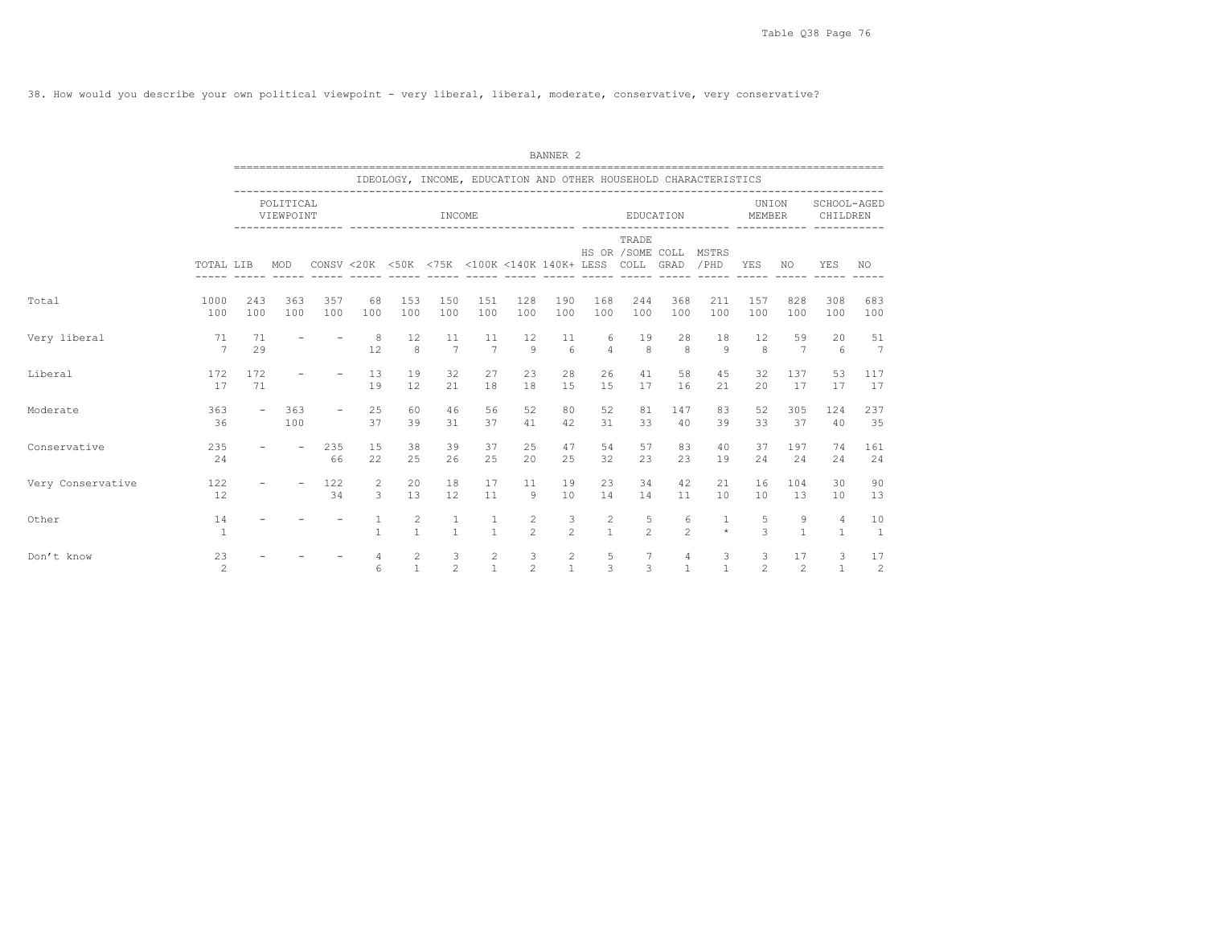38. How would you describe your own political viewpoint - very liberal, liberal, moderate, conservative, very conservative?

BANNER 2

IDEOLOGY, INCOME, EDUCATION AND OTHER HOUSEHOLD CHARACTERISTICS

| | TOTAL | POLITICAL VIEWPOINT | | | INCOME | | | | | | EDUCATION | | | | UNION MEMBER | | SCHOOL-AGED CHILDREN | |
|---|---|---|---|---|---|---|---|---|---|---|---|---|---|---|---|---|---|---|
| | | LIB | MOD | CONSV | <20K | <50K | <75K | <100K | <140K | 140K+ | HS OR LESS | TRADE /SOME COLL | COLL GRAD | MSTRS /PHD | YES | NO | YES | NO |
| Total | 1000 | 243 | 363 | 357 | 68 | 153 | 150 | 151 | 128 | 190 | 168 | 244 | 368 | 211 | 157 | 828 | 308 | 683 |
| | 100 | 100 | 100 | 100 | 100 | 100 | 100 | 100 | 100 | 100 | 100 | 100 | 100 | 100 | 100 | 100 | 100 | 100 |
| Very liberal | 71 | 71 | - | - | 8 | 12 | 11 | 11 | 12 | 11 | 6 | 19 | 28 | 18 | 12 | 59 | 20 | 51 |
| | 7 | 29 | | | 12 | 8 | 7 | 7 | 9 | 6 | 4 | 8 | 8 | 9 | 8 | 7 | 6 | 7 |
| Liberal | 172 | 172 | - | - | 13 | 19 | 32 | 27 | 23 | 28 | 26 | 41 | 58 | 45 | 32 | 137 | 53 | 117 |
| | 17 | 71 | | | 19 | 12 | 21 | 18 | 18 | 15 | 15 | 17 | 16 | 21 | 20 | 17 | 17 | 17 |
| Moderate | 363 | - | 363 | - | 25 | 60 | 46 | 56 | 52 | 80 | 52 | 81 | 147 | 83 | 52 | 305 | 124 | 237 |
| | 36 | | 100 | | 37 | 39 | 31 | 37 | 41 | 42 | 31 | 33 | 40 | 39 | 33 | 37 | 40 | 35 |
| Conservative | 235 | - | - | 235 | 15 | 38 | 39 | 37 | 25 | 47 | 54 | 57 | 83 | 40 | 37 | 197 | 74 | 161 |
| | 24 | | | 66 | 22 | 25 | 26 | 25 | 20 | 25 | 32 | 23 | 23 | 19 | 24 | 24 | 24 | 24 |
| Very Conservative | 122 | - | - | 122 | 2 | 20 | 18 | 17 | 11 | 19 | 23 | 34 | 42 | 21 | 16 | 104 | 30 | 90 |
| | 12 | | | 34 | 3 | 13 | 12 | 11 | 9 | 10 | 14 | 14 | 11 | 10 | 10 | 13 | 10 | 13 |
| Other | 14 | - | - | - | 1 | 2 | 1 | 1 | 2 | 3 | 2 | 5 | 6 | 1 | 5 | 9 | 4 | 10 |
| | 1 | | | | 1 | 1 | 1 | 1 | 2 | 2 | 1 | 2 | 2 | * | 3 | 1 | 1 | 1 |
| Don't know | 23 | - | - | - | 4 | 2 | 3 | 2 | 3 | 2 | 5 | 7 | 4 | 3 | 3 | 17 | 3 | 17 |
| | 2 | | | | 6 | 1 | 2 | 1 | 2 | 1 | 3 | 3 | 1 | 1 | 2 | 2 | 1 | 2 |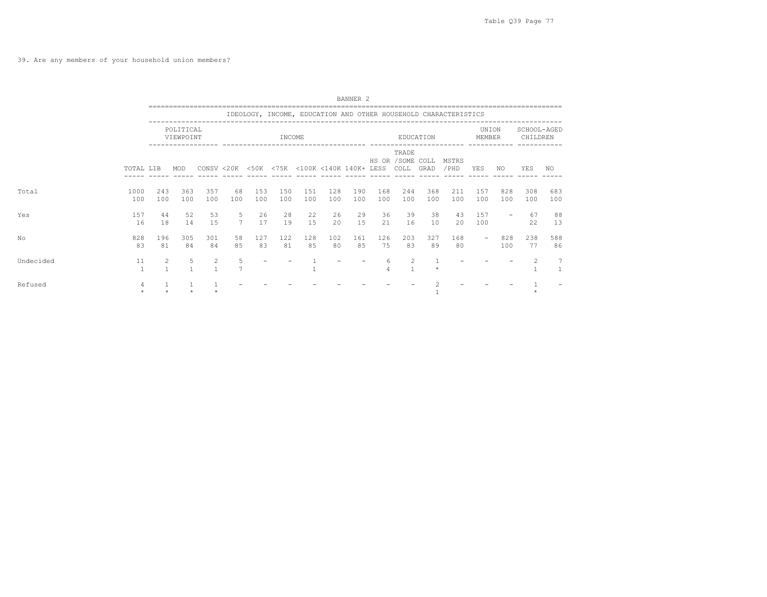39. Are any members of your household union members?

BANNER 2

IDEOLOGY, INCOME, EDUCATION AND OTHER HOUSEHOLD CHARACTERISTICS

| | | POLITICAL VIEWPOINT | | | INCOME | | | | | | EDUCATION | | | | UNION MEMBER | | SCHOOL-AGED CHILDREN | |
|---|---|---|---|---|---|---|---|---|---|---|---|---|---|---|---|---|---|---|
| | TOTAL | LIB | MOD | CONSV | <20K | <50K | <75K | <100K | <140K | 140K+ | HS OR LESS | TRADE /SOME COLL | COLL GRAD | MSTRS /PHD | YES | NO | YES | NO |
| Total | 1000 | 243 | 363 | 357 | 68 | 153 | 150 | 151 | 128 | 190 | 168 | 244 | 368 | 211 | 157 | 828 | 308 | 683 |
| | 100 | 100 | 100 | 100 | 100 | 100 | 100 | 100 | 100 | 100 | 100 | 100 | 100 | 100 | 100 | 100 | 100 | 100 |
| Yes | 157 | 44 | 52 | 53 | 5 | 26 | 28 | 22 | 26 | 29 | 36 | 39 | 38 | 43 | 157 | - | 67 | 88 |
| | 16 | 18 | 14 | 15 | 7 | 17 | 19 | 15 | 20 | 15 | 21 | 16 | 10 | 20 | 100 | | 22 | 13 |
| No | 828 | 196 | 305 | 301 | 58 | 127 | 122 | 128 | 102 | 161 | 126 | 203 | 327 | 168 | - | 828 | 238 | 588 |
| | 83 | 81 | 84 | 84 | 85 | 83 | 81 | 85 | 80 | 85 | 75 | 83 | 89 | 80 | | 100 | 77 | 86 |
| Undecided | 11 | 2 | 5 | 2 | 5 | - | - | 1 | - | - | 6 | 2 | 1 | - | - | - | 2 | 7 |
| | 1 | 1 | 1 | 1 | 7 | | | 1 | | | 4 | 1 | * | | | | 1 | 1 |
| Refused | 4 | 1 | 1 | 1 | - | - | - | - | - | - | - | - | 2 | - | - | - | 1 | - |
| | * | * | * | * | | | | | | | | | 1 | | | | * | |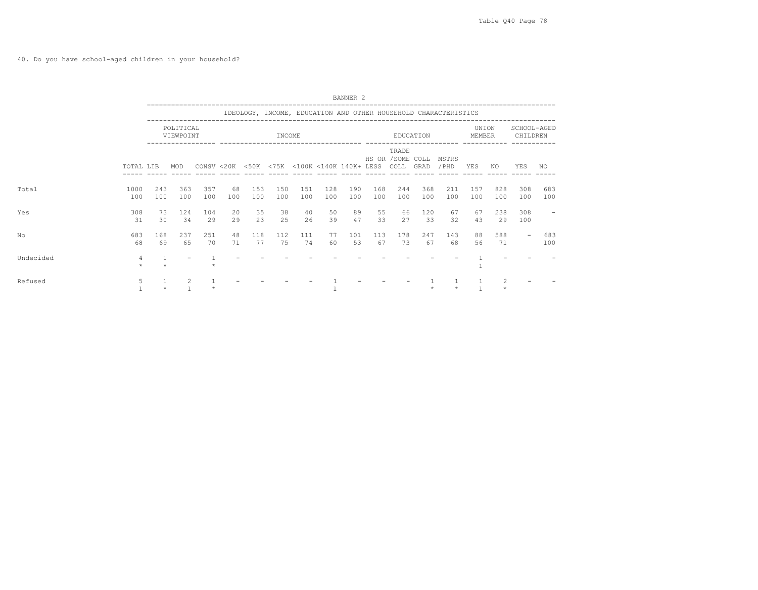40. Do you have school-aged children in your household?

BANNER 2

IDEOLOGY, INCOME, EDUCATION AND OTHER HOUSEHOLD CHARACTERISTICS

| | | POLITICAL VIEWPOINT | | | INCOME | | | | | | EDUCATION | | | | UNION MEMBER | | SCHOOL-AGED CHILDREN | |
|---|---|---|---|---|---|---|---|---|---|---|---|---|---|---|---|---|---|---|
| | TOTAL | LIB | MOD | CONSV | <20K | <50K | <75K | <100K | <140K | 140K+ | HS OR LESS | TRADE /SOME COLL | COLL GRAD | MSTRS /PHD | YES | NO | YES | NO |
| Total | 1000 | 243 | 363 | 357 | 68 | 153 | 150 | 151 | 128 | 190 | 168 | 244 | 368 | 211 | 157 | 828 | 308 | 683 |
| | 100 | 100 | 100 | 100 | 100 | 100 | 100 | 100 | 100 | 100 | 100 | 100 | 100 | 100 | 100 | 100 | 100 | 100 |
| Yes | 308 | 73 | 124 | 104 | 20 | 35 | 38 | 40 | 50 | 89 | 55 | 66 | 120 | 67 | 67 | 238 | 308 | - |
| | 31 | 30 | 34 | 29 | 29 | 23 | 25 | 26 | 39 | 47 | 33 | 27 | 33 | 32 | 43 | 29 | 100 | |
| No | 683 | 168 | 237 | 251 | 48 | 118 | 112 | 111 | 77 | 101 | 113 | 178 | 247 | 143 | 88 | 588 | - | 683 |
| | 68 | 69 | 65 | 70 | 71 | 77 | 75 | 74 | 60 | 53 | 67 | 73 | 67 | 68 | 56 | 71 | | 100 |
| Undecided | 4 | 1 | - | 1 | - | - | - | - | - | - | - | - | - | - | 1 | - | - | - |
| | * | * | | * | | | | | | | | | | | 1 | | | |
| Refused | 5 | 1 | 2 | 1 | - | - | - | - | 1 | - | - | - | 1 | 1 | 1 | 2 | - | - |
| | 1 | * | 1 | * | | | | | 1 | | | | * | * | 1 | * | | |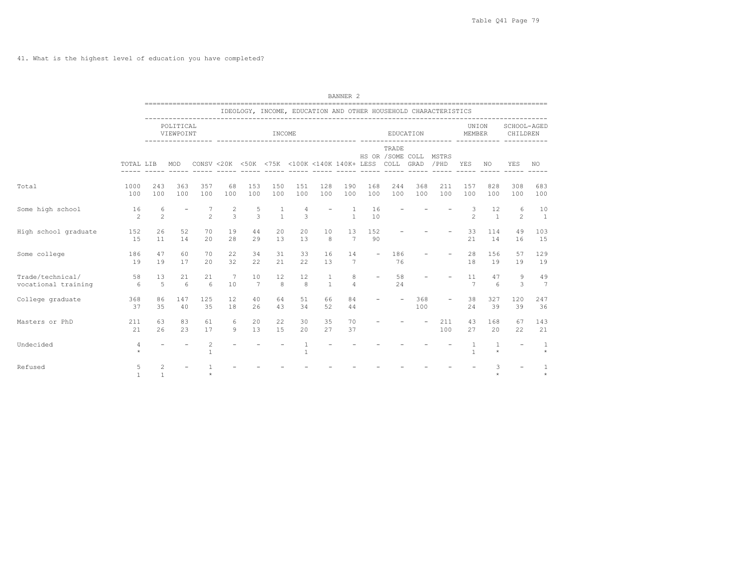41. What is the highest level of education you have completed?

BANNER 2

| | | IDEOLOGY, INCOME, EDUCATION AND OTHER HOUSEHOLD CHARACTERISTICS | | | | | | | | | | | | | | | | |
|---|---|---|---|---|---|---|---|---|---|---|---|---|---|---|---|---|---|---|
| | | POLITICAL VIEWPOINT | | | INCOME | | | | | | EDUCATION | | | | UNION MEMBER | | SCHOOL-AGED CHILDREN | |
| | TOTAL | LIB | MOD | CONSV | <20K | <50K | <75K | <100K | <140K | 140K+ | HS OR LESS | TRADE /SOME COLL | COLL GRAD | MSTRS /PHD | YES | NO | YES | NO |
| Total | 1000 | 243 | 363 | 357 | 68 | 153 | 150 | 151 | 128 | 190 | 168 | 244 | 368 | 211 | 157 | 828 | 308 | 683 |
| | 100 | 100 | 100 | 100 | 100 | 100 | 100 | 100 | 100 | 100 | 100 | 100 | 100 | 100 | 100 | 100 | 100 | 100 |
| Some high school | 16 | 6 | - | 7 | 2 | 5 | 1 | 4 | - | 1 | 16 | - | - | - | 3 | 12 | 6 | 10 |
| | 2 | 2 | | 2 | 3 | 3 | 1 | 3 | | 1 | 10 | | | | 2 | 1 | 2 | 1 |
| High school graduate | 152 | 26 | 52 | 70 | 19 | 44 | 20 | 20 | 10 | 13 | 152 | - | - | - | 33 | 114 | 49 | 103 |
| | 15 | 11 | 14 | 20 | 28 | 29 | 13 | 13 | 8 | 7 | 90 | | | | 21 | 14 | 16 | 15 |
| Some college | 186 | 47 | 60 | 70 | 22 | 34 | 31 | 33 | 16 | 14 | - | 186 | - | - | 28 | 156 | 57 | 129 |
| | 19 | 19 | 17 | 20 | 32 | 22 | 21 | 22 | 13 | 7 | | 76 | | | 18 | 19 | 19 | 19 |
| Trade/technical/ vocational training | 58 | 13 | 21 | 21 | 7 | 10 | 12 | 12 | 1 | 8 | - | 58 | - | - | 11 | 47 | 9 | 49 |
| | 6 | 5 | 6 | 6 | 10 | 7 | 8 | 8 | 1 | 4 | | 24 | | | 7 | 6 | 3 | 7 |
| College graduate | 368 | 86 | 147 | 125 | 12 | 40 | 64 | 51 | 66 | 84 | - | - | 368 | - | 38 | 327 | 120 | 247 |
| | 37 | 35 | 40 | 35 | 18 | 26 | 43 | 34 | 52 | 44 | | | 100 | | 24 | 39 | 39 | 36 |
| Masters or PhD | 211 | 63 | 83 | 61 | 6 | 20 | 22 | 30 | 35 | 70 | - | - | - | 211 | 43 | 168 | 67 | 143 |
| | 21 | 26 | 23 | 17 | 9 | 13 | 15 | 20 | 27 | 37 | | | | 100 | 27 | 20 | 22 | 21 |
| Undecided | 4 | - | - | 2 | - | - | - | 1 | - | - | - | - | - | - | 1 | 1 | - | 1 |
| | * | | | 1 | | | | 1 | | | | | | | 1 | * | | * |
| Refused | 5 | 2 | - | 1 | - | - | - | - | - | - | - | - | - | - | - | 3 | - | 1 |
| | 1 | 1 | | * | | | | | | | | | | | | * | | * |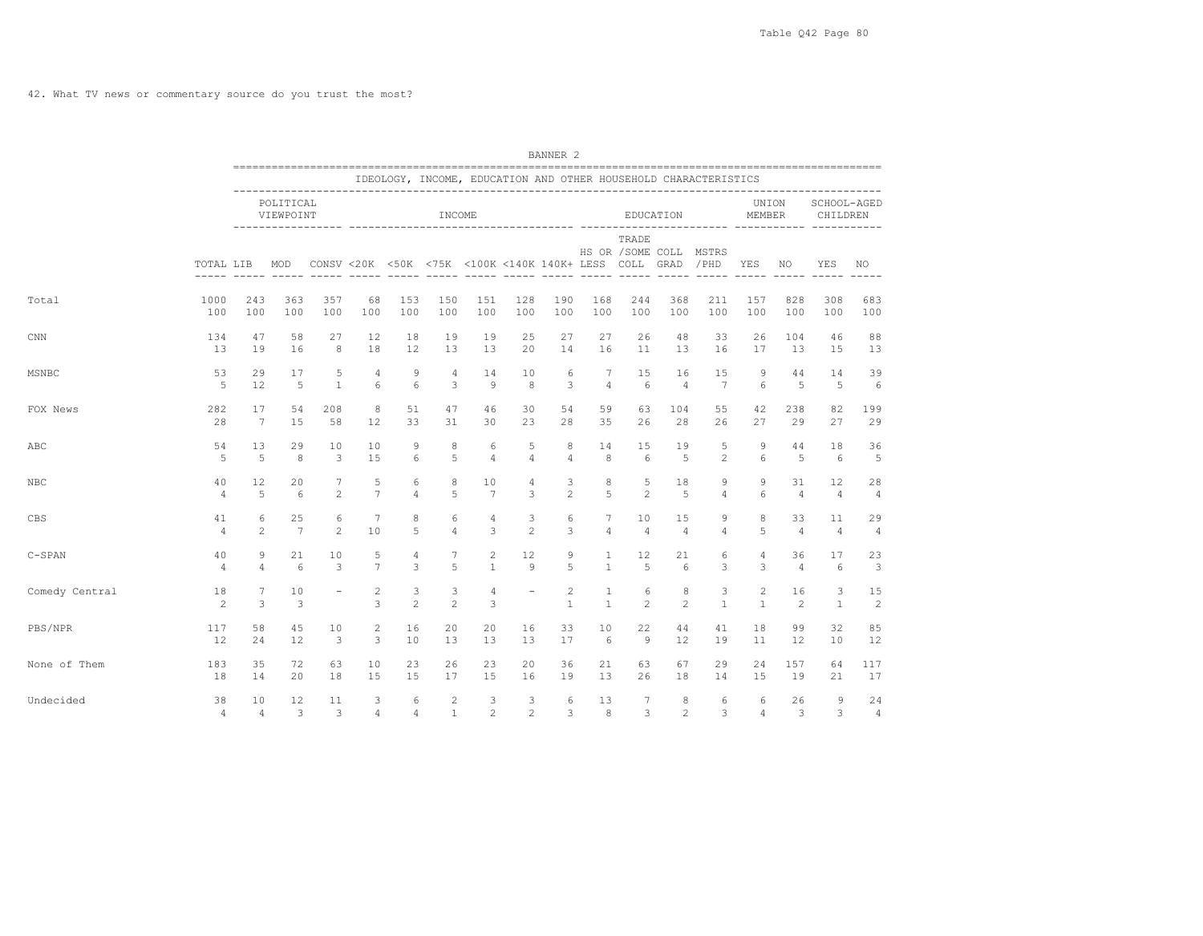42. What TV news or commentary source do you trust the most?

BANNER 2

IDEOLOGY, INCOME, EDUCATION AND OTHER HOUSEHOLD CHARACTERISTICS

| | | POLITICAL VIEWPOINT | | | INCOME | | | | | | EDUCATION | | | | UNION MEMBER | | SCHOOL-AGED CHILDREN | |
|---|---|---|---|---|---|---|---|---|---|---|---|---|---|---|---|---|---|---|
| | TOTAL | LIB | MOD | CONSV | <20K | <50K | <75K | <100K | <140K | 140K+ | HS OR LESS | TRADE /SOME COLL | COLL GRAD | MSTRS /PHD | YES | NO | YES | NO |
| Total | 1000 | 243 | 363 | 357 | 68 | 153 | 150 | 151 | 128 | 190 | 168 | 244 | 368 | 211 | 157 | 828 | 308 | 683 |
| | 100 | 100 | 100 | 100 | 100 | 100 | 100 | 100 | 100 | 100 | 100 | 100 | 100 | 100 | 100 | 100 | 100 | 100 |
| CNN | 134 | 47 | 58 | 27 | 12 | 18 | 19 | 19 | 25 | 27 | 27 | 26 | 48 | 33 | 26 | 104 | 46 | 88 |
| | 13 | 19 | 16 | 8 | 18 | 12 | 13 | 13 | 20 | 14 | 16 | 11 | 13 | 16 | 17 | 13 | 15 | 13 |
| MSNBC | 53 | 29 | 17 | 5 | 4 | 9 | 4 | 14 | 10 | 6 | 7 | 15 | 16 | 15 | 9 | 44 | 14 | 39 |
| | 5 | 12 | 5 | 1 | 6 | 6 | 3 | 9 | 8 | 3 | 4 | 6 | 4 | 7 | 6 | 5 | 5 | 6 |
| FOX News | 282 | 17 | 54 | 208 | 8 | 51 | 47 | 46 | 30 | 54 | 59 | 63 | 104 | 55 | 42 | 238 | 82 | 199 |
| | 28 | 7 | 15 | 58 | 12 | 33 | 31 | 30 | 23 | 28 | 35 | 26 | 28 | 26 | 27 | 29 | 27 | 29 |
| ABC | 54 | 13 | 29 | 10 | 10 | 9 | 8 | 6 | 5 | 8 | 14 | 15 | 19 | 5 | 9 | 44 | 18 | 36 |
| | 5 | 5 | 8 | 3 | 15 | 6 | 5 | 4 | 4 | 4 | 8 | 6 | 5 | 2 | 6 | 5 | 6 | 5 |
| NBC | 40 | 12 | 20 | 7 | 5 | 6 | 8 | 10 | 4 | 3 | 8 | 5 | 18 | 9 | 9 | 31 | 12 | 28 |
| | 4 | 5 | 6 | 2 | 7 | 4 | 5 | 7 | 3 | 2 | 5 | 2 | 5 | 4 | 6 | 4 | 4 | 4 |
| CBS | 41 | 6 | 25 | 6 | 7 | 8 | 6 | 4 | 3 | 6 | 7 | 10 | 15 | 9 | 8 | 33 | 11 | 29 |
| | 4 | 2 | 7 | 2 | 10 | 5 | 4 | 3 | 2 | 3 | 4 | 4 | 4 | 4 | 5 | 4 | 4 | 4 |
| C-SPAN | 40 | 9 | 21 | 10 | 5 | 4 | 7 | 2 | 12 | 9 | 1 | 12 | 21 | 6 | 4 | 36 | 17 | 23 |
| | 4 | 4 | 6 | 3 | 7 | 3 | 5 | 1 | 9 | 5 | 1 | 5 | 6 | 3 | 3 | 4 | 6 | 3 |
| Comedy Central | 18 | 7 | 10 | - | 2 | 3 | 3 | 4 | - | 2 | 1 | 6 | 8 | 3 | 2 | 16 | 3 | 15 |
| | 2 | 3 | 3 | | 3 | 2 | 2 | 3 | | 1 | 1 | 2 | 2 | 1 | 1 | 2 | 1 | 2 |
| PBS/NPR | 117 | 58 | 45 | 10 | 2 | 16 | 20 | 20 | 16 | 33 | 10 | 22 | 44 | 41 | 18 | 99 | 32 | 85 |
| | 12 | 24 | 12 | 3 | 3 | 10 | 13 | 13 | 13 | 17 | 6 | 9 | 12 | 19 | 11 | 12 | 10 | 12 |
| None of Them | 183 | 35 | 72 | 63 | 10 | 23 | 26 | 23 | 20 | 36 | 21 | 63 | 67 | 29 | 24 | 157 | 64 | 117 |
| | 18 | 14 | 20 | 18 | 15 | 15 | 17 | 15 | 16 | 19 | 13 | 26 | 18 | 14 | 15 | 19 | 21 | 17 |
| Undecided | 38 | 10 | 12 | 11 | 3 | 6 | 2 | 3 | 3 | 6 | 13 | 7 | 8 | 6 | 6 | 26 | 9 | 24 |
| | 4 | 4 | 3 | 3 | 4 | 4 | 1 | 2 | 2 | 3 | 8 | 3 | 2 | 3 | 4 | 3 | 3 | 4 |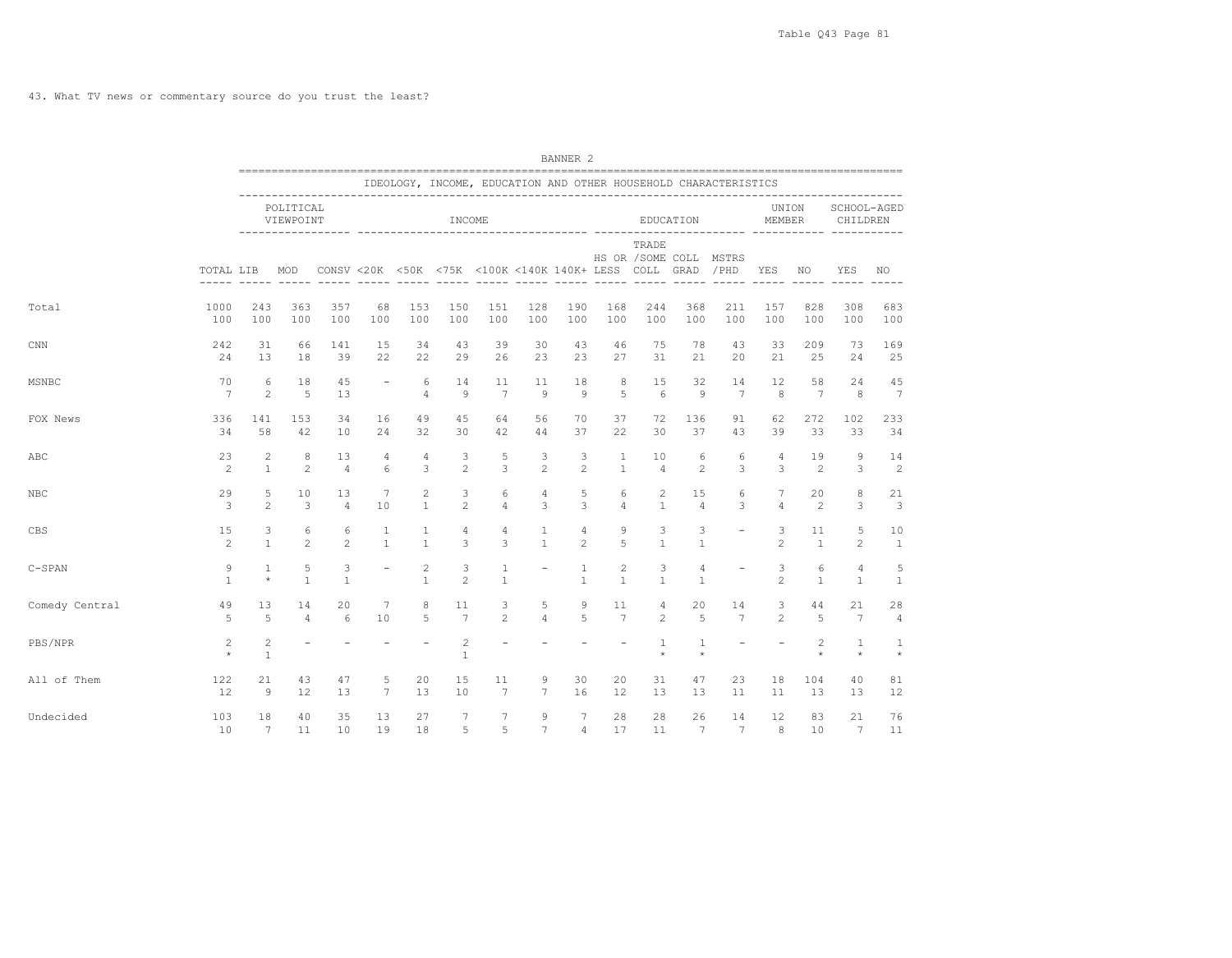43. What TV news or commentary source do you trust the least?

BANNER 2

IDEOLOGY, INCOME, EDUCATION AND OTHER HOUSEHOLD CHARACTERISTICS

| | | POLITICAL VIEWPOINT | | | INCOME | | | | | | EDUCATION | | | | UNION MEMBER | | SCHOOL-AGED CHILDREN | |
|---|---|---|---|---|---|---|---|---|---|---|---|---|---|---|---|---|---|---|
| | TOTAL | LIB | MOD | CONSV | <20K | <50K | <75K | <100K | <140K | 140K+ | HS OR LESS | TRADE /SOME COLL | COLL GRAD | MSTRS /PHD | YES | NO | YES | NO |
| Total | 1000 | 243 | 363 | 357 | 68 | 153 | 150 | 151 | 128 | 190 | 168 | 244 | 368 | 211 | 157 | 828 | 308 | 683 |
| | 100 | 100 | 100 | 100 | 100 | 100 | 100 | 100 | 100 | 100 | 100 | 100 | 100 | 100 | 100 | 100 | 100 | 100 |
| CNN | 242 | 31 | 66 | 141 | 15 | 34 | 43 | 39 | 30 | 43 | 46 | 75 | 78 | 43 | 33 | 209 | 73 | 169 |
| | 24 | 13 | 18 | 39 | 22 | 22 | 29 | 26 | 23 | 23 | 27 | 31 | 21 | 20 | 21 | 25 | 24 | 25 |
| MSNBC | 70 | 6 | 18 | 45 | - | 6 | 14 | 11 | 11 | 18 | 8 | 15 | 32 | 14 | 12 | 58 | 24 | 45 |
| | 7 | 2 | 5 | 13 | | 4 | 9 | 7 | 9 | 9 | 5 | 6 | 9 | 7 | 8 | 7 | 8 | 7 |
| FOX News | 336 | 141 | 153 | 34 | 16 | 49 | 45 | 64 | 56 | 70 | 37 | 72 | 136 | 91 | 62 | 272 | 102 | 233 |
| | 34 | 58 | 42 | 10 | 24 | 32 | 30 | 42 | 44 | 37 | 22 | 30 | 37 | 43 | 39 | 33 | 33 | 34 |
| ABC | 23 | 2 | 8 | 13 | 4 | 4 | 3 | 5 | 3 | 3 | 1 | 10 | 6 | 6 | 4 | 19 | 9 | 14 |
| | 2 | 1 | 2 | 4 | 6 | 3 | 2 | 3 | 2 | 2 | 1 | 4 | 2 | 3 | 3 | 2 | 3 | 2 |
| NBC | 29 | 5 | 10 | 13 | 7 | 2 | 3 | 6 | 4 | 5 | 6 | 2 | 15 | 6 | 7 | 20 | 8 | 21 |
| | 3 | 2 | 3 | 4 | 10 | 1 | 2 | 4 | 3 | 3 | 4 | 1 | 4 | 3 | 4 | 2 | 3 | 3 |
| CBS | 15 | 3 | 6 | 6 | 1 | 1 | 4 | 4 | 1 | 4 | 9 | 3 | 3 | - | 3 | 11 | 5 | 10 |
| | 2 | 1 | 2 | 2 | 1 | 1 | 3 | 3 | 1 | 2 | 5 | 1 | 1 | | 2 | 1 | 2 | 1 |
| C-SPAN | 9 | 1 | 5 | 3 | - | 2 | 3 | 1 | - | 1 | 2 | 3 | 4 | - | 3 | 6 | 4 | 5 |
| | 1 | * | 1 | 1 | | 1 | 2 | 1 | | 1 | 1 | 1 | 1 | | 2 | 1 | 1 | 1 |
| Comedy Central | 49 | 13 | 14 | 20 | 7 | 8 | 11 | 3 | 5 | 9 | 11 | 4 | 20 | 14 | 3 | 44 | 21 | 28 |
| | 5 | 5 | 4 | 6 | 10 | 5 | 7 | 2 | 4 | 5 | 7 | 2 | 5 | 7 | 2 | 5 | 7 | 4 |
| PBS/NPR | 2 | 2 | - | - | - | - | 2 | - | - | - | - | 1 | 1 | - | - | 2 | 1 | 1 |
| | * | 1 | | | | | 1 | | | | | * | * | | | * | * | * |
| All of Them | 122 | 21 | 43 | 47 | 5 | 20 | 15 | 11 | 9 | 30 | 20 | 31 | 47 | 23 | 18 | 104 | 40 | 81 |
| | 12 | 9 | 12 | 13 | 7 | 13 | 10 | 7 | 7 | 16 | 12 | 13 | 13 | 11 | 11 | 13 | 13 | 12 |
| Undecided | 103 | 18 | 40 | 35 | 13 | 27 | 7 | 7 | 9 | 7 | 28 | 28 | 26 | 14 | 12 | 83 | 21 | 76 |
| | 10 | 7 | 11 | 10 | 19 | 18 | 5 | 5 | 7 | 4 | 17 | 11 | 7 | 7 | 8 | 10 | 7 | 11 |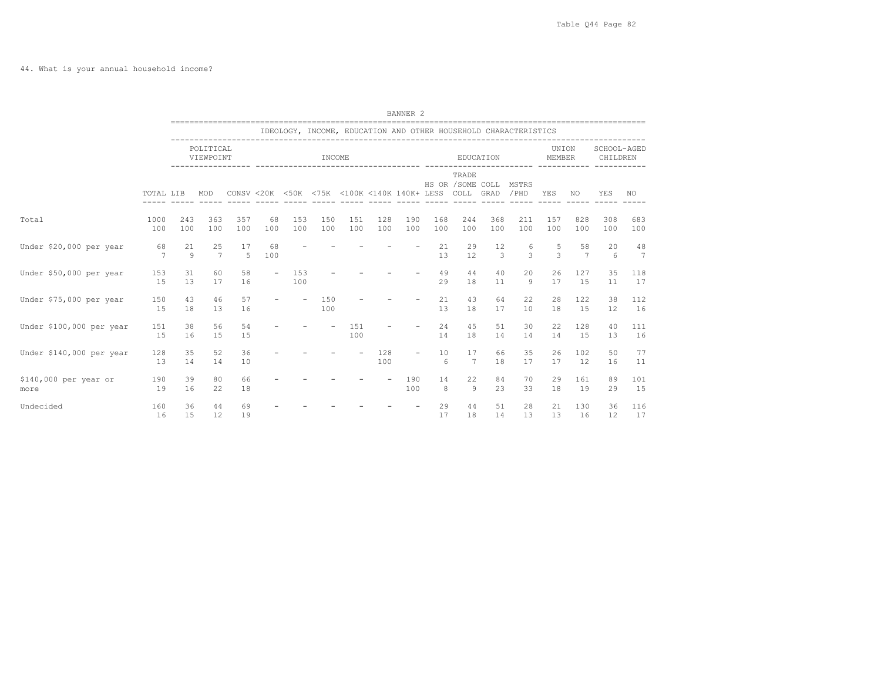44. What is your annual household income?

BANNER 2

IDEOLOGY, INCOME, EDUCATION AND OTHER HOUSEHOLD CHARACTERISTICS

| | TOTAL | POLITICAL VIEWPOINT | | | INCOME | | | | | | EDUCATION | | | | UNION MEMBER | | SCHOOL-AGED CHILDREN | |
|---|---|---|---|---|---|---|---|---|---|---|---|---|---|---|---|---|---|---|
| | | LIB | MOD | CONSV | <20K | <50K | <75K | <100K | <140K | 140K+ | HS OR LESS | TRADE /SOME COLL | COLL GRAD | MSTRS /PHD | YES | NO | YES | NO |
| Total | 1000 | 243 | 363 | 357 | 68 | 153 | 150 | 151 | 128 | 190 | 168 | 244 | 368 | 211 | 157 | 828 | 308 | 683 |
| | 100 | 100 | 100 | 100 | 100 | 100 | 100 | 100 | 100 | 100 | 100 | 100 | 100 | 100 | 100 | 100 | 100 | 100 |
| Under $20,000 per year | 68 | 21 | 25 | 17 | 68 | - | - | - | - | - | 21 | 29 | 12 | 6 | 5 | 58 | 20 | 48 |
| | 7 | 9 | 7 | 5 | 100 | | | | | | 13 | 12 | 3 | 3 | 3 | 7 | 6 | 7 |
| Under $50,000 per year | 153 | 31 | 60 | 58 | - | 153 | - | - | - | - | 49 | 44 | 40 | 20 | 26 | 127 | 35 | 118 |
| | 15 | 13 | 17 | 16 | | 100 | | | | | 29 | 18 | 11 | 9 | 17 | 15 | 11 | 17 |
| Under $75,000 per year | 150 | 43 | 46 | 57 | - | - | 150 | - | - | - | 21 | 43 | 64 | 22 | 28 | 122 | 38 | 112 |
| | 15 | 18 | 13 | 16 | | | 100 | | | | 13 | 18 | 17 | 10 | 18 | 15 | 12 | 16 |
| Under $100,000 per year | 151 | 38 | 56 | 54 | - | - | - | 151 | - | - | 24 | 45 | 51 | 30 | 22 | 128 | 40 | 111 |
| | 15 | 16 | 15 | 15 | | | | 100 | | | 14 | 18 | 14 | 14 | 14 | 15 | 13 | 16 |
| Under $140,000 per year | 128 | 35 | 52 | 36 | - | - | - | - | 128 | - | 10 | 17 | 66 | 35 | 26 | 102 | 50 | 77 |
| | 13 | 14 | 14 | 10 | | | | | 100 | | 6 | 7 | 18 | 17 | 17 | 12 | 16 | 11 |
| $140,000 per year or more | 190 | 39 | 80 | 66 | - | - | - | - | - | 190 | 14 | 22 | 84 | 70 | 29 | 161 | 89 | 101 |
| | 19 | 16 | 22 | 18 | | | | | | 100 | 8 | 9 | 23 | 33 | 18 | 19 | 29 | 15 |
| Undecided | 160 | 36 | 44 | 69 | - | - | - | - | - | - | 29 | 44 | 51 | 28 | 21 | 130 | 36 | 116 |
| | 16 | 15 | 12 | 19 | | | | | | | 17 | 18 | 14 | 13 | 13 | 16 | 12 | 17 |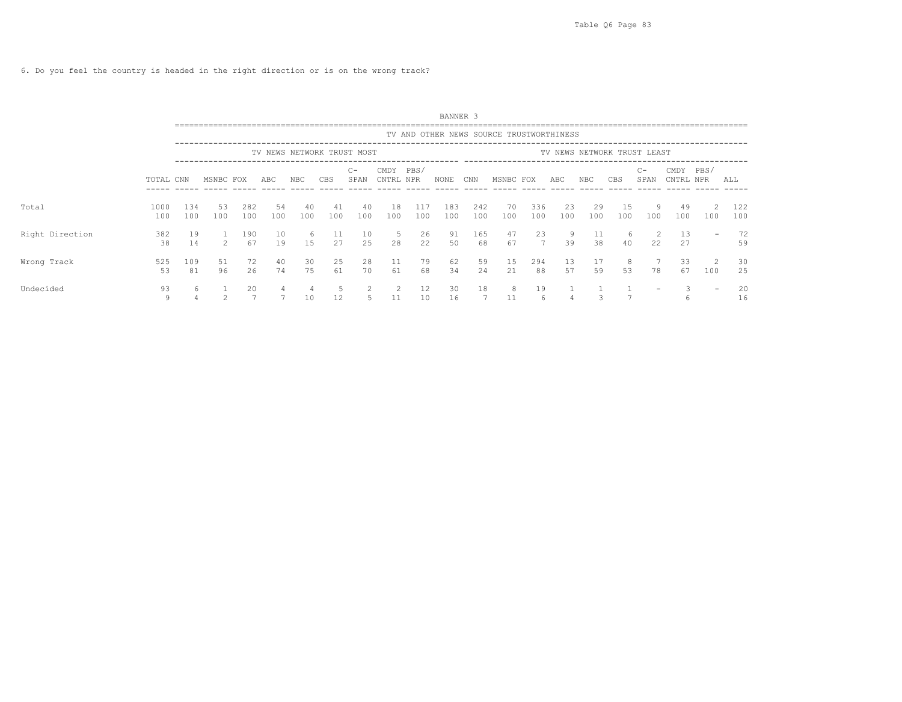6. Do you feel the country is headed in the right direction or is on the wrong track?

BANNER 3

| | | TV AND OTHER NEWS SOURCE TRUSTWORTHINESS | | | | | | | | | | | | | | | | | | | | |
|---|---|---|---|---|---|---|---|---|---|---|---|---|---|---|---|---|---|---|---|---|---|---|
| | | TV NEWS NETWORK TRUST MOST | | | | | | | | | | TV NEWS NETWORK TRUST LEAST | | | | | | | | | | |
| | TOTAL | CNN | MSNBC | FOX | ABC | NBC | CBS | C-SPAN | CMDY CNTRL | PBS/ NPR | NONE | CNN | MSNBC | FOX | ABC | NBC | CBS | C-SPAN | CMDY CNTRL | PBS/ NPR | ALL |
| Total | 1000 | 134 | 53 | 282 | 54 | 40 | 41 | 40 | 18 | 117 | 183 | 242 | 70 | 336 | 23 | 29 | 15 | 9 | 49 | 2 | 122 |
| | 100 | 100 | 100 | 100 | 100 | 100 | 100 | 100 | 100 | 100 | 100 | 100 | 100 | 100 | 100 | 100 | 100 | 100 | 100 | 100 | 100 |
| Right Direction | 382 | 19 | 1 | 190 | 10 | 6 | 11 | 10 | 5 | 26 | 91 | 165 | 47 | 23 | 9 | 11 | 6 | 2 | 13 | - | 72 |
| | 38 | 14 | 2 | 67 | 19 | 15 | 27 | 25 | 28 | 22 | 50 | 68 | 67 | 7 | 39 | 38 | 40 | 22 | 27 | | 59 |
| Wrong Track | 525 | 109 | 51 | 72 | 40 | 30 | 25 | 28 | 11 | 79 | 62 | 59 | 15 | 294 | 13 | 17 | 8 | 7 | 33 | 2 | 30 |
| | 53 | 81 | 96 | 26 | 74 | 75 | 61 | 70 | 61 | 68 | 34 | 24 | 21 | 88 | 57 | 59 | 53 | 78 | 67 | 100 | 25 |
| Undecided | 93 | 6 | 1 | 20 | 4 | 4 | 5 | 2 | 2 | 12 | 30 | 18 | 8 | 19 | 1 | 1 | 1 | - | 3 | - | 20 |
| | 9 | 4 | 2 | 7 | 7 | 10 | 12 | 5 | 11 | 10 | 16 | 7 | 11 | 6 | 4 | 3 | 7 | | 6 | | 16 |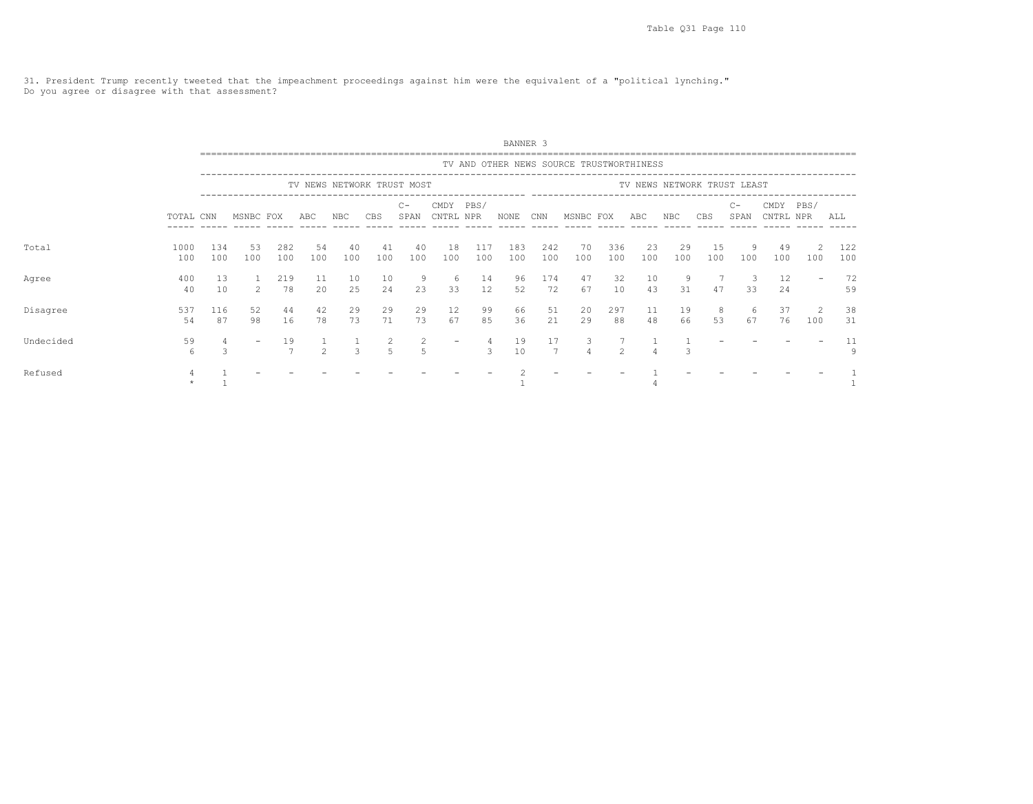31. President Trump recently tweeted that the impeachment proceedings against him were the equivalent of a "political lynching."
Do you agree or disagree with that assessment?

BANNER 3

| | | TV AND OTHER NEWS SOURCE TRUSTWORTHINESS | | | | | | | | | | | | | | | | | | | |
|---|---|---|---|---|---|---|---|---|---|---|---|---|---|---|---|---|---|---|---|---|---|
| | | TV NEWS NETWORK TRUST MOST | | | | | | | | | | TV NEWS NETWORK TRUST LEAST | | | | | | | | | |
| | TOTAL | CNN | MSNBC | FOX | ABC | NBC | CBS | C-SPAN | CMDY CNTRL | PBS/ NPR | NONE | CNN | MSNBC | FOX | ABC | NBC | CBS | C-SPAN | CMDY CNTRL | PBS/ NPR | ALL |
| Total | 1000 | 134 | 53 | 282 | 54 | 40 | 41 | 40 | 18 | 117 | 183 | 242 | 70 | 336 | 23 | 29 | 15 | 9 | 49 | 2 | 122 |
| | 100 | 100 | 100 | 100 | 100 | 100 | 100 | 100 | 100 | 100 | 100 | 100 | 100 | 100 | 100 | 100 | 100 | 100 | 100 | 100 | 100 |
| Agree | 400 | 13 | 1 | 219 | 11 | 10 | 10 | 9 | 6 | 14 | 96 | 174 | 47 | 32 | 10 | 9 | 7 | 3 | 12 | - | 72 |
| | 40 | 10 | 2 | 78 | 20 | 25 | 24 | 23 | 33 | 12 | 52 | 72 | 67 | 10 | 43 | 31 | 47 | 33 | 24 | | 59 |
| Disagree | 537 | 116 | 52 | 44 | 42 | 29 | 29 | 29 | 12 | 99 | 66 | 51 | 20 | 297 | 11 | 19 | 8 | 6 | 37 | 2 | 38 |
| | 54 | 87 | 98 | 16 | 78 | 73 | 71 | 73 | 67 | 85 | 36 | 21 | 29 | 88 | 48 | 66 | 53 | 67 | 76 | 100 | 31 |
| Undecided | 59 | 4 | - | 19 | 1 | 1 | 2 | 2 | - | 4 | 19 | 17 | 3 | 7 | 1 | 1 | - | - | - | - | 11 |
| | 6 | 3 | | 7 | 2 | 3 | 5 | 5 | | 3 | 10 | 7 | 4 | 2 | 4 | 3 | | | | | 9 |
| Refused | 4 | 1 | - | - | - | - | - | - | - | - | 2 | - | - | - | 1 | - | - | - | - | - | 1 |
| | * | 1 | | | | | | | | | 1 | | | | 4 | | | | | | 1 |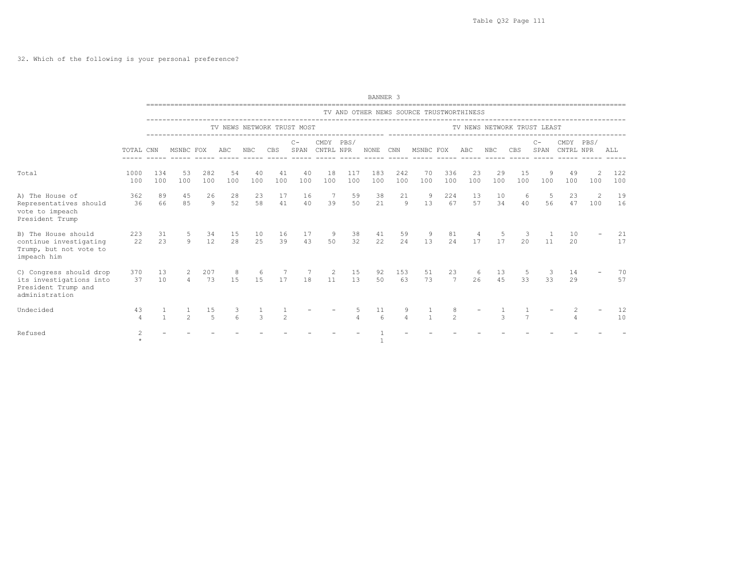32. Which of the following is your personal preference?

| | | BANNER 3 | | | | | | | | | | | | | | | | | | | | |
|---|---|---|---|---|---|---|---|---|---|---|---|---|---|---|---|---|---|---|---|---|---|---|
| | | TV AND OTHER NEWS SOURCE TRUSTWORTHINESS | | | | | | | | | | | | | | | | | | | | |
| | | TV NEWS NETWORK TRUST MOST | | | | | | | | | | TV NEWS NETWORK TRUST LEAST | | | | | | | | | | |
| | TOTAL | CNN | MSNBC | FOX | ABC | NBC | CBS | C-SPAN | CMDY CNTRL | PBS/ NPR | NONE | CNN | MSNBC | FOX | ABC | NBC | CBS | C-SPAN | CMDY CNTRL | PBS/ NPR | ALL |
| Total | 1000<br>100 | 134<br>100 | 53<br>100 | 282<br>100 | 54<br>100 | 40<br>100 | 41<br>100 | 40<br>100 | 18<br>100 | 117<br>100 | 183<br>100 | 242<br>100 | 70<br>100 | 336<br>100 | 23<br>100 | 29<br>100 | 15<br>100 | 9<br>100 | 49<br>100 | 2<br>100 | 122<br>100 |
| A) The House of Representatives should vote to impeach President Trump | 362<br>36 | 89<br>66 | 45<br>85 | 26<br>9 | 28<br>52 | 23<br>58 | 17<br>41 | 16<br>40 | 7<br>39 | 59<br>50 | 38<br>21 | 21<br>9 | 9<br>13 | 224<br>67 | 13<br>57 | 10<br>34 | 6<br>40 | 5<br>56 | 23<br>47 | 2<br>100 | 19<br>16 |
| B) The House should continue investigating Trump, but not vote to impeach him | 223<br>22 | 31<br>23 | 5<br>9 | 34<br>12 | 15<br>28 | 10<br>25 | 16<br>39 | 17<br>43 | 9<br>50 | 38<br>32 | 41<br>22 | 59<br>24 | 9<br>13 | 81<br>24 | 4<br>17 | 5<br>17 | 3<br>20 | 1<br>11 | 10<br>20 | - | 21<br>17 |
| C) Congress should drop its investigations into President Trump and administration | 370<br>37 | 13<br>10 | 2<br>4 | 207<br>73 | 8<br>15 | 6<br>15 | 7<br>17 | 7<br>18 | 2<br>11 | 15<br>13 | 92<br>50 | 153<br>63 | 51<br>73 | 23<br>7 | 6<br>26 | 13<br>45 | 5<br>33 | 3<br>33 | 14<br>29 | - | 70<br>57 |
| Undecided | 43<br>4 | 1<br>1 | 1<br>2 | 15<br>5 | 3<br>6 | 1<br>3 | 1<br>2 | - | - | 5<br>4 | 11<br>6 | 9<br>4 | 1<br>1 | 8<br>2 | - | 1<br>3 | 1<br>7 | - | 2<br>4 | - | 12<br>10 |
| Refused | 2<br>* | - | - | - | - | - | - | - | - | - | 1<br>1 | - | - | - | - | - | - | - | - | - | - |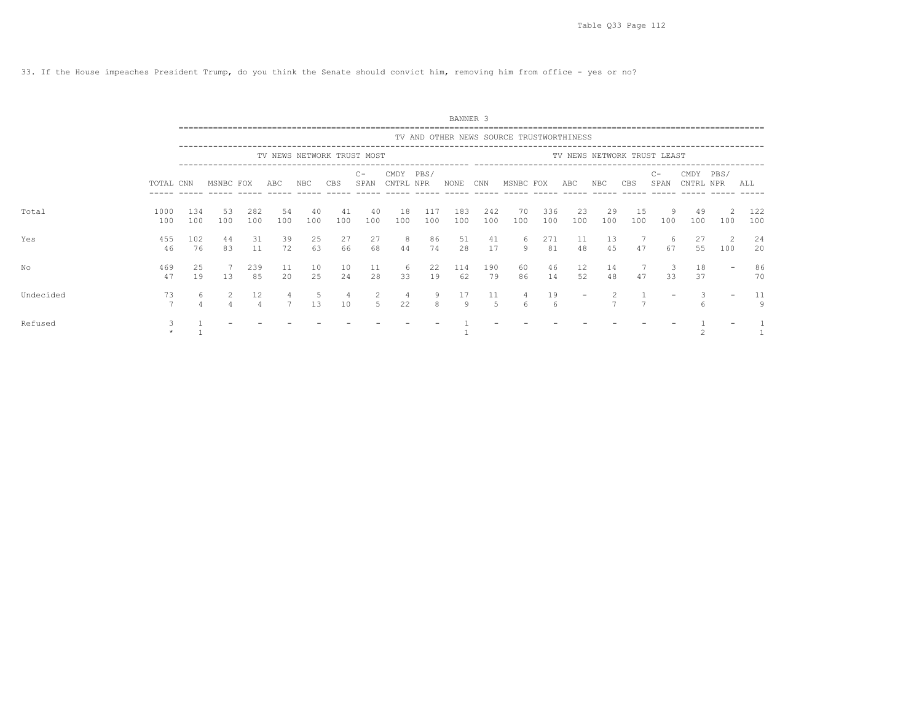33. If the House impeaches President Trump, do you think the Senate should convict him, removing him from office - yes or no?

BANNER 3

| | | TV AND OTHER NEWS SOURCE TRUSTWORTHINESS | | | | | | | | | | | | | | | | | | | | |
|---|---|---|---|---|---|---|---|---|---|---|---|---|---|---|---|---|---|---|---|---|---|---|
| | | TV NEWS NETWORK TRUST MOST | | | | | | | | | | TV NEWS NETWORK TRUST LEAST | | | | | | | | | | |
| | TOTAL | CNN | MSNBC | FOX | ABC | NBC | CBS | C-SPAN | CMDY CNTRL | PBS/ NPR | NONE | CNN | MSNBC | FOX | ABC | NBC | CBS | C-SPAN | CMDY CNTRL | PBS/ NPR | ALL |
| Total | 1000 | 134 | 53 | 282 | 54 | 40 | 41 | 40 | 18 | 117 | 183 | 242 | 70 | 336 | 23 | 29 | 15 | 9 | 49 | 2 | 122 |
| | 100 | 100 | 100 | 100 | 100 | 100 | 100 | 100 | 100 | 100 | 100 | 100 | 100 | 100 | 100 | 100 | 100 | 100 | 100 | 100 | 100 |
| Yes | 455 | 102 | 44 | 31 | 39 | 25 | 27 | 27 | 8 | 86 | 51 | 41 | 6 | 271 | 11 | 13 | 7 | 6 | 27 | 2 | 24 |
| | 46 | 76 | 83 | 11 | 72 | 63 | 66 | 68 | 44 | 74 | 28 | 17 | 9 | 81 | 48 | 45 | 47 | 67 | 55 | 100 | 20 |
| No | 469 | 25 | 7 | 239 | 11 | 10 | 10 | 11 | 6 | 22 | 114 | 190 | 60 | 46 | 12 | 14 | 7 | 3 | 18 | - | 86 |
| | 47 | 19 | 13 | 85 | 20 | 25 | 24 | 28 | 33 | 19 | 62 | 79 | 86 | 14 | 52 | 48 | 47 | 33 | 37 | | 70 |
| Undecided | 73 | 6 | 2 | 12 | 4 | 5 | 4 | 2 | 4 | 9 | 17 | 11 | 4 | 19 | - | 2 | 1 | - | 3 | - | 11 |
| | 7 | 4 | 4 | 4 | 7 | 13 | 10 | 5 | 22 | 8 | 9 | 5 | 6 | 6 | | 7 | 7 | | 6 | | 9 |
| Refused | 3 | 1 | - | - | - | - | - | - | - | - | 1 | - | - | - | - | - | - | - | 1 | - | 1 |
| | * | 1 | | | | | | | | | 1 | | | | | | | | 2 | | 1 |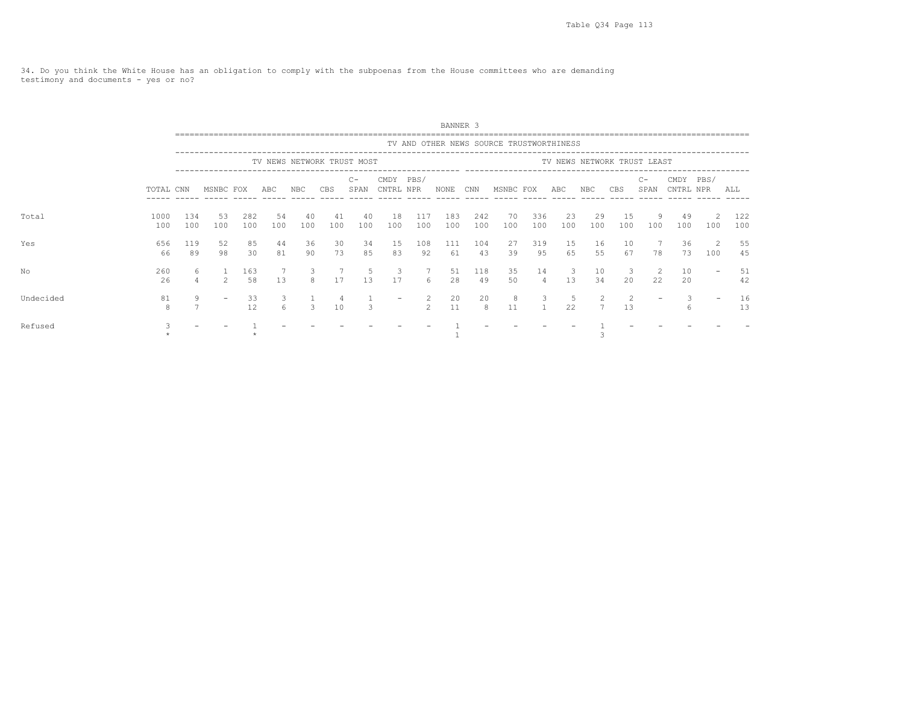34. Do you think the White House has an obligation to comply with the subpoenas from the House committees who are demanding testimony and documents - yes or no?

BANNER 3

| | | TV AND OTHER NEWS SOURCE TRUSTWORTHINESS | | | | | | | | | | | | | | | | | | | |
|---|---|---|---|---|---|---|---|---|---|---|---|---|---|---|---|---|---|---|---|---|---|
| | | TV NEWS NETWORK TRUST MOST | | | | | | | | | | TV NEWS NETWORK TRUST LEAST | | | | | | | | | |
| | TOTAL | CNN | MSNBC | FOX | ABC | NBC | CBS | C-SPAN | CMDY CNTRL | PBS/ NPR | NONE | CNN | MSNBC | FOX | ABC | NBC | CBS | C-SPAN | CMDY CNTRL | PBS/ NPR | ALL |
| Total | 1000 | 134 | 53 | 282 | 54 | 40 | 41 | 40 | 18 | 117 | 183 | 242 | 70 | 336 | 23 | 29 | 15 | 9 | 49 | 2 | 122 |
| | 100 | 100 | 100 | 100 | 100 | 100 | 100 | 100 | 100 | 100 | 100 | 100 | 100 | 100 | 100 | 100 | 100 | 100 | 100 | 100 | 100 |
| Yes | 656 | 119 | 52 | 85 | 44 | 36 | 30 | 34 | 15 | 108 | 111 | 104 | 27 | 319 | 15 | 16 | 10 | 7 | 36 | 2 | 55 |
| | 66 | 89 | 98 | 30 | 81 | 90 | 73 | 85 | 83 | 92 | 61 | 43 | 39 | 95 | 65 | 55 | 67 | 78 | 73 | 100 | 45 |
| No | 260 | 6 | 1 | 163 | 7 | 3 | 7 | 5 | 3 | 7 | 51 | 118 | 35 | 14 | 3 | 10 | 3 | 2 | 10 | - | 51 |
| | 26 | 4 | 2 | 58 | 13 | 8 | 17 | 13 | 17 | 6 | 28 | 49 | 50 | 4 | 13 | 34 | 20 | 22 | 20 | | 42 |
| Undecided | 81 | 9 | - | 33 | 3 | 1 | 4 | 1 | - | 2 | 20 | 20 | 8 | 3 | 5 | 2 | 2 | - | 3 | - | 16 |
| | 8 | 7 | | 12 | 6 | 3 | 10 | 3 | | 2 | 11 | 8 | 11 | 1 | 22 | 7 | 13 | | 6 | | 13 |
| Refused | 3 | - | - | 1 | - | - | - | - | - | - | 1 | - | - | - | - | 1 | - | - | - | - | - |
| | * | | | * | | | | | | | 1 | | | | | 3 | | | | | |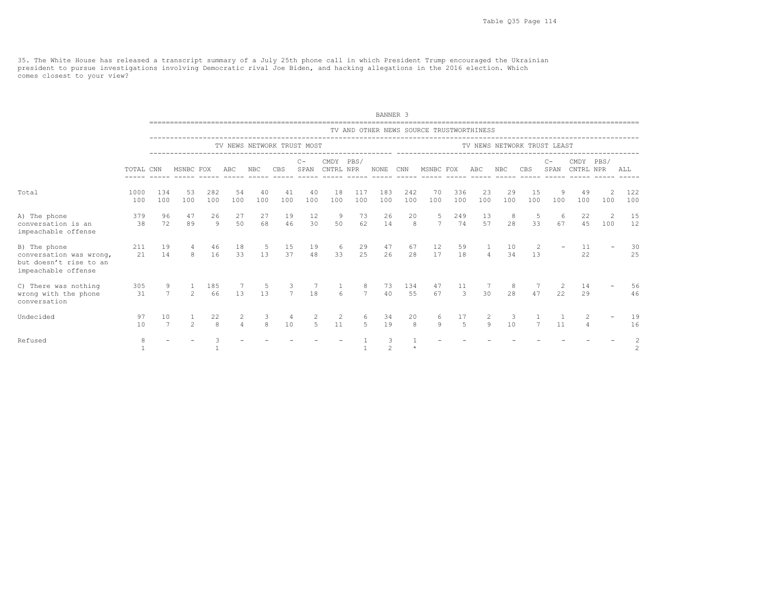35. The White House has released a transcript summary of a July 25th phone call in which President Trump encouraged the Ukrainian president to pursue investigations involving Democratic rival Joe Biden, and hacking allegations in the 2016 election. Which comes closest to your view?

BANNER 3

| | | TV AND OTHER NEWS SOURCE TRUSTWORTHINESS | | | | | | | | | | | | | | | | | | | | |
|---|---|---|---|---|---|---|---|---|---|---|---|---|---|---|---|---|---|---|---|---|---|---|
| | | TV NEWS NETWORK TRUST MOST | | | | | | | | | | TV NEWS NETWORK TRUST LEAST | | | | | | | | | | |
| | TOTAL | CNN | MSNBC | FOX | ABC | NBC | CBS | C-SPAN | CMDY CNTRL | PBS/ NPR | NONE | CNN | MSNBC | FOX | ABC | NBC | CBS | C-SPAN | CMDY CNTRL | PBS/ NPR | ALL |
| Total | 1000<br>100 | 134<br>100 | 53<br>100 | 282<br>100 | 54<br>100 | 40<br>100 | 41<br>100 | 40<br>100 | 18<br>100 | 117<br>100 | 183<br>100 | 242<br>100 | 70<br>100 | 336<br>100 | 23<br>100 | 29<br>100 | 15<br>100 | 9<br>100 | 49<br>100 | 2<br>100 | 122<br>100 |
| A) The phone conversation is an impeachable offense | 379<br>38 | 96<br>72 | 47<br>89 | 26<br>9 | 27<br>50 | 27<br>68 | 19<br>46 | 12<br>30 | 9<br>50 | 73<br>62 | 26<br>14 | 20<br>8 | 5<br>7 | 249<br>74 | 13<br>57 | 8<br>28 | 5<br>33 | 6<br>67 | 22<br>45 | 2<br>100 | 15<br>12 |
| B) The phone conversation was wrong, but doesn't rise to an impeachable offense | 211<br>21 | 19<br>14 | 4<br>8 | 46<br>16 | 18<br>33 | 5<br>13 | 15<br>37 | 19<br>48 | 6<br>33 | 29<br>25 | 47<br>26 | 67<br>28 | 12<br>17 | 59<br>18 | 1<br>4 | 10<br>34 | 2<br>13 | - | 11<br>22 | - | 30<br>25 |
| C) There was nothing wrong with the phone conversation | 305<br>31 | 9<br>7 | 1<br>2 | 185<br>66 | 7<br>13 | 5<br>13 | 3<br>7 | 7<br>18 | 1<br>6 | 8<br>7 | 73<br>40 | 134<br>55 | 47<br>67 | 11<br>3 | 7<br>30 | 8<br>28 | 7<br>47 | 2<br>22 | 14<br>29 | - | 56<br>46 |
| Undecided | 97<br>10 | 10<br>7 | 1<br>2 | 22<br>8 | 2<br>4 | 3<br>8 | 4<br>10 | 2<br>5 | 2<br>11 | 6<br>5 | 34<br>19 | 20<br>8 | 6<br>9 | 17<br>5 | 2<br>9 | 3<br>10 | 1<br>7 | 1<br>11 | 2<br>4 | - | 19<br>16 |
| Refused | 8<br>1 | - | - | 3<br>1 | - | - | - | - | - | 1<br>1 | 3<br>2 | 1<br>* | - | - | - | - | - | - | - | - | 2<br>2 |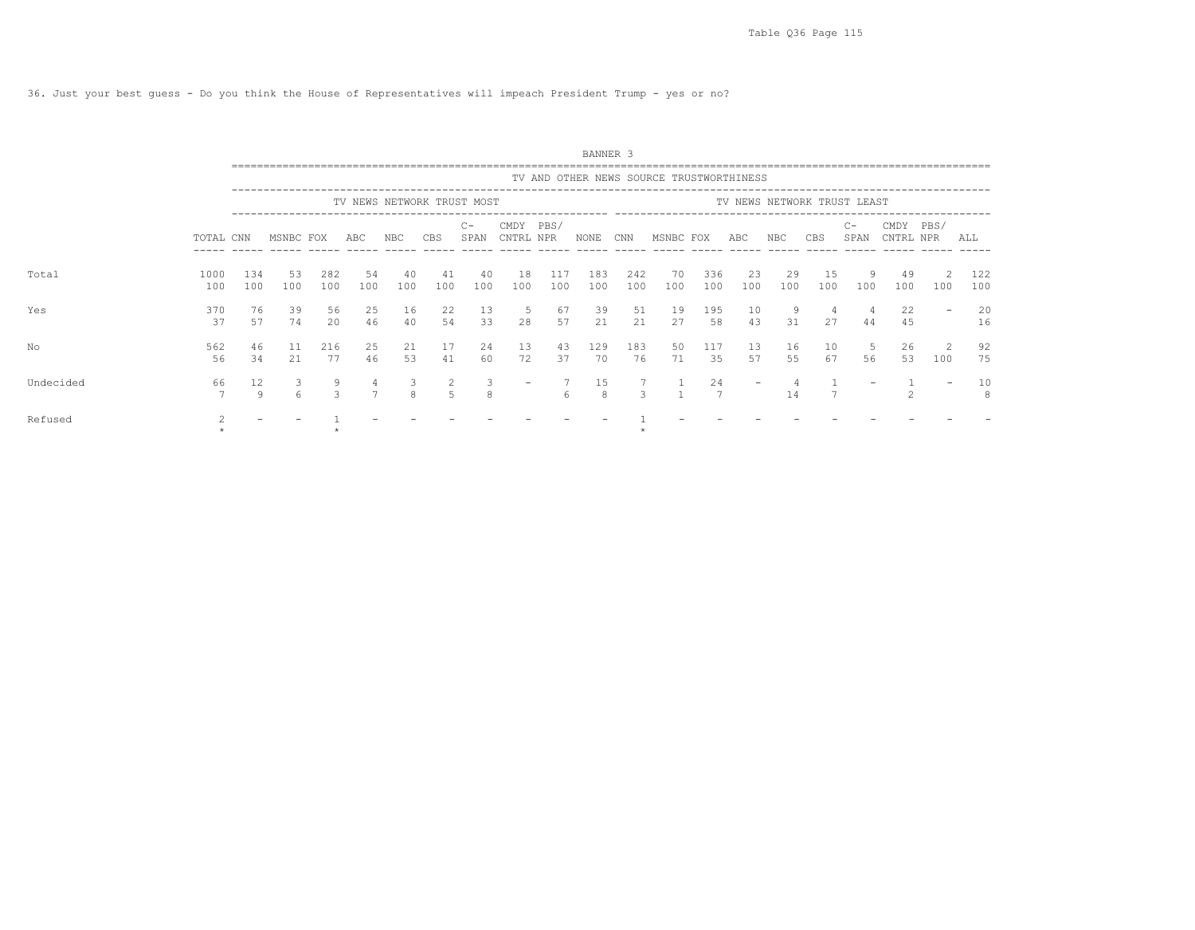36. Just your best guess - Do you think the House of Representatives will impeach President Trump - yes or no?

| | | BANNER 3 | | | | | | | | | | | | | | | | | | | |
|---|---|---|---|---|---|---|---|---|---|---|---|---|---|---|---|---|---|---|---|---|---|
| | | TV AND OTHER NEWS SOURCE TRUSTWORTHINESS | | | | | | | | | | | | | | | | | | | |
| | | TV NEWS NETWORK TRUST MOST | | | | | | | | | | TV NEWS NETWORK TRUST LEAST | | | | | | | | | |
| | TOTAL | CNN | MSNBC | FOX | ABC | NBC | CBS | C-SPAN | CMDY CNTRL | PBS/NPR | NONE | CNN | MSNBC | FOX | ABC | NBC | CBS | C-SPAN | CMDY CNTRL | PBS/NPR | ALL |
| Total | 1000 | 134 | 53 | 282 | 54 | 40 | 41 | 40 | 18 | 117 | 183 | 242 | 70 | 336 | 23 | 29 | 15 | 9 | 49 | 2 | 122 |
| | 100 | 100 | 100 | 100 | 100 | 100 | 100 | 100 | 100 | 100 | 100 | 100 | 100 | 100 | 100 | 100 | 100 | 100 | 100 | 100 | 100 |
| Yes | 370 | 76 | 39 | 56 | 25 | 16 | 22 | 13 | 5 | 67 | 39 | 51 | 19 | 195 | 10 | 9 | 4 | 4 | 22 | - | 20 |
| | 37 | 57 | 74 | 20 | 46 | 40 | 54 | 33 | 28 | 57 | 21 | 21 | 27 | 58 | 43 | 31 | 27 | 44 | 45 | | 16 |
| No | 562 | 46 | 11 | 216 | 25 | 21 | 17 | 24 | 13 | 43 | 129 | 183 | 50 | 117 | 13 | 16 | 10 | 5 | 26 | 2 | 92 |
| | 56 | 34 | 21 | 77 | 46 | 53 | 41 | 60 | 72 | 37 | 70 | 76 | 71 | 35 | 57 | 55 | 67 | 56 | 53 | 100 | 75 |
| Undecided | 66 | 12 | 3 | 9 | 4 | 3 | 2 | 3 | - | 7 | 15 | 7 | 1 | 24 | - | 4 | 1 | - | 1 | - | 10 |
| | 7 | 9 | 6 | 3 | 7 | 8 | 5 | 8 | | 6 | 8 | 3 | 1 | 7 | | 14 | 7 | | 2 | | 8 |
| Refused | 2 | - | - | 1 | - | - | - | - | - | - | - | 1 | - | - | - | - | - | - | - | - | - |
| | * | | | * | | | | | | | | * | | | | | | | | | |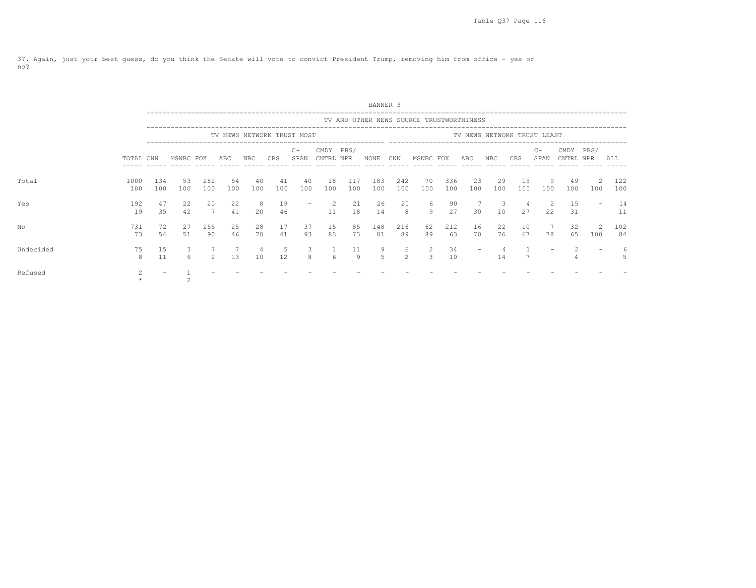37. Again, just your best guess, do you think the Senate will vote to convict President Trump, removing him from office - yes or no?

BANNER 3

TV AND OTHER NEWS SOURCE TRUSTWORTHINESS

| | | TV NEWS NETWORK TRUST MOST | | | | | | | | | | TV NEWS NETWORK TRUST LEAST | | | | | | | | | |
|---|---|---|---|---|---|---|---|---|---|---|---|---|---|---|---|---|---|---|---|---|---|
| | TOTAL | CNN | MSNBC | FOX | ABC | NBC | CBS | C-SPAN | CMDY CNTRL | PBS/ NPR | NONE | CNN | MSNBC | FOX | ABC | NBC | CBS | C-SPAN | CMDY CNTRL | PBS/ NPR | ALL |
| Total | 1000 | 134 | 53 | 282 | 54 | 40 | 41 | 40 | 18 | 117 | 183 | 242 | 70 | 336 | 23 | 29 | 15 | 9 | 49 | 2 | 122 |
| | 100 | 100 | 100 | 100 | 100 | 100 | 100 | 100 | 100 | 100 | 100 | 100 | 100 | 100 | 100 | 100 | 100 | 100 | 100 | 100 | 100 |
| Yes | 192 | 47 | 22 | 20 | 22 | 8 | 19 | - | 2 | 21 | 26 | 20 | 6 | 90 | 7 | 3 | 4 | 2 | 15 | - | 14 |
| | 19 | 35 | 42 | 7 | 41 | 20 | 46 | | 11 | 18 | 14 | 8 | 9 | 27 | 30 | 10 | 27 | 22 | 31 | | 11 |
| No | 731 | 72 | 27 | 255 | 25 | 28 | 17 | 37 | 15 | 85 | 148 | 216 | 62 | 212 | 16 | 22 | 10 | 7 | 32 | 2 | 102 |
| | 73 | 54 | 51 | 90 | 46 | 70 | 41 | 93 | 83 | 73 | 81 | 89 | 89 | 63 | 70 | 76 | 67 | 78 | 65 | 100 | 84 |
| Undecided | 75 | 15 | 3 | 7 | 7 | 4 | 5 | 3 | 1 | 11 | 9 | 6 | 2 | 34 | - | 4 | 1 | - | 2 | - | 6 |
| | 8 | 11 | 6 | 2 | 13 | 10 | 12 | 8 | 6 | 9 | 5 | 2 | 3 | 10 | | 14 | 7 | | 4 | | 5 |
| Refused | 2 | - | 1 | - | - | - | - | - | - | - | - | - | - | - | - | - | - | - | - | - | - |
| | * | | 2 | | | | | | | | | | | | | | | | | | |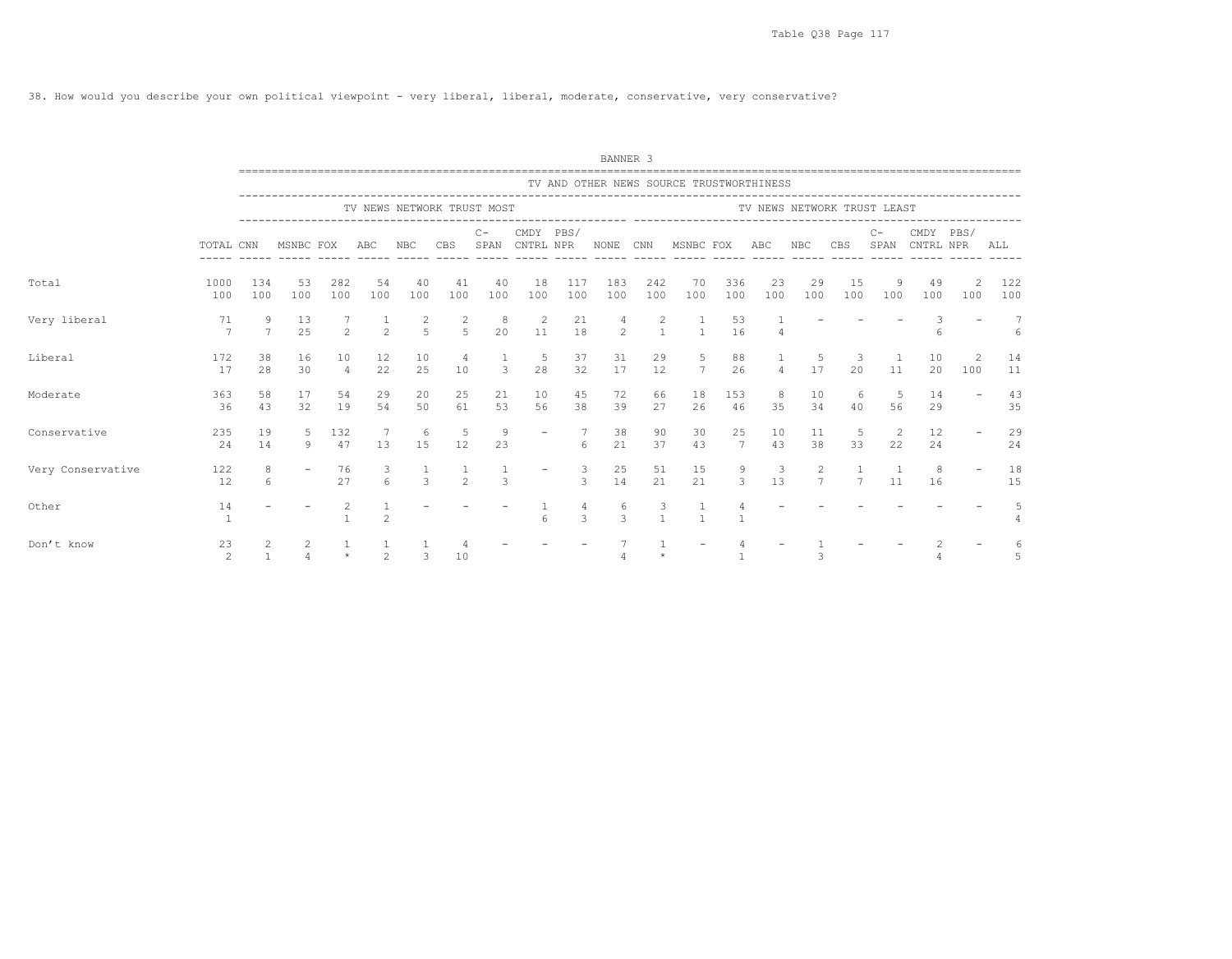38. How would you describe your own political viewpoint - very liberal, liberal, moderate, conservative, very conservative?

BANNER 3

| | | TV AND OTHER NEWS SOURCE TRUSTWORTHINESS | | | | | | | | | | | | | | | | | | | | |
|---|---|---|---|---|---|---|---|---|---|---|---|---|---|---|---|---|---|---|---|---|---|---|
| | | TV NEWS NETWORK TRUST MOST | | | | | | | | | | TV NEWS NETWORK TRUST LEAST | | | | | | | | | | |
| | TOTAL | CNN | MSNBC | FOX | ABC | NBC | CBS | C-SPAN | CMDY CNTRL | PBS/NPR | NONE | CNN | MSNBC | FOX | ABC | NBC | CBS | C-SPAN | CMDY CNTRL | PBS/NPR | ALL |
| Total | 1000 | 134 | 53 | 282 | 54 | 40 | 41 | 40 | 18 | 117 | 183 | 242 | 70 | 336 | 23 | 29 | 15 | 9 | 49 | 2 | 122 |
| | 100 | 100 | 100 | 100 | 100 | 100 | 100 | 100 | 100 | 100 | 100 | 100 | 100 | 100 | 100 | 100 | 100 | 100 | 100 | 100 | 100 |
| Very liberal | 71 | 9 | 13 | 7 | 1 | 2 | 2 | 8 | 2 | 21 | 4 | 2 | 1 | 53 | 1 | - | - | - | 3 | - | 7 |
| | 7 | 7 | 25 | 2 | 2 | 5 | 5 | 20 | 11 | 18 | 2 | 1 | 1 | 16 | 4 | | | | 6 | | 6 |
| Liberal | 172 | 38 | 16 | 10 | 12 | 10 | 4 | 1 | 5 | 37 | 31 | 29 | 5 | 88 | 1 | 5 | 3 | 1 | 10 | 2 | 14 |
| | 17 | 28 | 30 | 4 | 22 | 25 | 10 | 3 | 28 | 32 | 17 | 12 | 7 | 26 | 4 | 17 | 20 | 11 | 20 | 100 | 11 |
| Moderate | 363 | 58 | 17 | 54 | 29 | 20 | 25 | 21 | 10 | 45 | 72 | 66 | 18 | 153 | 8 | 10 | 6 | 5 | 14 | - | 43 |
| | 36 | 43 | 32 | 19 | 54 | 50 | 61 | 53 | 56 | 38 | 39 | 27 | 26 | 46 | 35 | 34 | 40 | 56 | 29 | | 35 |
| Conservative | 235 | 19 | 5 | 132 | 7 | 6 | 5 | 9 | - | 7 | 38 | 90 | 30 | 25 | 10 | 11 | 5 | 2 | 12 | - | 29 |
| | 24 | 14 | 9 | 47 | 13 | 15 | 12 | 23 | | 6 | 21 | 37 | 43 | 7 | 43 | 38 | 33 | 22 | 24 | | 24 |
| Very Conservative | 122 | 8 | - | 76 | 3 | 1 | 1 | 1 | - | 3 | 25 | 51 | 15 | 9 | 3 | 2 | 1 | 1 | 8 | - | 18 |
| | 12 | 6 | | 27 | 6 | 3 | 2 | 3 | | 3 | 14 | 21 | 21 | 3 | 13 | 7 | 7 | 11 | 16 | | 15 |
| Other | 14 | - | - | 2 | 1 | - | - | - | 1 | 4 | 6 | 3 | 1 | 4 | - | - | - | - | - | - | 5 |
| | 1 | | | 1 | 2 | | | | 6 | 3 | 3 | 1 | 1 | 1 | | | | | | | 4 |
| Don't know | 23 | 2 | 2 | 1 | 1 | 1 | 4 | - | - | - | 7 | 1 | - | 4 | - | 1 | - | - | 2 | - | 6 |
| | 2 | 1 | 4 | * | 2 | 3 | 10 | | | | 4 | * | | 1 | | 3 | | | 4 | | 5 |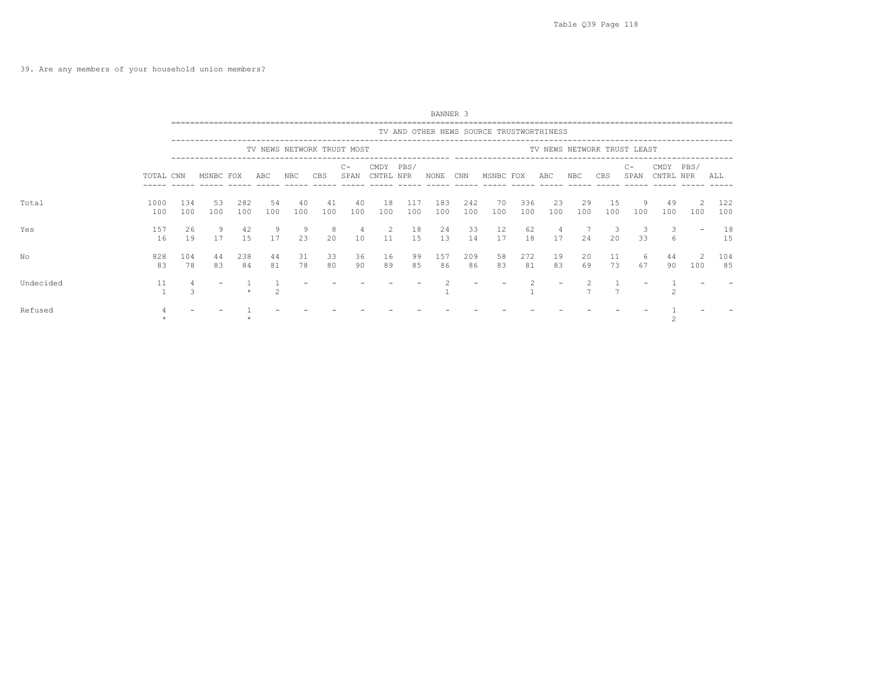39. Are any members of your household union members?

BANNER 3

| | TOTAL | TV NEWS NETWORK TRUST MOST: CNN | MSNBC | FOX | ABC | NBC | CBS | C-SPAN | CMDY CNTRL | PBS/ NPR | NONE | TV NEWS NETWORK TRUST LEAST: CNN | MSNBC | FOX | ABC | NBC | CBS | C-SPAN | CMDY CNTRL | PBS/ NPR | ALL |
|---|---|---|---|---|---|---|---|---|---|---|---|---|---|---|---|---|---|---|---|---|---|
| Total | 1000 | 134 | 53 | 282 | 54 | 40 | 41 | 40 | 18 | 117 | 183 | 242 | 70 | 336 | 23 | 29 | 15 | 9 | 49 | 2 | 122 |
| | 100 | 100 | 100 | 100 | 100 | 100 | 100 | 100 | 100 | 100 | 100 | 100 | 100 | 100 | 100 | 100 | 100 | 100 | 100 | 100 | 100 |
| Yes | 157 | 26 | 9 | 42 | 9 | 9 | 8 | 4 | 2 | 18 | 24 | 33 | 12 | 62 | 4 | 7 | 3 | 3 | 3 | - | 18 |
| | 16 | 19 | 17 | 15 | 17 | 23 | 20 | 10 | 11 | 15 | 13 | 14 | 17 | 18 | 17 | 24 | 20 | 33 | 6 | | 15 |
| No | 828 | 104 | 44 | 238 | 44 | 31 | 33 | 36 | 16 | 99 | 157 | 209 | 58 | 272 | 19 | 20 | 11 | 6 | 44 | 2 | 104 |
| | 83 | 78 | 83 | 84 | 81 | 78 | 80 | 90 | 89 | 85 | 86 | 86 | 83 | 81 | 83 | 69 | 73 | 67 | 90 | 100 | 85 |
| Undecided | 11 | 4 | - | 1 | 1 | - | - | - | - | - | 2 | - | - | 2 | - | 2 | 1 | - | 1 | - | - |
| | 1 | 3 | | * | 2 | | | | | | 1 | | | 1 | | 7 | 7 | | 2 | | |
| Refused | 4 | - | - | 1 | - | - | - | - | - | - | - | - | - | - | - | - | - | - | 1 | - | - |
| | * | | | * | | | | | | | | | | | | | | | 2 | | |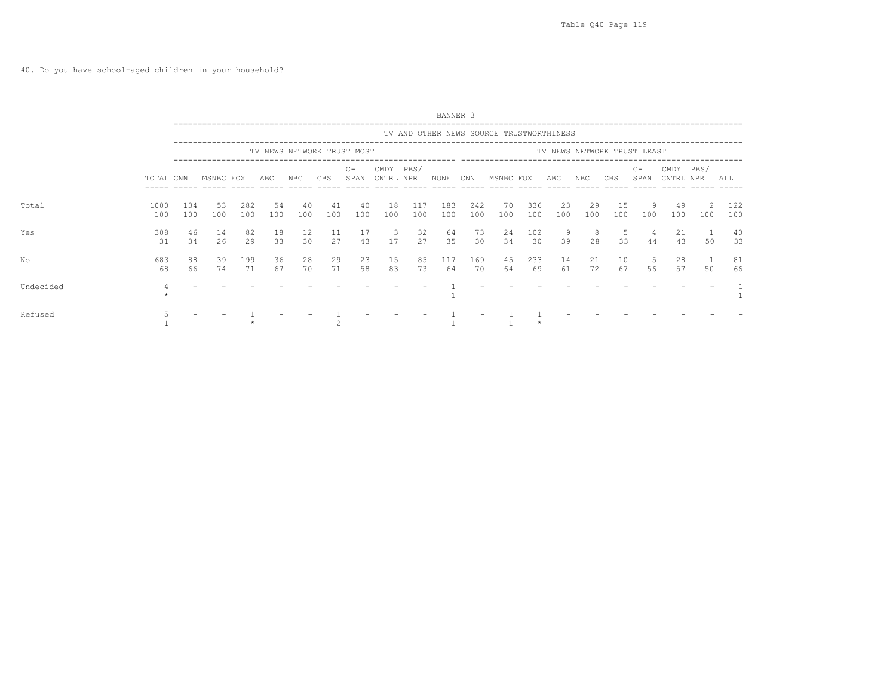Table Q40 Page 119

40. Do you have school-aged children in your household?

BANNER 3

| | | TV AND OTHER NEWS SOURCE TRUSTWORTHINESS | | | | | | | | | | | | | | | | | | | | |
|---|---|---|---|---|---|---|---|---|---|---|---|---|---|---|---|---|---|---|---|---|---|---|
| | | TV NEWS NETWORK TRUST MOST | | | | | | | | | | TV NEWS NETWORK TRUST LEAST | | | | | | | | | | |
| | TOTAL | CNN | MSNBC | FOX | ABC | NBC | CBS | C-SPAN | CMDY CNTRL | PBS/ NPR | NONE | CNN | MSNBC | FOX | ABC | NBC | CBS | C-SPAN | CMDY CNTRL | PBS/ NPR | ALL |
| Total | 1000 | 134 | 53 | 282 | 54 | 40 | 41 | 40 | 18 | 117 | 183 | 242 | 70 | 336 | 23 | 29 | 15 | 9 | 49 | 2 | 122 |
| | 100 | 100 | 100 | 100 | 100 | 100 | 100 | 100 | 100 | 100 | 100 | 100 | 100 | 100 | 100 | 100 | 100 | 100 | 100 | 100 | 100 |
| Yes | 308 | 46 | 14 | 82 | 18 | 12 | 11 | 17 | 3 | 32 | 64 | 73 | 24 | 102 | 9 | 8 | 5 | 4 | 21 | 1 | 40 |
| | 31 | 34 | 26 | 29 | 33 | 30 | 27 | 43 | 17 | 27 | 35 | 30 | 34 | 30 | 39 | 28 | 33 | 44 | 43 | 50 | 33 |
| No | 683 | 88 | 39 | 199 | 36 | 28 | 29 | 23 | 15 | 85 | 117 | 169 | 45 | 233 | 14 | 21 | 10 | 5 | 28 | 1 | 81 |
| | 68 | 66 | 74 | 71 | 67 | 70 | 71 | 58 | 83 | 73 | 64 | 70 | 64 | 69 | 61 | 72 | 67 | 56 | 57 | 50 | 66 |
| Undecided | 4 | - | - | - | - | - | - | - | - | - | 1 | - | - | - | - | - | - | - | - | - | 1 |
| | * | | | | | | | | | | 1 | | | | | | | | | | 1 |
| Refused | 5 | - | - | 1 | - | - | 1 | - | - | - | 1 | - | 1 | 1 | - | - | - | - | - | - | - |
| | 1 | | | * | | | 2 | | | | 1 | | 1 | * | | | | | | | |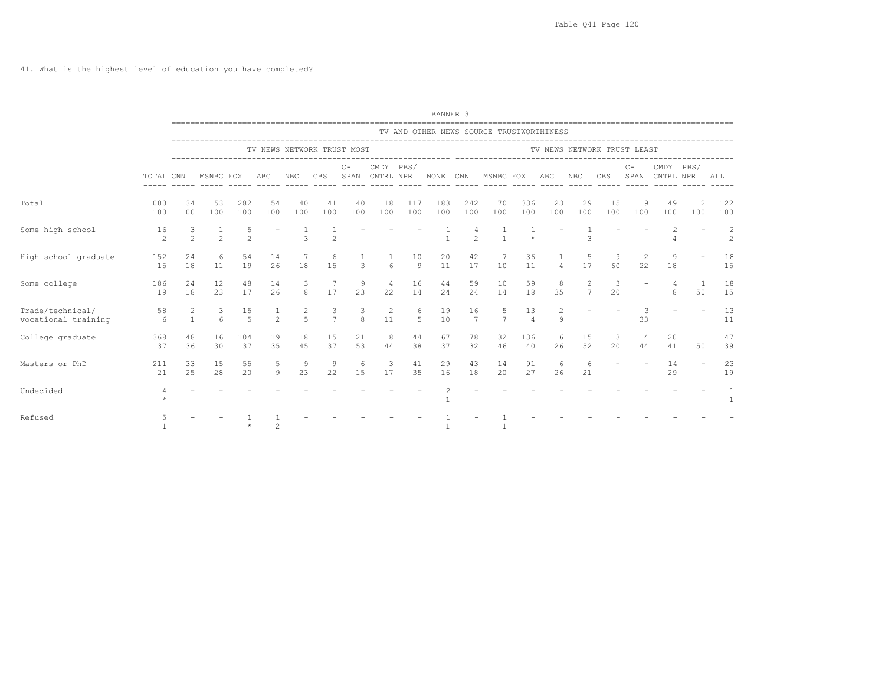41. What is the highest level of education you have completed?

BANNER 3

| | | TV AND OTHER NEWS SOURCE TRUSTWORTHINESS | | | | | | | | | | | | | | | | | | | | |
|---|---|---|---|---|---|---|---|---|---|---|---|---|---|---|---|---|---|---|---|---|---|---|
| | | TV NEWS NETWORK TRUST MOST | | | | | | | | | | TV NEWS NETWORK TRUST LEAST | | | | | | | | | | |
| | TOTAL | CNN | MSNBC | FOX | ABC | NBC | CBS | C-SPAN | CMDY CNTRL | PBS/ NPR | NONE | CNN | MSNBC | FOX | ABC | NBC | CBS | C-SPAN | CMDY CNTRL | PBS/ NPR | ALL |
| Total | 1000 | 134 | 53 | 282 | 54 | 40 | 41 | 40 | 18 | 117 | 183 | 242 | 70 | 336 | 23 | 29 | 15 | 9 | 49 | 2 | 122 |
| | 100 | 100 | 100 | 100 | 100 | 100 | 100 | 100 | 100 | 100 | 100 | 100 | 100 | 100 | 100 | 100 | 100 | 100 | 100 | 100 | 100 |
| Some high school | 16 | 3 | 1 | 5 | - | 1 | 1 | - | - | - | 1 | 4 | 1 | 1 | - | 1 | - | - | 2 | - | 2 |
| | 2 | 2 | 2 | 2 | | 3 | 2 | | | | 1 | 2 | 1 | * | | 3 | | | 4 | | 2 |
| High school graduate | 152 | 24 | 6 | 54 | 14 | 7 | 6 | 1 | 1 | 10 | 20 | 42 | 7 | 36 | 1 | 5 | 9 | 2 | 9 | - | 18 |
| | 15 | 18 | 11 | 19 | 26 | 18 | 15 | 3 | 6 | 9 | 11 | 17 | 10 | 11 | 4 | 17 | 60 | 22 | 18 | | 15 |
| Some college | 186 | 24 | 12 | 48 | 14 | 3 | 7 | 9 | 4 | 16 | 44 | 59 | 10 | 59 | 8 | 2 | 3 | - | 4 | 1 | 18 |
| | 19 | 18 | 23 | 17 | 26 | 8 | 17 | 23 | 22 | 14 | 24 | 24 | 14 | 18 | 35 | 7 | 20 | | 8 | 50 | 15 |
| Trade/technical/ vocational training | 58 | 2 | 3 | 15 | 1 | 2 | 3 | 3 | 2 | 6 | 19 | 16 | 5 | 13 | 2 | - | - | 3 | - | - | 13 |
| | 6 | 1 | 6 | 5 | 2 | 5 | 7 | 8 | 11 | 5 | 10 | 7 | 7 | 4 | 9 | | | 33 | | | 11 |
| College graduate | 368 | 48 | 16 | 104 | 19 | 18 | 15 | 21 | 8 | 44 | 67 | 78 | 32 | 136 | 6 | 15 | 3 | 4 | 20 | 1 | 47 |
| | 37 | 36 | 30 | 37 | 35 | 45 | 37 | 53 | 44 | 38 | 37 | 32 | 46 | 40 | 26 | 52 | 20 | 44 | 41 | 50 | 39 |
| Masters or PhD | 211 | 33 | 15 | 55 | 5 | 9 | 9 | 6 | 3 | 41 | 29 | 43 | 14 | 91 | 6 | 6 | - | - | 14 | - | 23 |
| | 21 | 25 | 28 | 20 | 9 | 23 | 22 | 15 | 17 | 35 | 16 | 18 | 20 | 27 | 26 | 21 | | | 29 | | 19 |
| Undecided | 4 | - | - | - | - | - | - | - | - | - | 2 | - | - | - | - | - | - | - | - | - | 1 |
| | * | | | | | | | | | | 1 | | | | | | | | | | 1 |
| Refused | 5 | - | - | 1 | 1 | - | - | - | - | - | 1 | - | 1 | - | - | - | - | - | - | - | - |
| | 1 | | | * | 2 | | | | | | 1 | | 1 | | | | | | | | |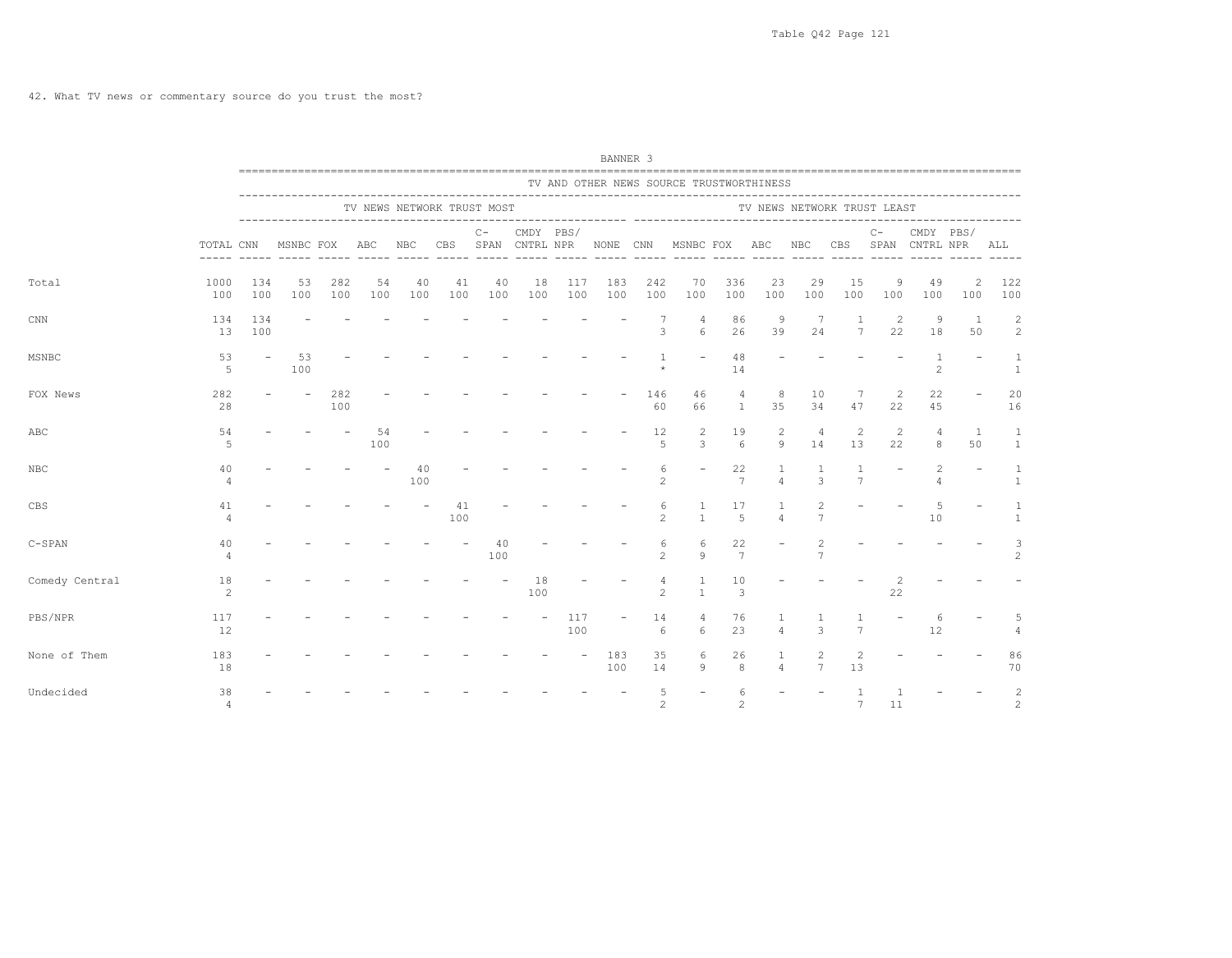42. What TV news or commentary source do you trust the most?

BANNER 3

| | | TV AND OTHER NEWS SOURCE TRUSTWORTHINESS | | | | | | | | | | | | | | | | | | | | |
|---|---|---|---|---|---|---|---|---|---|---|---|---|---|---|---|---|---|---|---|---|---|---|
| | | TV NEWS NETWORK TRUST MOST | | | | | | | | | | TV NEWS NETWORK TRUST LEAST | | | | | | | | | | |
| | TOTAL | CNN | MSNBC | FOX | ABC | NBC | CBS | C-SPAN | CMDY CNTRL | PBS/ NPR | NONE | CNN | MSNBC | FOX | ABC | NBC | CBS | C-SPAN | CMDY CNTRL | PBS/ NPR | ALL |
| Total | 1000<br>100 | 134<br>100 | 53<br>100 | 282<br>100 | 54<br>100 | 40<br>100 | 41<br>100 | 40<br>100 | 18<br>100 | 117<br>100 | 183<br>100 | 242<br>100 | 70<br>100 | 336<br>100 | 23<br>100 | 29<br>100 | 15<br>100 | 9<br>100 | 49<br>100 | 2<br>100 | 122<br>100 |
| CNN | 134<br>13 | 134<br>100 | - | - | - | - | - | - | - | - | - | 7<br>3 | 4<br>6 | 86<br>26 | 9<br>39 | 7<br>24 | 1<br>7 | 2<br>22 | 9<br>18 | 1<br>50 | 2<br>2 |
| MSNBC | 53<br>5 | - | 53<br>100 | - | - | - | - | - | - | - | - | 1<br>* | - | 48<br>14 | - | - | - | - | 1<br>2 | - | 1<br>1 |
| FOX News | 282<br>28 | - | - | 282<br>100 | - | - | - | - | - | - | - | 146<br>60 | 46<br>66 | 4<br>1 | 8<br>35 | 10<br>34 | 7<br>47 | 2<br>22 | 22<br>45 | - | 20<br>16 |
| ABC | 54<br>5 | - | - | - | 54<br>100 | - | - | - | - | - | - | 12<br>5 | 2<br>3 | 19<br>6 | 2<br>9 | 4<br>14 | 2<br>13 | 2<br>22 | 4<br>8 | 1<br>50 | 1<br>1 |
| NBC | 40<br>4 | - | - | - | - | 40<br>100 | - | - | - | - | - | 6<br>2 | - | 22<br>7 | 1<br>4 | 1<br>3 | 1<br>7 | - | 2<br>4 | - | 1<br>1 |
| CBS | 41<br>4 | - | - | - | - | - | 41<br>100 | - | - | - | - | 6<br>2 | 1<br>1 | 17<br>5 | 1<br>4 | 2<br>7 | - | - | 5<br>10 | - | 1<br>1 |
| C-SPAN | 40<br>4 | - | - | - | - | - | - | 40<br>100 | - | - | - | 6<br>2 | 6<br>9 | 22<br>7 | - | 2<br>7 | - | - | - | - | 3<br>2 |
| Comedy Central | 18<br>2 | - | - | - | - | - | - | - | 18<br>100 | - | - | 4<br>2 | 1<br>1 | 10<br>3 | - | - | - | 2<br>22 | - | - | - |
| PBS/NPR | 117<br>12 | - | - | - | - | - | - | - | - | 117<br>100 | - | 14<br>6 | 4<br>6 | 76<br>23 | 1<br>4 | 1<br>3 | 1<br>7 | - | 6<br>12 | - | 5<br>4 |
| None of Them | 183<br>18 | - | - | - | - | - | - | - | - | - | 183<br>100 | 35<br>14 | 6<br>9 | 26<br>8 | 1<br>4 | 2<br>7 | 2<br>13 | - | - | - | 86<br>70 |
| Undecided | 38<br>4 | - | - | - | - | - | - | - | - | - | - | 5<br>2 | - | 6<br>2 | - | - | 1<br>7 | 1<br>11 | - | - | 2<br>2 |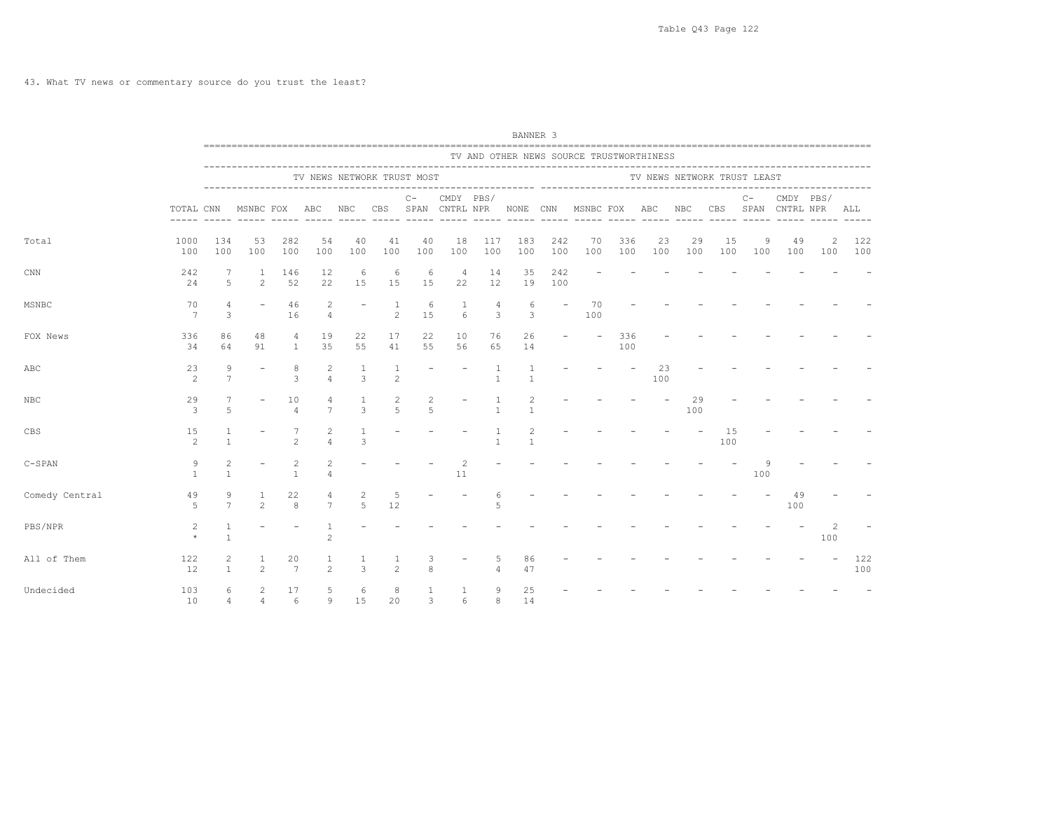43. What TV news or commentary source do you trust the least?

BANNER 3

| | | TV AND OTHER NEWS SOURCE TRUSTWORTHINESS | | | | | | | | | | | | | | | | | | | | |
|---|---|---|---|---|---|---|---|---|---|---|---|---|---|---|---|---|---|---|---|---|---|---|
| | | TV NEWS NETWORK TRUST MOST | | | | | | | | | | TV NEWS NETWORK TRUST LEAST | | | | | | | | | | |
| | TOTAL | CNN | MSNBC | FOX | ABC | NBC | CBS | C-SPAN | CMDY CNTRL | PBS/NPR | NONE | CNN | MSNBC | FOX | ABC | NBC | CBS | C-SPAN | CMDY CNTRL | PBS/NPR | ALL |
| Total | 1000 | 134 | 53 | 282 | 54 | 40 | 41 | 40 | 18 | 117 | 183 | 242 | 70 | 336 | 23 | 29 | 15 | 9 | 49 | 2 | 122 |
| | 100 | 100 | 100 | 100 | 100 | 100 | 100 | 100 | 100 | 100 | 100 | 100 | 100 | 100 | 100 | 100 | 100 | 100 | 100 | 100 | 100 |
| CNN | 242 | 7 | 1 | 146 | 12 | 6 | 6 | 6 | 4 | 14 | 35 | 242 | - | - | - | - | - | - | - | - | - |
| | 24 | 5 | 2 | 52 | 22 | 15 | 15 | 15 | 22 | 12 | 19 | 100 | | | | | | | | | |
| MSNBC | 70 | 4 | - | 46 | 2 | - | 1 | 6 | 1 | 4 | 6 | - | 70 | - | - | - | - | - | - | - | - |
| | 7 | 3 | | 16 | 4 | | 2 | 15 | 6 | 3 | 3 | | 100 | | | | | | | | |
| FOX News | 336 | 86 | 48 | 4 | 19 | 22 | 17 | 22 | 10 | 76 | 26 | - | - | 336 | - | - | - | - | - | - | - |
| | 34 | 64 | 91 | 1 | 35 | 55 | 41 | 55 | 56 | 65 | 14 | | | 100 | | | | | | | |
| ABC | 23 | 9 | - | 8 | 2 | 1 | 1 | - | - | 1 | 1 | - | - | - | 23 | - | - | - | - | - | - |
| | 2 | 7 | | 3 | 4 | 3 | 2 | | | 1 | 1 | | | | 100 | | | | | | |
| NBC | 29 | 7 | - | 10 | 4 | 1 | 2 | 2 | - | 1 | 2 | - | - | - | - | 29 | - | - | - | - | - |
| | 3 | 5 | | 4 | 7 | 3 | 5 | 5 | | 1 | 1 | | | | | 100 | | | | | |
| CBS | 15 | 1 | - | 7 | 2 | 1 | - | - | - | 1 | 2 | - | - | - | - | - | 15 | - | - | - | - |
| | 2 | 1 | | 2 | 4 | 3 | | | | 1 | 1 | | | | | | 100 | | | | |
| C-SPAN | 9 | 2 | - | 2 | 2 | - | - | - | 2 | - | - | - | - | - | - | - | - | 9 | - | - | - |
| | 1 | 1 | | 1 | 4 | | | | 11 | | | | | | | | | 100 | | | |
| Comedy Central | 49 | 9 | 1 | 22 | 4 | 2 | 5 | - | - | 6 | - | - | - | - | - | - | - | - | 49 | - | - |
| | 5 | 7 | 2 | 8 | 7 | 5 | 12 | | | 5 | | | | | | | | | 100 | | |
| PBS/NPR | 2 | 1 | - | - | 1 | - | - | - | - | - | - | - | - | - | - | - | - | - | - | 2 | - |
| | * | 1 | | | 2 | | | | | | | | | | | | | | | 100 | |
| All of Them | 122 | 2 | 1 | 20 | 1 | 1 | 1 | 3 | - | 5 | 86 | - | - | - | - | - | - | - | - | - | 122 |
| | 12 | 1 | 2 | 7 | 2 | 3 | 2 | 8 | | 4 | 47 | | | | | | | | | | 100 |
| Undecided | 103 | 6 | 2 | 17 | 5 | 6 | 8 | 1 | 1 | 9 | 25 | - | - | - | - | - | - | - | - | - | - |
| | 10 | 4 | 4 | 6 | 9 | 15 | 20 | 3 | 6 | 8 | 14 | | | | | | | | | | |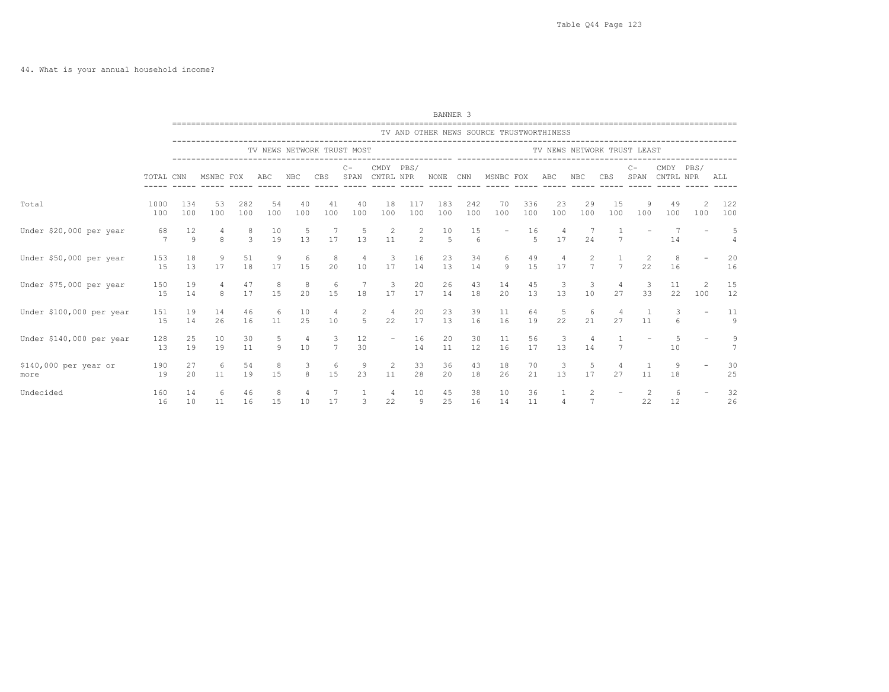44. What is your annual household income?

BANNER 3

| | | TV AND OTHER NEWS SOURCE TRUSTWORTHINESS | | | | | | | | | | | | | | | | | | | | |
|---|---|---|---|---|---|---|---|---|---|---|---|---|---|---|---|---|---|---|---|---|---|---|
| | | TV NEWS NETWORK TRUST MOST | | | | | | | | | | TV NEWS NETWORK TRUST LEAST | | | | | | | | | | |
| | TOTAL | CNN | MSNBC | FOX | ABC | NBC | CBS | C-SPAN | CMDY CNTRL | PBS/ NPR | NONE | CNN | MSNBC | FOX | ABC | NBC | CBS | C-SPAN | CMDY CNTRL | PBS/ NPR | ALL |
| Total | 1000 | 134 | 53 | 282 | 54 | 40 | 41 | 40 | 18 | 117 | 183 | 242 | 70 | 336 | 23 | 29 | 15 | 9 | 49 | 2 | 122 |
| | 100 | 100 | 100 | 100 | 100 | 100 | 100 | 100 | 100 | 100 | 100 | 100 | 100 | 100 | 100 | 100 | 100 | 100 | 100 | 100 | 100 |
| Under $20,000 per year | 68 | 12 | 4 | 8 | 10 | 5 | 7 | 5 | 2 | 2 | 10 | 15 | - | 16 | 4 | 7 | 1 | - | 7 | - | 5 |
| | 7 | 9 | 8 | 3 | 19 | 13 | 17 | 13 | 11 | 2 | 5 | 6 | | 5 | 17 | 24 | 7 | | 14 | | 4 |
| Under $50,000 per year | 153 | 18 | 9 | 51 | 9 | 6 | 8 | 4 | 3 | 16 | 23 | 34 | 6 | 49 | 4 | 2 | 1 | 2 | 8 | - | 20 |
| | 15 | 13 | 17 | 18 | 17 | 15 | 20 | 10 | 17 | 14 | 13 | 14 | 9 | 15 | 17 | 7 | 7 | 22 | 16 | | 16 |
| Under $75,000 per year | 150 | 19 | 4 | 47 | 8 | 8 | 6 | 7 | 3 | 20 | 26 | 43 | 14 | 45 | 3 | 3 | 4 | 3 | 11 | 2 | 15 |
| | 15 | 14 | 8 | 17 | 15 | 20 | 15 | 18 | 17 | 17 | 14 | 18 | 20 | 13 | 13 | 10 | 27 | 33 | 22 | 100 | 12 |
| Under $100,000 per year | 151 | 19 | 14 | 46 | 6 | 10 | 4 | 2 | 4 | 20 | 23 | 39 | 11 | 64 | 5 | 6 | 4 | 1 | 3 | - | 11 |
| | 15 | 14 | 26 | 16 | 11 | 25 | 10 | 5 | 22 | 17 | 13 | 16 | 16 | 19 | 22 | 21 | 27 | 11 | 6 | | 9 |
| Under $140,000 per year | 128 | 25 | 10 | 30 | 5 | 4 | 3 | 12 | - | 16 | 20 | 30 | 11 | 56 | 3 | 4 | 1 | - | 5 | - | 9 |
| | 13 | 19 | 19 | 11 | 9 | 10 | 7 | 30 | | 14 | 11 | 12 | 16 | 17 | 13 | 14 | 7 | | 10 | | 7 |
| $140,000 per year or more | 190 | 27 | 6 | 54 | 8 | 3 | 6 | 9 | 2 | 33 | 36 | 43 | 18 | 70 | 3 | 5 | 4 | 1 | 9 | - | 30 |
| | 19 | 20 | 11 | 19 | 15 | 8 | 15 | 23 | 11 | 28 | 20 | 18 | 26 | 21 | 13 | 17 | 27 | 11 | 18 | | 25 |
| Undecided | 160 | 14 | 6 | 46 | 8 | 4 | 7 | 1 | 4 | 10 | 45 | 38 | 10 | 36 | 1 | 2 | - | 2 | 6 | - | 32 |
| | 16 | 10 | 11 | 16 | 15 | 10 | 17 | 3 | 22 | 9 | 25 | 16 | 14 | 11 | 4 | 7 | | 22 | 12 | | 26 |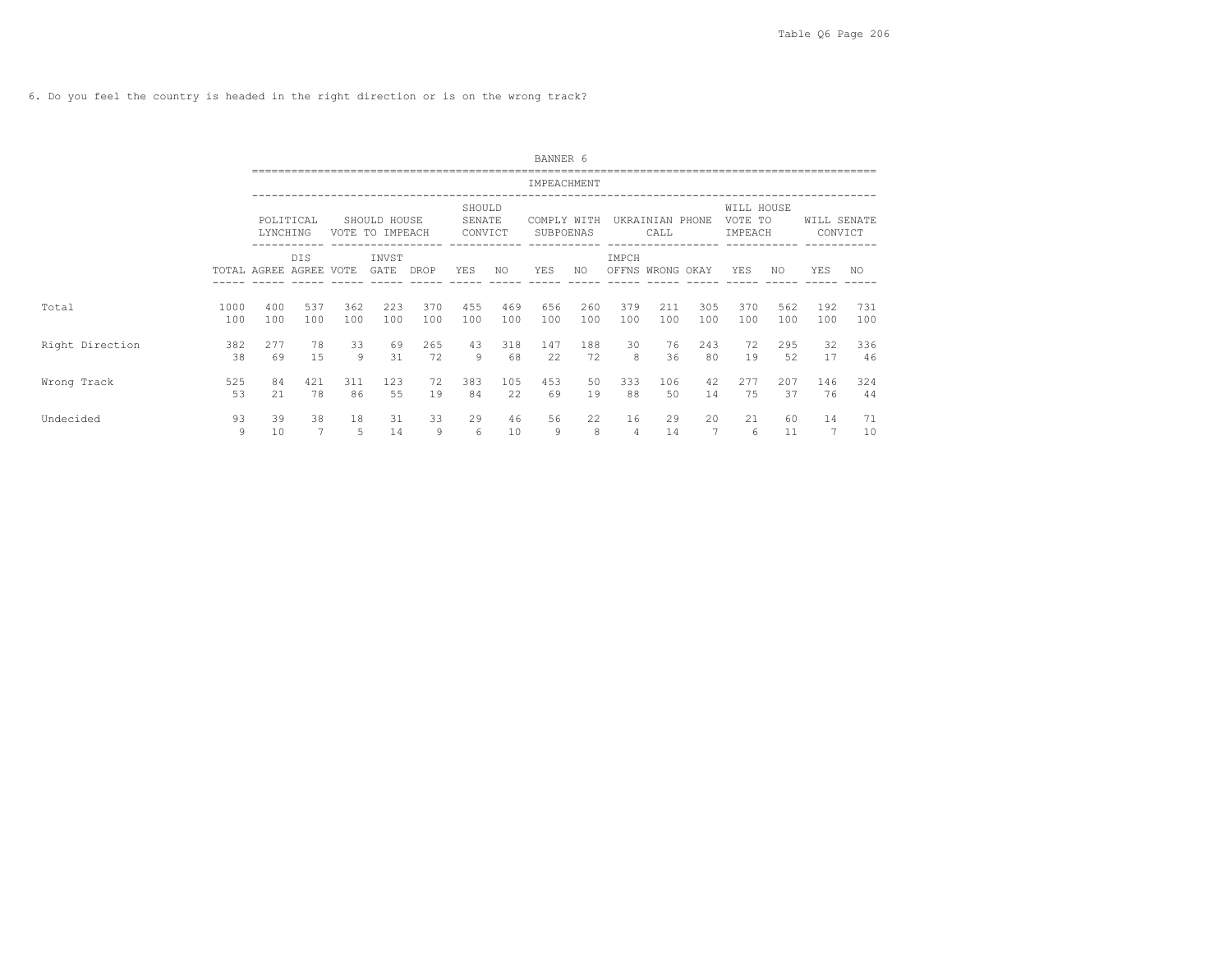6. Do you feel the country is headed in the right direction or is on the wrong track?

BANNER 6

| | | IMPEACHMENT | | | | | | | | | | | | | | | |
|---|---|---|---|---|---|---|---|---|---|---|---|---|---|---|---|---|---|
| | | POLITICAL LYNCHING | | SHOULD HOUSE VOTE TO IMPEACH | | | SHOULD SENATE CONVICT | | COMPLY WITH SUBPOENAS | | UKRAINIAN PHONE CALL | | | WILL HOUSE VOTE TO IMPEACH | | WILL SENATE CONVICT | |
| | TOTAL | AGREE | DIS AGREE | VOTE | INVST GATE | DROP | YES | NO | YES | NO | IMPCH OFFNS | WRONG | OKAY | YES | NO | YES | NO |
| Total | 1000 | 400 | 537 | 362 | 223 | 370 | 455 | 469 | 656 | 260 | 379 | 211 | 305 | 370 | 562 | 192 | 731 |
| | 100 | 100 | 100 | 100 | 100 | 100 | 100 | 100 | 100 | 100 | 100 | 100 | 100 | 100 | 100 | 100 | 100 |
| Right Direction | 382 | 277 | 78 | 33 | 69 | 265 | 43 | 318 | 147 | 188 | 30 | 76 | 243 | 72 | 295 | 32 | 336 |
| | 38 | 69 | 15 | 9 | 31 | 72 | 9 | 68 | 22 | 72 | 8 | 36 | 80 | 19 | 52 | 17 | 46 |
| Wrong Track | 525 | 84 | 421 | 311 | 123 | 72 | 383 | 105 | 453 | 50 | 333 | 106 | 42 | 277 | 207 | 146 | 324 |
| | 53 | 21 | 78 | 86 | 55 | 19 | 84 | 22 | 69 | 19 | 88 | 50 | 14 | 75 | 37 | 76 | 44 |
| Undecided | 93 | 39 | 38 | 18 | 31 | 33 | 29 | 46 | 56 | 22 | 16 | 29 | 20 | 21 | 60 | 14 | 71 |
| | 9 | 10 | 7 | 5 | 14 | 9 | 6 | 10 | 9 | 8 | 4 | 14 | 7 | 6 | 11 | 7 | 10 |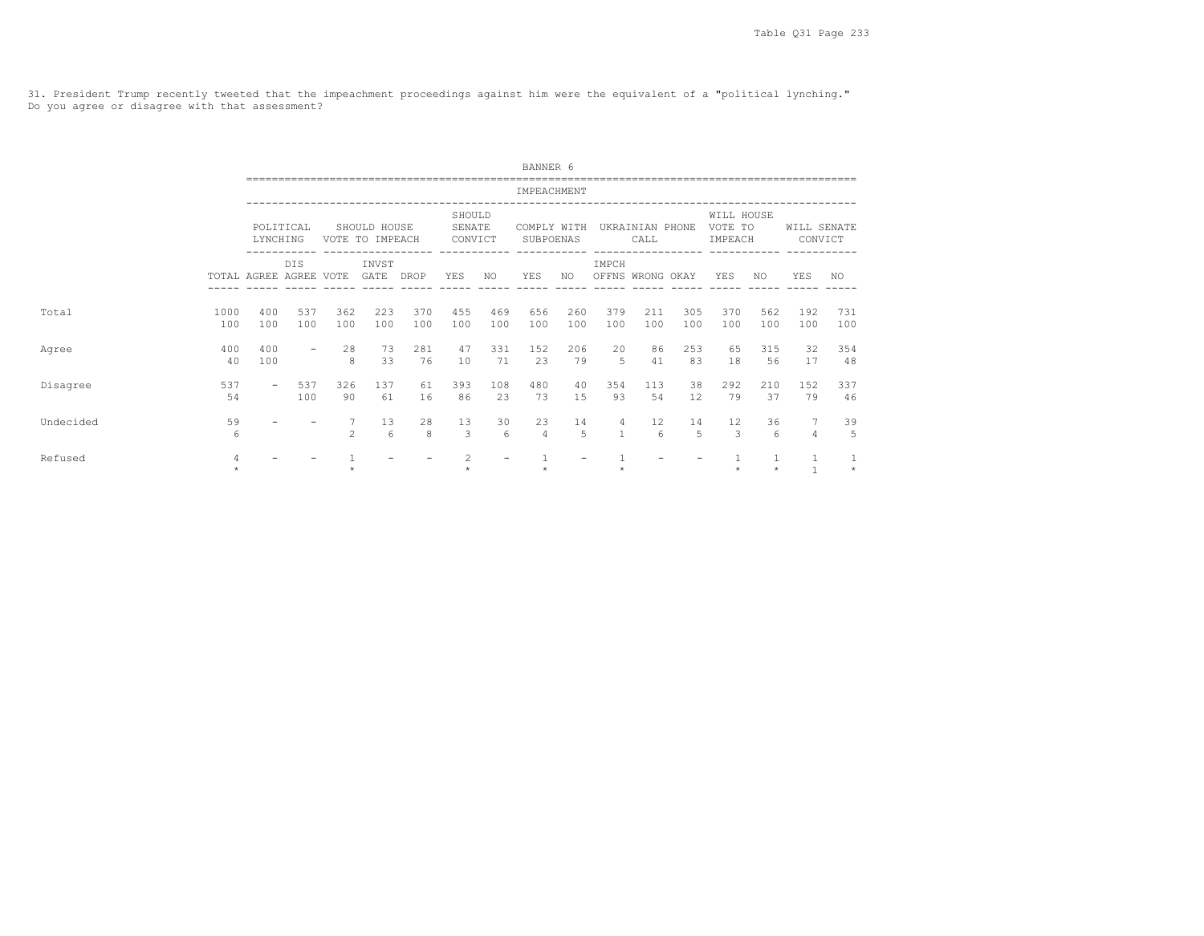31. President Trump recently tweeted that the impeachment proceedings against him were the equivalent of a "political lynching." Do you agree or disagree with that assessment?

BANNER 6

| | | IMPEACHMENT | | | | | | | | | | | | | | | |
|---|---|---|---|---|---|---|---|---|---|---|---|---|---|---|---|---|---|
| | | POLITICAL LYNCHING | | SHOULD HOUSE VOTE TO IMPEACH | | | SHOULD SENATE CONVICT | | COMPLY WITH SUBPOENAS | | UKRAINIAN PHONE CALL | | | WILL HOUSE VOTE TO IMPEACH | | WILL SENATE CONVICT | |
| | TOTAL | AGREE | DIS AGREE | VOTE | INVST GATE | DROP | YES | NO | YES | NO | IMPCH OFFNS | WRONG | OKAY | YES | NO | YES | NO |
| Total | 1000 | 400 | 537 | 362 | 223 | 370 | 455 | 469 | 656 | 260 | 379 | 211 | 305 | 370 | 562 | 192 | 731 |
| | 100 | 100 | 100 | 100 | 100 | 100 | 100 | 100 | 100 | 100 | 100 | 100 | 100 | 100 | 100 | 100 | 100 |
| Agree | 400 | 400 | - | 28 | 73 | 281 | 47 | 331 | 152 | 206 | 20 | 86 | 253 | 65 | 315 | 32 | 354 |
| | 40 | 100 | | 8 | 33 | 76 | 10 | 71 | 23 | 79 | 5 | 41 | 83 | 18 | 56 | 17 | 48 |
| Disagree | 537 | - | 537 | 326 | 137 | 61 | 393 | 108 | 480 | 40 | 354 | 113 | 38 | 292 | 210 | 152 | 337 |
| | 54 | | 100 | 90 | 61 | 16 | 86 | 23 | 73 | 15 | 93 | 54 | 12 | 79 | 37 | 79 | 46 |
| Undecided | 59 | - | - | 7 | 13 | 28 | 13 | 30 | 23 | 14 | 4 | 12 | 14 | 12 | 36 | 7 | 39 |
| | 6 | | | 2 | 6 | 8 | 3 | 6 | 4 | 5 | 1 | 6 | 5 | 3 | 6 | 4 | 5 |
| Refused | 4 | - | - | 1 | - | - | 2 | - | 1 | - | 1 | - | - | 1 | 1 | 1 | 1 |
| | * | | | * | | | * | | * | | * | | | * | * | 1 | * |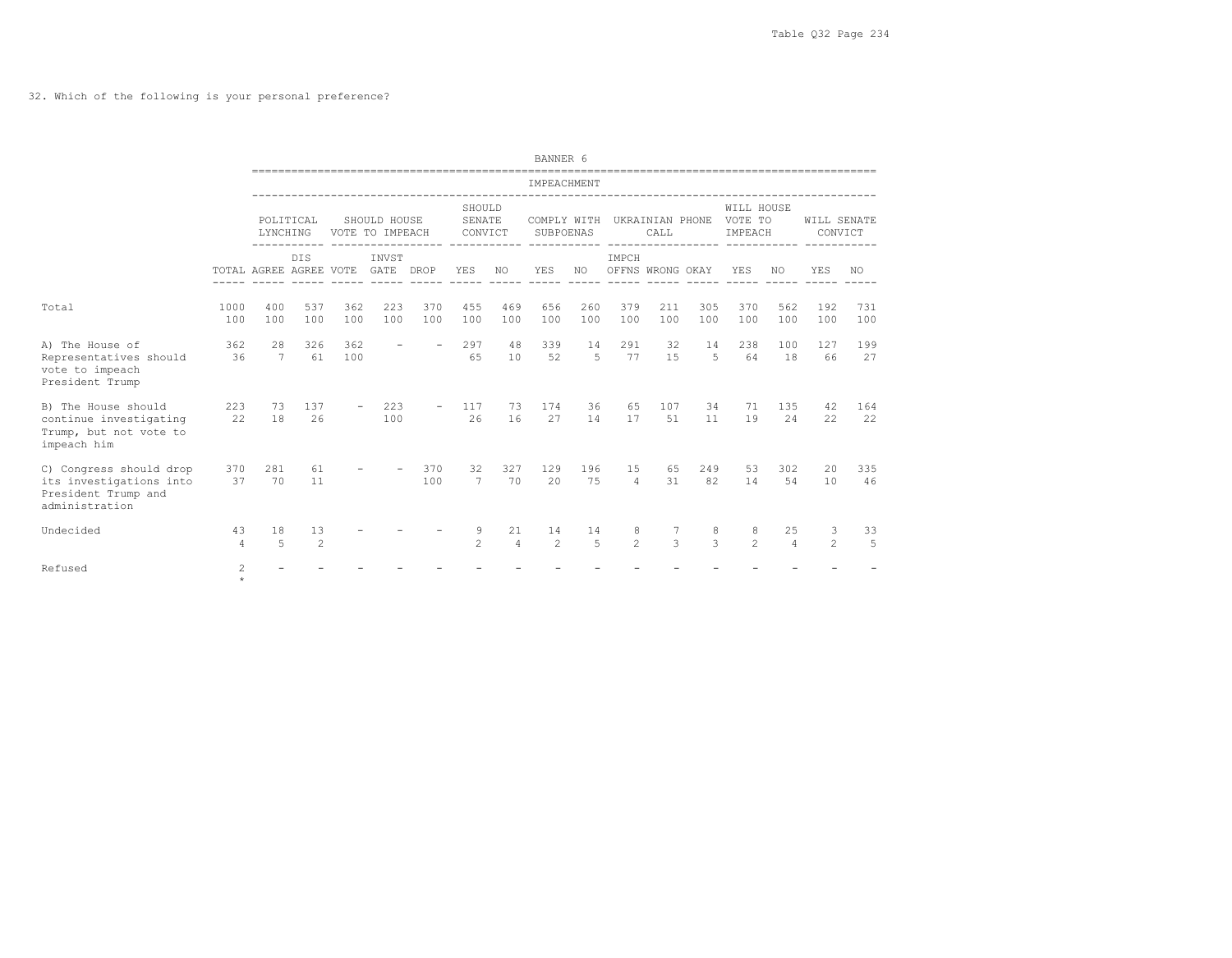32. Which of the following is your personal preference?

BANNER 6

| | | IMPEACHMENT | | | | | | | | | | | | | | | |
|---|---|---|---|---|---|---|---|---|---|---|---|---|---|---|---|---|---|
| | | POLITICAL LYNCHING | | SHOULD HOUSE VOTE TO IMPEACH | | | SHOULD SENATE CONVICT | | COMPLY WITH SUBPOENAS | | UKRAINIAN PHONE CALL | | | WILL HOUSE VOTE TO IMPEACH | | WILL SENATE CONVICT | |
| | TOTAL | AGREE | DIS AGREE | VOTE | INVST GATE | DROP | YES | NO | YES | NO | IMPCH OFFNS | WRONG | OKAY | YES | NO | YES | NO |
| Total | 1000<br>100 | 400<br>100 | 537<br>100 | 362<br>100 | 223<br>100 | 370<br>100 | 455<br>100 | 469<br>100 | 656<br>100 | 260<br>100 | 379<br>100 | 211<br>100 | 305<br>100 | 370<br>100 | 562<br>100 | 192<br>100 | 731<br>100 |
| A) The House of Representatives should vote to impeach President Trump | 362<br>36 | 28<br>7 | 326<br>61 | 362<br>100 | - | - | 297<br>65 | 48<br>10 | 339<br>52 | 14<br>5 | 291<br>77 | 32<br>15 | 14<br>5 | 238<br>64 | 100<br>18 | 127<br>66 | 199<br>27 |
| B) The House should continue investigating Trump, but not vote to impeach him | 223<br>22 | 73<br>18 | 137<br>26 | - | 223<br>100 | - | 117<br>26 | 73<br>16 | 174<br>27 | 36<br>14 | 65<br>17 | 107<br>51 | 34<br>11 | 71<br>19 | 135<br>24 | 42<br>22 | 164<br>22 |
| C) Congress should drop its investigations into President Trump and administration | 370<br>37 | 281<br>70 | 61<br>11 | - | - | 370<br>100 | 32<br>7 | 327<br>70 | 129<br>20 | 196<br>75 | 15<br>4 | 65<br>31 | 249<br>82 | 53<br>14 | 302<br>54 | 20<br>10 | 335<br>46 |
| Undecided | 43<br>4 | 18<br>5 | 13<br>2 | - | - | - | 9<br>2 | 21<br>4 | 14<br>2 | 14<br>5 | 8<br>2 | 7<br>3 | 8<br>3 | 8<br>2 | 25<br>4 | 3<br>2 | 33<br>5 |
| Refused | 2<br>* | - | - | - | - | - | - | - | - | - | - | - | - | - | - | - | - |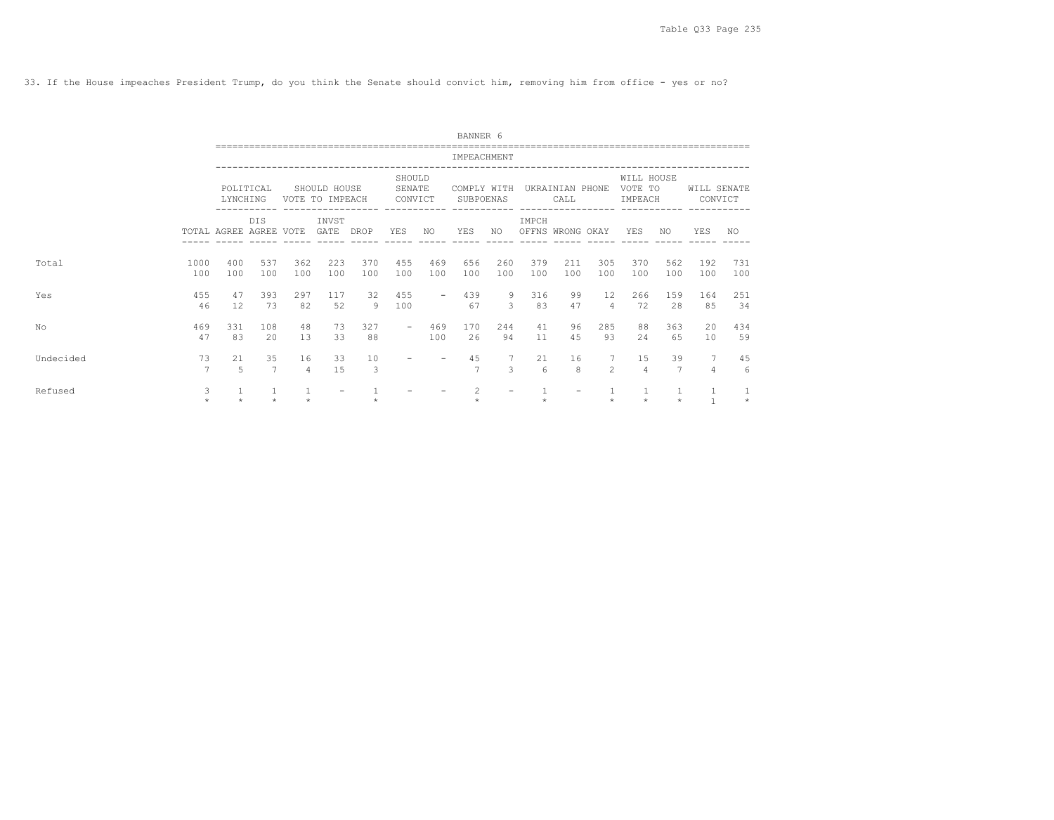33. If the House impeaches President Trump, do you think the Senate should convict him, removing him from office - yes or no?

BANNER 6

| | | IMPEACHMENT | | | | | | | | | | | | | | | |
|---|---|---|---|---|---|---|---|---|---|---|---|---|---|---|---|---|---|
| | | POLITICAL LYNCHING | | SHOULD HOUSE VOTE TO IMPEACH | | | SHOULD SENATE CONVICT | | COMPLY WITH SUBPOENAS | | UKRAINIAN PHONE CALL | | | WILL HOUSE VOTE TO IMPEACH | | WILL SENATE CONVICT | |
| | TOTAL | AGREE | DIS AGREE | VOTE | INVST GATE | DROP | YES | NO | YES | NO | IMPCH OFFNS | WRONG | OKAY | YES | NO | YES | NO |
| Total | 1000 | 400 | 537 | 362 | 223 | 370 | 455 | 469 | 656 | 260 | 379 | 211 | 305 | 370 | 562 | 192 | 731 |
| | 100 | 100 | 100 | 100 | 100 | 100 | 100 | 100 | 100 | 100 | 100 | 100 | 100 | 100 | 100 | 100 | 100 |
| Yes | 455 | 47 | 393 | 297 | 117 | 32 | 455 | - | 439 | 9 | 316 | 99 | 12 | 266 | 159 | 164 | 251 |
| | 46 | 12 | 73 | 82 | 52 | 9 | 100 | | 67 | 3 | 83 | 47 | 4 | 72 | 28 | 85 | 34 |
| No | 469 | 331 | 108 | 48 | 73 | 327 | - | 469 | 170 | 244 | 41 | 96 | 285 | 88 | 363 | 20 | 434 |
| | 47 | 83 | 20 | 13 | 33 | 88 | | 100 | 26 | 94 | 11 | 45 | 93 | 24 | 65 | 10 | 59 |
| Undecided | 73 | 21 | 35 | 16 | 33 | 10 | - | - | 45 | 7 | 21 | 16 | 7 | 15 | 39 | 7 | 45 |
| | 7 | 5 | 7 | 4 | 15 | 3 | | | 7 | 3 | 6 | 8 | 2 | 4 | 7 | 4 | 6 |
| Refused | 3 | 1 | 1 | 1 | - | 1 | - | - | 2 | - | 1 | - | 1 | 1 | 1 | 1 | 1 |
| | * | * | * | * | | * | | | * | | * | | * | * | * | 1 | * |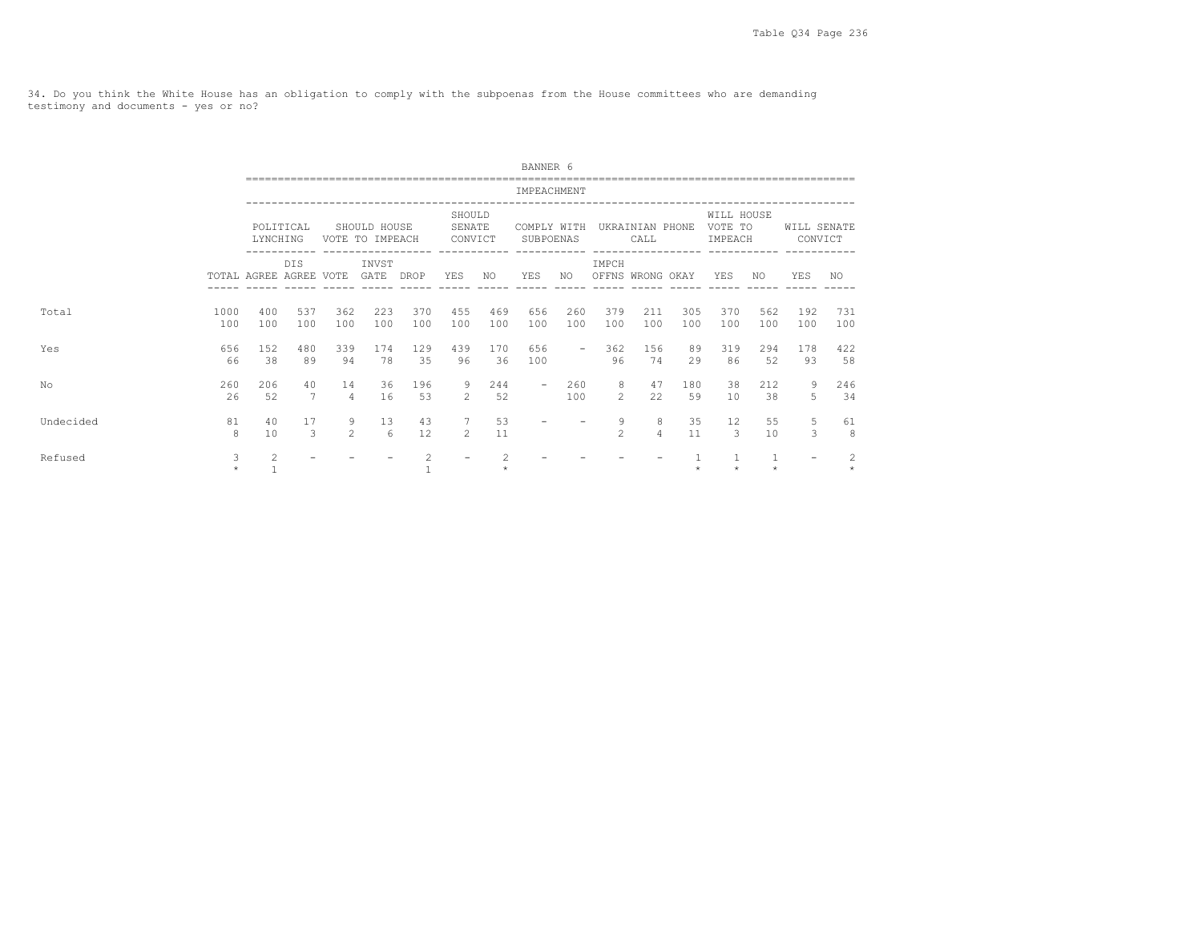34. Do you think the White House has an obligation to comply with the subpoenas from the House committees who are demanding testimony and documents - yes or no?

BANNER 6

| | | IMPEACHMENT | | | | | | | | | | | | | | | | |
|---|---|---|---|---|---|---|---|---|---|---|---|---|---|---|---|---|---|---|
| | | POLITICAL LYNCHING | | SHOULD HOUSE VOTE TO IMPEACH | | | SHOULD SENATE CONVICT | | COMPLY WITH SUBPOENAS | | UKRAINIAN PHONE CALL | | | WILL HOUSE VOTE TO IMPEACH | | WILL SENATE CONVICT | |
| | TOTAL | AGREE | DIS AGREE | VOTE | INVST GATE | DROP | YES | NO | YES | NO | IMPCH OFFNS | WRONG | OKAY | YES | NO | YES | NO |
| Total | 1000 | 400 | 537 | 362 | 223 | 370 | 455 | 469 | 656 | 260 | 379 | 211 | 305 | 370 | 562 | 192 | 731 |
| | 100 | 100 | 100 | 100 | 100 | 100 | 100 | 100 | 100 | 100 | 100 | 100 | 100 | 100 | 100 | 100 | 100 |
| Yes | 656 | 152 | 480 | 339 | 174 | 129 | 439 | 170 | 656 | - | 362 | 156 | 89 | 319 | 294 | 178 | 422 |
| | 66 | 38 | 89 | 94 | 78 | 35 | 96 | 36 | 100 | | 96 | 74 | 29 | 86 | 52 | 93 | 58 |
| No | 260 | 206 | 40 | 14 | 36 | 196 | 9 | 244 | - | 260 | 8 | 47 | 180 | 38 | 212 | 9 | 246 |
| | 26 | 52 | 7 | 4 | 16 | 53 | 2 | 52 | | 100 | 2 | 22 | 59 | 10 | 38 | 5 | 34 |
| Undecided | 81 | 40 | 17 | 9 | 13 | 43 | 7 | 53 | - | - | 9 | 8 | 35 | 12 | 55 | 5 | 61 |
| | 8 | 10 | 3 | 2 | 6 | 12 | 2 | 11 | | | 2 | 4 | 11 | 3 | 10 | 3 | 8 |
| Refused | 3 | 2 | - | - | - | 2 | - | 2 | - | - | - | - | 1 | 1 | 1 | - | 2 |
| | * | 1 | | | | 1 | | * | | | | | * | * | * | | * |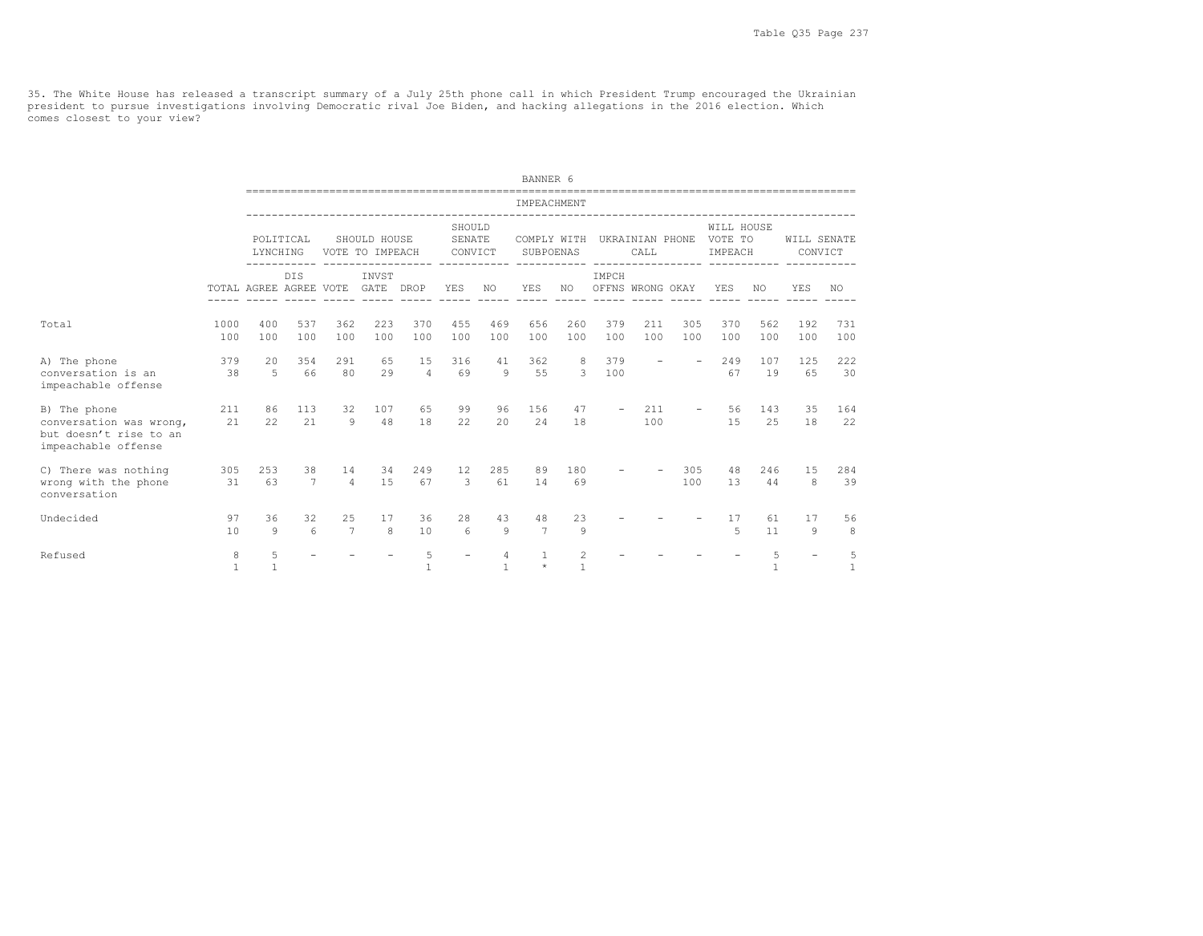35. The White House has released a transcript summary of a July 25th phone call in which President Trump encouraged the Ukrainian president to pursue investigations involving Democratic rival Joe Biden, and hacking allegations in the 2016 election. Which comes closest to your view?

BANNER 6

| | | IMPEACHMENT | | | | | | | | | | | | | | | | |
|---|---|---|---|---|---|---|---|---|---|---|---|---|---|---|---|---|---|---|
| | | POLITICAL LYNCHING | | SHOULD HOUSE VOTE TO IMPEACH | | | SHOULD SENATE CONVICT | | COMPLY WITH SUBPOENAS | | UKRAINIAN PHONE CALL | | | WILL HOUSE VOTE TO IMPEACH | | WILL SENATE CONVICT | |
| | TOTAL | AGREE | DIS AGREE | VOTE | INVST GATE | DROP | YES | NO | YES | NO | IMPCH OFFNS | WRONG | OKAY | YES | NO | YES | NO |
| Total | 1000 | 400 | 537 | 362 | 223 | 370 | 455 | 469 | 656 | 260 | 379 | 211 | 305 | 370 | 562 | 192 | 731 |
| | 100 | 100 | 100 | 100 | 100 | 100 | 100 | 100 | 100 | 100 | 100 | 100 | 100 | 100 | 100 | 100 | 100 |
| A) The phone conversation is an impeachable offense | 379 | 20 | 354 | 291 | 65 | 15 | 316 | 41 | 362 | 8 | 379 | - | - | 249 | 107 | 125 | 222 |
| | 38 | 5 | 66 | 80 | 29 | 4 | 69 | 9 | 55 | 3 | 100 | | | 67 | 19 | 65 | 30 |
| B) The phone conversation was wrong, but doesn't rise to an impeachable offense | 211 | 86 | 113 | 32 | 107 | 65 | 99 | 96 | 156 | 47 | - | 211 | - | 56 | 143 | 35 | 164 |
| | 21 | 22 | 21 | 9 | 48 | 18 | 22 | 20 | 24 | 18 | | 100 | | 15 | 25 | 18 | 22 |
| C) There was nothing wrong with the phone conversation | 305 | 253 | 38 | 14 | 34 | 249 | 12 | 285 | 89 | 180 | - | - | 305 | 48 | 246 | 15 | 284 |
| | 31 | 63 | 7 | 4 | 15 | 67 | 3 | 61 | 14 | 69 | | | 100 | 13 | 44 | 8 | 39 |
| Undecided | 97 | 36 | 32 | 25 | 17 | 36 | 28 | 43 | 48 | 23 | - | - | - | 17 | 61 | 17 | 56 |
| | 10 | 9 | 6 | 7 | 8 | 10 | 6 | 9 | 7 | 9 | | | | 5 | 11 | 9 | 8 |
| Refused | 8 | 5 | - | - | - | 5 | - | 4 | 1 | 2 | - | - | - | - | 5 | - | 5 |
| | 1 | 1 | | | | 1 | | 1 | * | 1 | | | | | 1 | | 1 |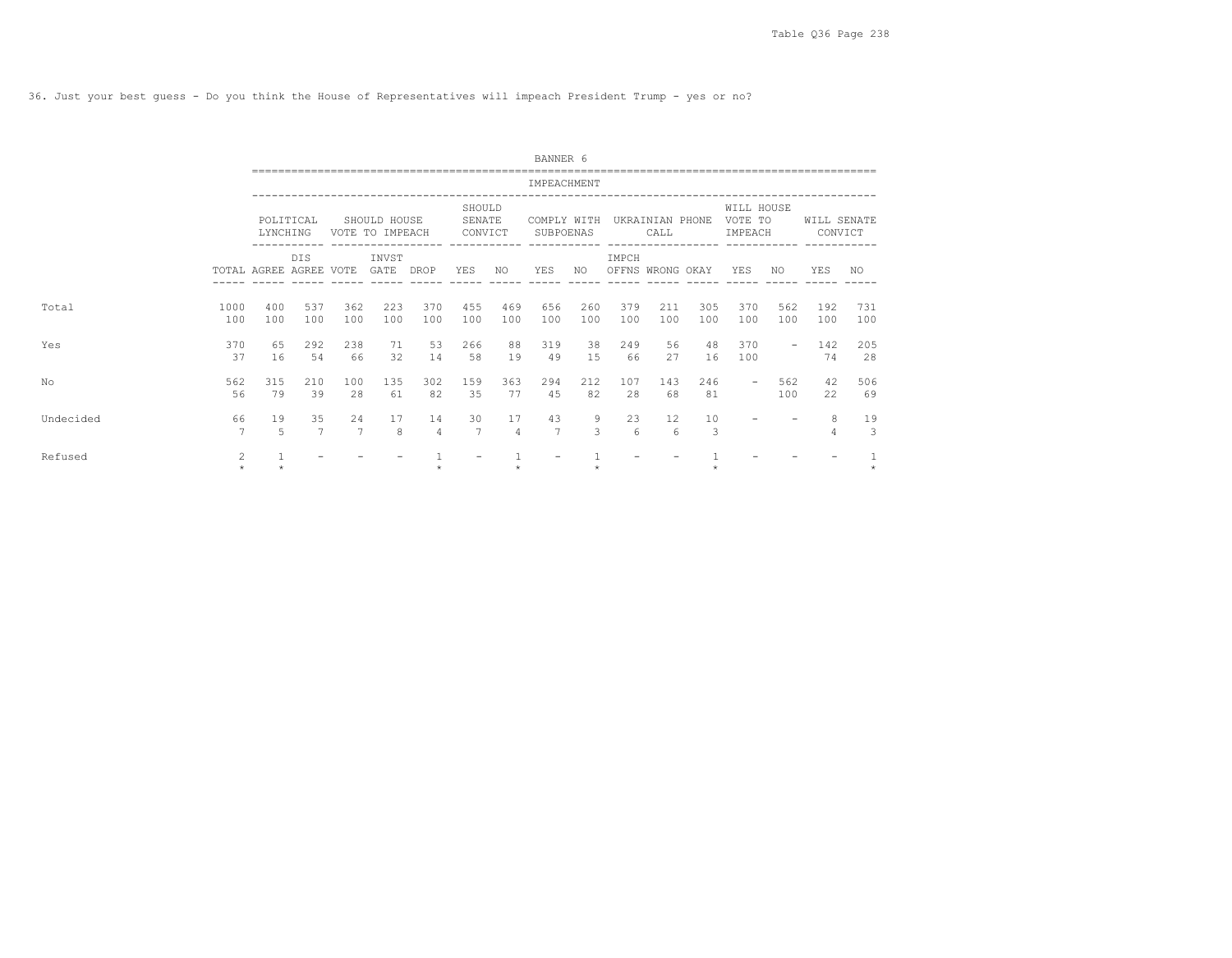36. Just your best guess - Do you think the House of Representatives will impeach President Trump - yes or no?

BANNER 6

| | | IMPEACHMENT | | | | | | | | | | | | | | | |
|---|---|---|---|---|---|---|---|---|---|---|---|---|---|---|---|---|---|
| | | POLITICAL LYNCHING | | SHOULD HOUSE VOTE TO IMPEACH | | | SHOULD SENATE CONVICT | | COMPLY WITH SUBPOENAS | | UKRAINIAN PHONE CALL | | | WILL HOUSE VOTE TO IMPEACH | | WILL SENATE CONVICT | |
| | TOTAL | AGREE | DIS AGREE | VOTE | INVST GATE | DROP | YES | NO | YES | NO | IMPCH OFFNS | WRONG | OKAY | YES | NO | YES | NO |
| Total | 1000 | 400 | 537 | 362 | 223 | 370 | 455 | 469 | 656 | 260 | 379 | 211 | 305 | 370 | 562 | 192 | 731 |
| | 100 | 100 | 100 | 100 | 100 | 100 | 100 | 100 | 100 | 100 | 100 | 100 | 100 | 100 | 100 | 100 | 100 |
| Yes | 370 | 65 | 292 | 238 | 71 | 53 | 266 | 88 | 319 | 38 | 249 | 56 | 48 | 370 | - | 142 | 205 |
| | 37 | 16 | 54 | 66 | 32 | 14 | 58 | 19 | 49 | 15 | 66 | 27 | 16 | 100 | | 74 | 28 |
| No | 562 | 315 | 210 | 100 | 135 | 302 | 159 | 363 | 294 | 212 | 107 | 143 | 246 | - | 562 | 42 | 506 |
| | 56 | 79 | 39 | 28 | 61 | 82 | 35 | 77 | 45 | 82 | 28 | 68 | 81 | | 100 | 22 | 69 |
| Undecided | 66 | 19 | 35 | 24 | 17 | 14 | 30 | 17 | 43 | 9 | 23 | 12 | 10 | - | - | 8 | 19 |
| | 7 | 5 | 7 | 7 | 8 | 4 | 7 | 4 | 7 | 3 | 6 | 6 | 3 | | | 4 | 3 |
| Refused | 2 | 1 | - | - | - | 1 | - | 1 | - | 1 | - | - | 1 | - | - | - | 1 |
| | * | * | | | | * | | * | | * | | | * | | | | * |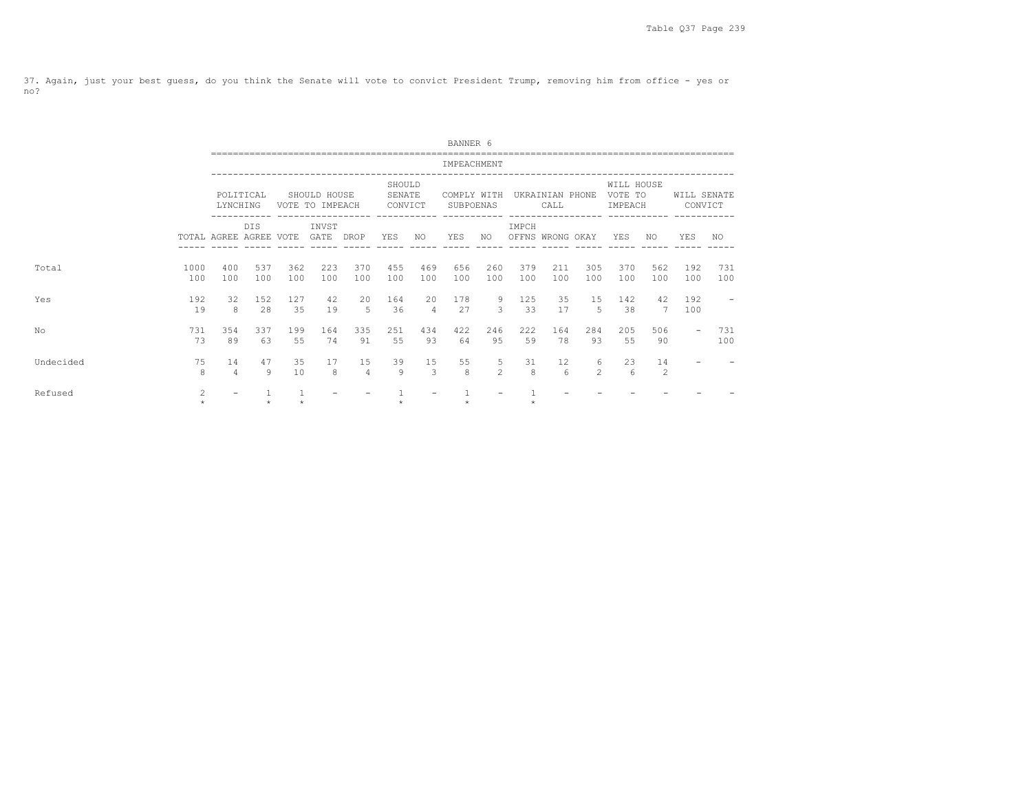37. Again, just your best guess, do you think the Senate will vote to convict President Trump, removing him from office - yes or no?

BANNER 6

| | | IMPEACHMENT | | | | | | | | | | | | | | | | |
|---|---|---|---|---|---|---|---|---|---|---|---|---|---|---|---|---|---|---|
| | | POLITICAL LYNCHING | | SHOULD HOUSE VOTE TO IMPEACH | | | SHOULD SENATE CONVICT | | COMPLY WITH SUBPOENAS | | UKRAINIAN PHONE CALL | | | WILL HOUSE VOTE TO IMPEACH | | WILL SENATE CONVICT | |
| | TOTAL | AGREE | DIS AGREE | VOTE | INVST GATE | DROP | YES | NO | YES | NO | IMPCH OFFNS | WRONG | OKAY | YES | NO | YES | NO |
| Total | 1000 | 400 | 537 | 362 | 223 | 370 | 455 | 469 | 656 | 260 | 379 | 211 | 305 | 370 | 562 | 192 | 731 |
| | 100 | 100 | 100 | 100 | 100 | 100 | 100 | 100 | 100 | 100 | 100 | 100 | 100 | 100 | 100 | 100 | 100 |
| Yes | 192 | 32 | 152 | 127 | 42 | 20 | 164 | 20 | 178 | 9 | 125 | 35 | 15 | 142 | 42 | 192 | - |
| | 19 | 8 | 28 | 35 | 19 | 5 | 36 | 4 | 27 | 3 | 33 | 17 | 5 | 38 | 7 | 100 | |
| No | 731 | 354 | 337 | 199 | 164 | 335 | 251 | 434 | 422 | 246 | 222 | 164 | 284 | 205 | 506 | - | 731 |
| | 73 | 89 | 63 | 55 | 74 | 91 | 55 | 93 | 64 | 95 | 59 | 78 | 93 | 55 | 90 | | 100 |
| Undecided | 75 | 14 | 47 | 35 | 17 | 15 | 39 | 15 | 55 | 5 | 31 | 12 | 6 | 23 | 14 | - | - |
| | 8 | 4 | 9 | 10 | 8 | 4 | 9 | 3 | 8 | 2 | 8 | 6 | 2 | 6 | 2 | | |
| Refused | 2 | - | 1 | 1 | - | - | 1 | - | 1 | - | 1 | - | - | - | - | - | - |
| | * | | * | * | | | * | | * | | * | | | | | | |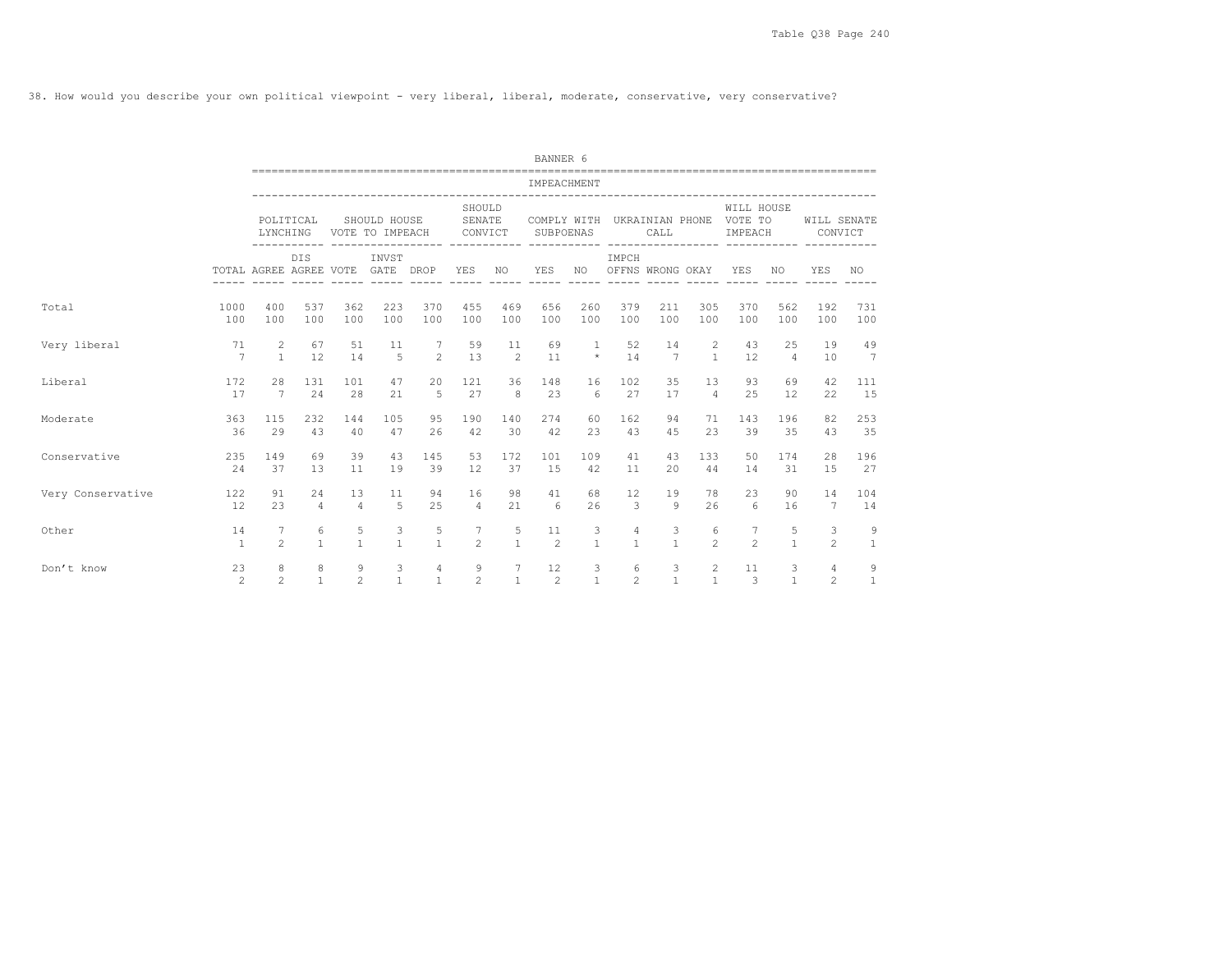38. How would you describe your own political viewpoint - very liberal, liberal, moderate, conservative, very conservative?

BANNER 6

| | | IMPEACHMENT | | | | | | | | | | | | | | |
|---|---|---|---|---|---|---|---|---|---|---|---|---|---|---|---|---|
| | | POLITICAL LYNCHING | | SHOULD HOUSE VOTE TO IMPEACH | | | SHOULD SENATE CONVICT | | COMPLY WITH SUBPOENAS | | UKRAINIAN PHONE CALL | | | WILL HOUSE VOTE TO IMPEACH | | WILL SENATE CONVICT | |
| | TOTAL | AGREE | DIS AGREE | VOTE | INVST GATE | DROP | YES | NO | YES | NO | IMPCH OFFNS | WRONG | OKAY | YES | NO | YES | NO |
| Total | 1000 | 400 | 537 | 362 | 223 | 370 | 455 | 469 | 656 | 260 | 379 | 211 | 305 | 370 | 562 | 192 | 731 |
| | 100 | 100 | 100 | 100 | 100 | 100 | 100 | 100 | 100 | 100 | 100 | 100 | 100 | 100 | 100 | 100 | 100 |
| Very liberal | 71 | 2 | 67 | 51 | 11 | 7 | 59 | 11 | 69 | 1 | 52 | 14 | 2 | 43 | 25 | 19 | 49 |
| | 7 | 1 | 12 | 14 | 5 | 2 | 13 | 2 | 11 | * | 14 | 7 | 1 | 12 | 4 | 10 | 7 |
| Liberal | 172 | 28 | 131 | 101 | 47 | 20 | 121 | 36 | 148 | 16 | 102 | 35 | 13 | 93 | 69 | 42 | 111 |
| | 17 | 7 | 24 | 28 | 21 | 5 | 27 | 8 | 23 | 6 | 27 | 17 | 4 | 25 | 12 | 22 | 15 |
| Moderate | 363 | 115 | 232 | 144 | 105 | 95 | 190 | 140 | 274 | 60 | 162 | 94 | 71 | 143 | 196 | 82 | 253 |
| | 36 | 29 | 43 | 40 | 47 | 26 | 42 | 30 | 42 | 23 | 43 | 45 | 23 | 39 | 35 | 43 | 35 |
| Conservative | 235 | 149 | 69 | 39 | 43 | 145 | 53 | 172 | 101 | 109 | 41 | 43 | 133 | 50 | 174 | 28 | 196 |
| | 24 | 37 | 13 | 11 | 19 | 39 | 12 | 37 | 15 | 42 | 11 | 20 | 44 | 14 | 31 | 15 | 27 |
| Very Conservative | 122 | 91 | 24 | 13 | 11 | 94 | 16 | 98 | 41 | 68 | 12 | 19 | 78 | 23 | 90 | 14 | 104 |
| | 12 | 23 | 4 | 4 | 5 | 25 | 4 | 21 | 6 | 26 | 3 | 9 | 26 | 6 | 16 | 7 | 14 |
| Other | 14 | 7 | 6 | 5 | 3 | 5 | 7 | 5 | 11 | 3 | 4 | 3 | 6 | 7 | 5 | 3 | 9 |
| | 1 | 2 | 1 | 1 | 1 | 1 | 2 | 1 | 2 | 1 | 1 | 1 | 2 | 2 | 1 | 2 | 1 |
| Don't know | 23 | 8 | 8 | 9 | 3 | 4 | 9 | 7 | 12 | 3 | 6 | 3 | 2 | 11 | 3 | 4 | 9 |
| | 2 | 2 | 1 | 2 | 1 | 1 | 2 | 1 | 2 | 1 | 2 | 1 | 1 | 3 | 1 | 2 | 1 |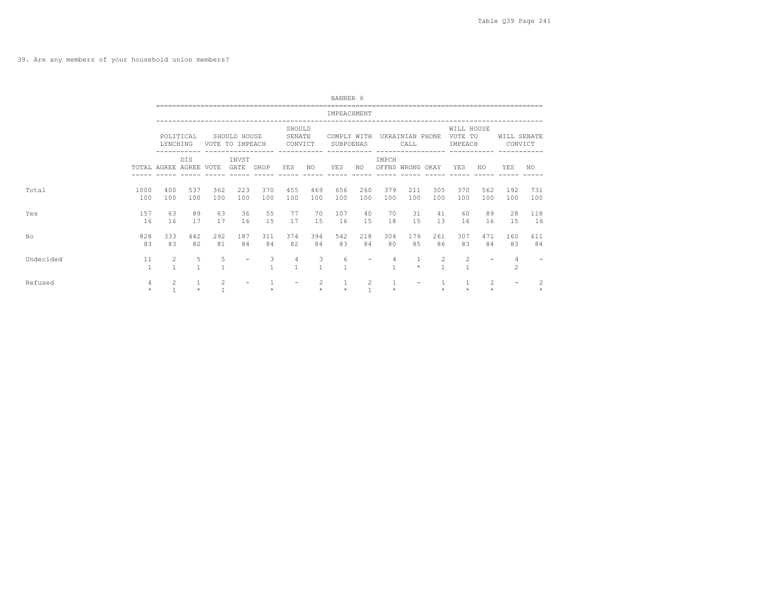39. Are any members of your household union members?

| | | BANNER 6 | | | | | | | | | | | | | | | |
|---|---|---|---|---|---|---|---|---|---|---|---|---|---|---|---|---|---|
| | | IMPEACHMENT | | | | | | | | | | | | | | | |
| | | POLITICAL LYNCHING | | SHOULD HOUSE VOTE TO IMPEACH | | | SHOULD SENATE CONVICT | | COMPLY WITH SUBPOENAS | | UKRAINIAN PHONE CALL | | | WILL HOUSE VOTE TO IMPEACH | | WILL SENATE CONVICT | |
| | TOTAL | AGREE | DIS AGREE | VOTE | INVST GATE | DROP | YES | NO | YES | NO | IMPCH OFFNS | WRONG | OKAY | YES | NO | YES | NO |
| Total | 1000 | 400 | 537 | 362 | 223 | 370 | 455 | 469 | 656 | 260 | 379 | 211 | 305 | 370 | 562 | 192 | 731 |
| | 100 | 100 | 100 | 100 | 100 | 100 | 100 | 100 | 100 | 100 | 100 | 100 | 100 | 100 | 100 | 100 | 100 |
| Yes | 157 | 63 | 89 | 63 | 36 | 55 | 77 | 70 | 107 | 40 | 70 | 31 | 41 | 60 | 89 | 28 | 118 |
| | 16 | 16 | 17 | 17 | 16 | 15 | 17 | 15 | 16 | 15 | 18 | 15 | 13 | 16 | 16 | 15 | 16 |
| No | 828 | 333 | 442 | 292 | 187 | 311 | 374 | 394 | 542 | 218 | 304 | 179 | 261 | 307 | 471 | 160 | 611 |
| | 83 | 83 | 82 | 81 | 84 | 84 | 82 | 84 | 83 | 84 | 80 | 85 | 86 | 83 | 84 | 83 | 84 |
| Undecided | 11 | 2 | 5 | 5 | - | 3 | 4 | 3 | 6 | - | 4 | 1 | 2 | 2 | - | 4 | - |
| | 1 | 1 | 1 | 1 | | 1 | 1 | 1 | 1 | | 1 | * | 1 | 1 | | 2 | |
| Refused | 4 | 2 | 1 | 2 | - | 1 | - | 2 | 1 | 2 | 1 | - | 1 | 1 | 2 | - | 2 |
| | * | 1 | * | 1 | | * | | * | * | 1 | * | | * | * | * | | * |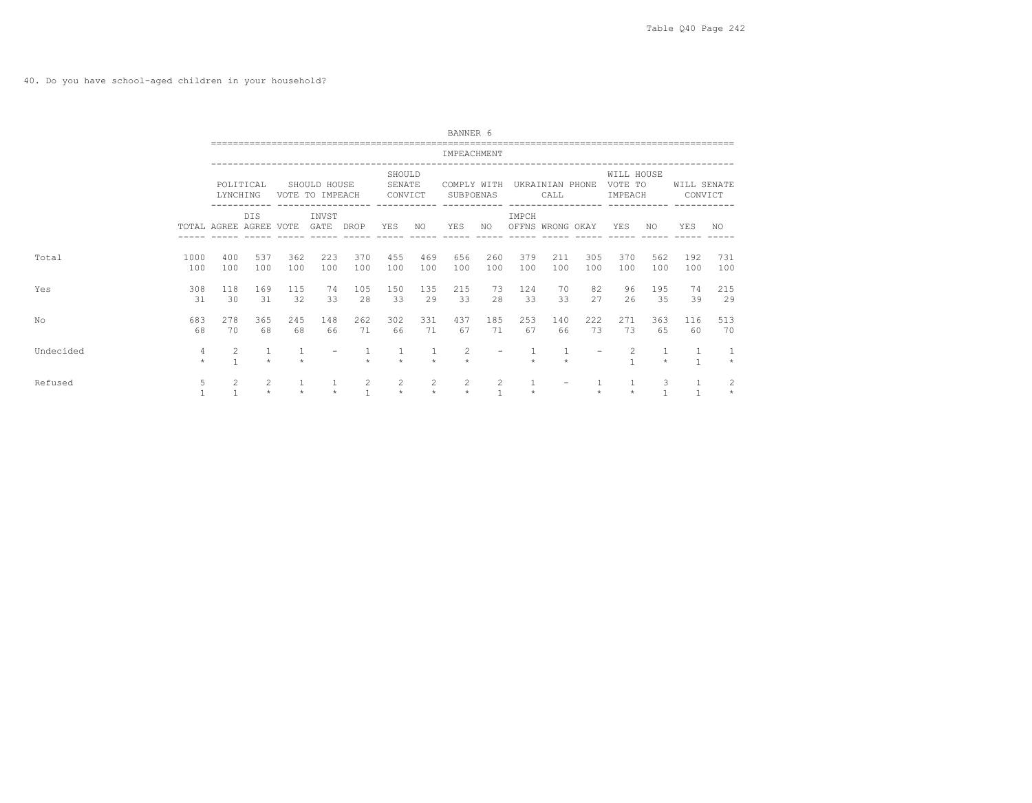40. Do you have school-aged children in your household?

BANNER 6

| | | IMPEACHMENT | | | | | | | | | | | | | | | |
|---|---|---|---|---|---|---|---|---|---|---|---|---|---|---|---|---|---|
| | | POLITICAL LYNCHING | | SHOULD HOUSE VOTE TO IMPEACH | | | SHOULD SENATE CONVICT | | COMPLY WITH SUBPOENAS | | UKRAINIAN PHONE CALL | | | WILL HOUSE VOTE TO IMPEACH | | WILL SENATE CONVICT | |
| | TOTAL | AGREE | DIS AGREE | VOTE | INVST GATE | DROP | YES | NO | YES | NO | IMPCH OFFNS | WRONG | OKAY | YES | NO | YES | NO |
| Total | 1000<br>100 | 400<br>100 | 537<br>100 | 362<br>100 | 223<br>100 | 370<br>100 | 455<br>100 | 469<br>100 | 656<br>100 | 260<br>100 | 379<br>100 | 211<br>100 | 305<br>100 | 370<br>100 | 562<br>100 | 192<br>100 | 731<br>100 |
| Yes | 308<br>31 | 118<br>30 | 169<br>31 | 115<br>32 | 74<br>33 | 105<br>28 | 150<br>33 | 135<br>29 | 215<br>33 | 73<br>28 | 124<br>33 | 70<br>33 | 82<br>27 | 96<br>26 | 195<br>35 | 74<br>39 | 215<br>29 |
| No | 683<br>68 | 278<br>70 | 365<br>68 | 245<br>68 | 148<br>66 | 262<br>71 | 302<br>66 | 331<br>71 | 437<br>67 | 185<br>71 | 253<br>67 | 140<br>66 | 222<br>73 | 271<br>73 | 363<br>65 | 116<br>60 | 513<br>70 |
| Undecided | 4<br>* | 2<br>1 | 1<br>* | 1<br>* | - | 1<br>* | 1<br>* | 1<br>* | 2<br>* | - | 1<br>* | 1<br>* | - | 2<br>1 | 1<br>* | 1<br>1 | 1<br>* |
| Refused | 5<br>1 | 2<br>1 | 2<br>* | 1<br>* | 1<br>* | 2<br>1 | 2<br>* | 2<br>* | 2<br>* | 2<br>1 | 1<br>* | - | 1<br>* | 1<br>* | 3<br>1 | 1<br>1 | 2<br>* |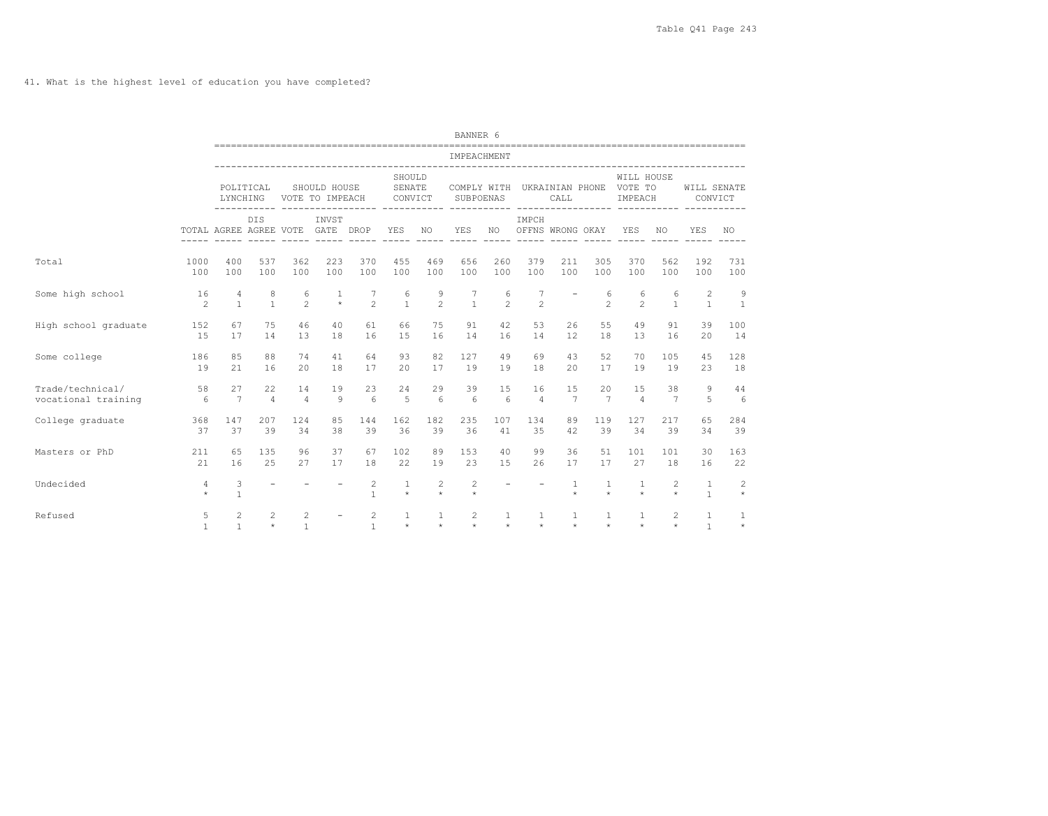41. What is the highest level of education you have completed?

| | | IMPEACHMENT | | | | | | | | | | | | | | | |
|---|---|---|---|---|---|---|---|---|---|---|---|---|---|---|---|---|---|
| | | POLITICAL LYNCHING | | SHOULD HOUSE VOTE TO IMPEACH | | | SHOULD SENATE CONVICT | | COMPLY WITH SUBPOENAS | | UKRAINIAN PHONE CALL | | | WILL HOUSE VOTE TO IMPEACH | | WILL SENATE CONVICT | |
| | TOTAL | AGREE | DIS AGREE | VOTE | INVST GATE | DROP | YES | NO | YES | NO | IMPCH OFFNS | WRONG | OKAY | YES | NO | YES | NO |
| Total | 1000 | 400 | 537 | 362 | 223 | 370 | 455 | 469 | 656 | 260 | 379 | 211 | 305 | 370 | 562 | 192 | 731 |
| | 100 | 100 | 100 | 100 | 100 | 100 | 100 | 100 | 100 | 100 | 100 | 100 | 100 | 100 | 100 | 100 | 100 |
| Some high school | 16 | 4 | 8 | 6 | 1 | 7 | 6 | 9 | 7 | 6 | 7 | - | 6 | 6 | 6 | 2 | 9 |
| | 2 | 1 | 1 | 2 | * | 2 | 1 | 2 | 1 | 2 | 2 | | 2 | 2 | 1 | 1 | 1 |
| High school graduate | 152 | 67 | 75 | 46 | 40 | 61 | 66 | 75 | 91 | 42 | 53 | 26 | 55 | 49 | 91 | 39 | 100 |
| | 15 | 17 | 14 | 13 | 18 | 16 | 15 | 16 | 14 | 16 | 14 | 12 | 18 | 13 | 16 | 20 | 14 |
| Some college | 186 | 85 | 88 | 74 | 41 | 64 | 93 | 82 | 127 | 49 | 69 | 43 | 52 | 70 | 105 | 45 | 128 |
| | 19 | 21 | 16 | 20 | 18 | 17 | 20 | 17 | 19 | 19 | 18 | 20 | 17 | 19 | 19 | 23 | 18 |
| Trade/technical/ vocational training | 58 | 27 | 22 | 14 | 19 | 23 | 24 | 29 | 39 | 15 | 16 | 15 | 20 | 15 | 38 | 9 | 44 |
| | 6 | 7 | 4 | 4 | 9 | 6 | 5 | 6 | 6 | 6 | 4 | 7 | 7 | 4 | 7 | 5 | 6 |
| College graduate | 368 | 147 | 207 | 124 | 85 | 144 | 162 | 182 | 235 | 107 | 134 | 89 | 119 | 127 | 217 | 65 | 284 |
| | 37 | 37 | 39 | 34 | 38 | 39 | 36 | 39 | 36 | 41 | 35 | 42 | 39 | 34 | 39 | 34 | 39 |
| Masters or PhD | 211 | 65 | 135 | 96 | 37 | 67 | 102 | 89 | 153 | 40 | 99 | 36 | 51 | 101 | 101 | 30 | 163 |
| | 21 | 16 | 25 | 27 | 17 | 18 | 22 | 19 | 23 | 15 | 26 | 17 | 17 | 27 | 18 | 16 | 22 |
| Undecided | 4 | 3 | - | - | - | 2 | 1 | 2 | 2 | - | - | 1 | 1 | 1 | 2 | 1 | 2 |
| | * | 1 | | | | 1 | * | * | * | | | * | * | * | * | 1 | * |
| Refused | 5 | 2 | 2 | 2 | - | 2 | 1 | 1 | 2 | 1 | 1 | 1 | 1 | 1 | 2 | 1 | 1 |
| | 1 | 1 | * | 1 | | 1 | * | * | * | * | * | * | * | * | * | 1 | * |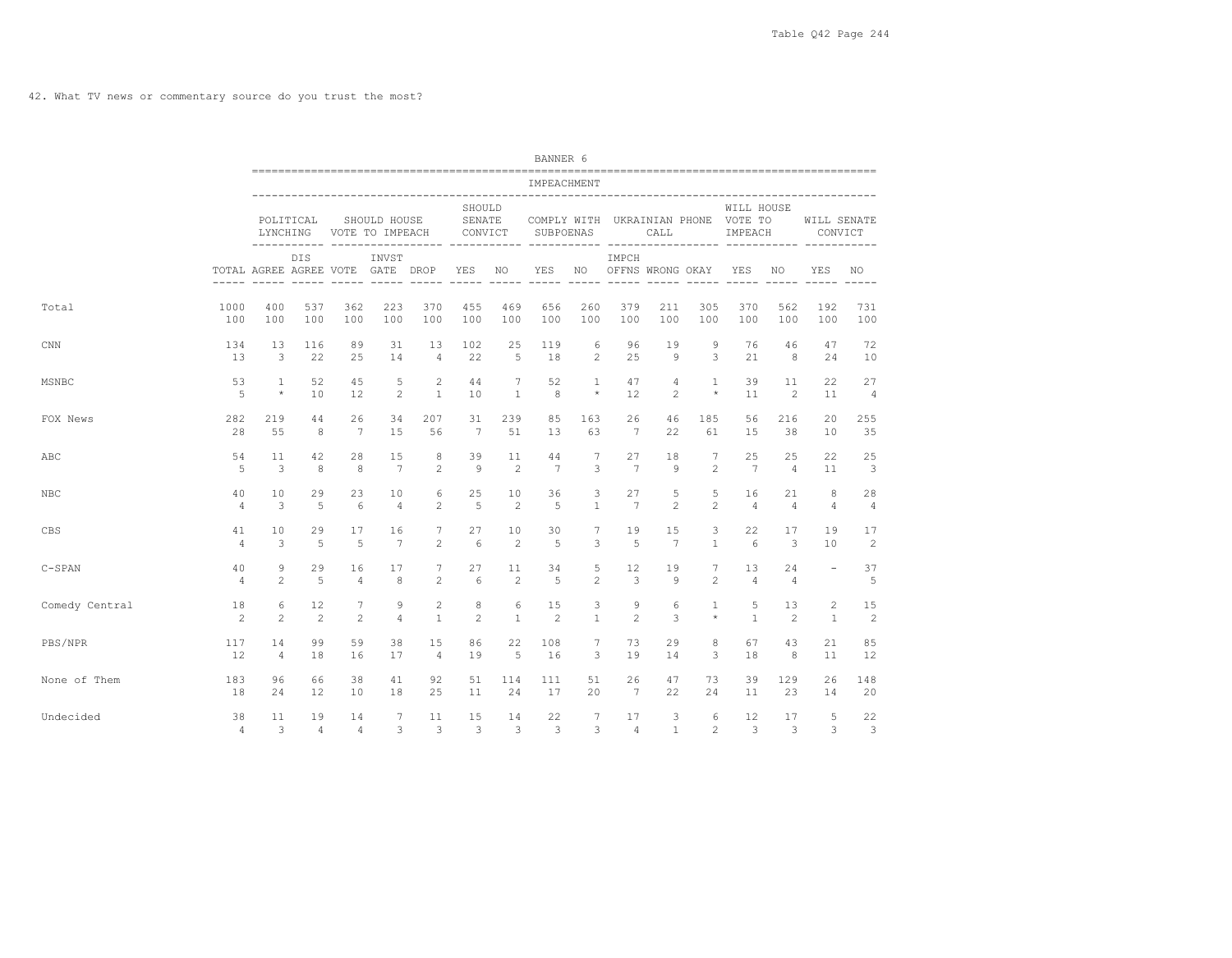42. What TV news or commentary source do you trust the most?

BANNER 6

IMPEACHMENT

| | TOTAL | POLITICAL LYNCHING AGREE | POLITICAL LYNCHING DIS AGREE | SHOULD HOUSE VOTE TO IMPEACH VOTE | SHOULD HOUSE VOTE TO IMPEACH INVST GATE | SHOULD HOUSE VOTE TO IMPEACH DROP | SHOULD SENATE CONVICT YES | SHOULD SENATE CONVICT NO | COMPLY WITH SUBPOENAS YES | COMPLY WITH SUBPOENAS NO | UKRAINIAN PHONE CALL IMPCH OFFNS | UKRAINIAN PHONE CALL WRONG | UKRAINIAN PHONE CALL OKAY | WILL HOUSE VOTE TO IMPEACH YES | WILL HOUSE VOTE TO IMPEACH NO | WILL SENATE CONVICT YES | WILL SENATE CONVICT NO |
|---|---|---|---|---|---|---|---|---|---|---|---|---|---|---|---|---|---|
| Total | 1000 | 400 | 537 | 362 | 223 | 370 | 455 | 469 | 656 | 260 | 379 | 211 | 305 | 370 | 562 | 192 | 731 |
| | 100 | 100 | 100 | 100 | 100 | 100 | 100 | 100 | 100 | 100 | 100 | 100 | 100 | 100 | 100 | 100 | 100 |
| CNN | 134 | 13 | 116 | 89 | 31 | 13 | 102 | 25 | 119 | 6 | 96 | 19 | 9 | 76 | 46 | 47 | 72 |
| | 13 | 3 | 22 | 25 | 14 | 4 | 22 | 5 | 18 | 2 | 25 | 9 | 3 | 21 | 8 | 24 | 10 |
| MSNBC | 53 | 1 | 52 | 45 | 5 | 2 | 44 | 7 | 52 | 1 | 47 | 4 | 1 | 39 | 11 | 22 | 27 |
| | 5 | * | 10 | 12 | 2 | 1 | 10 | 1 | 8 | * | 12 | 2 | * | 11 | 2 | 11 | 4 |
| FOX News | 282 | 219 | 44 | 26 | 34 | 207 | 31 | 239 | 85 | 163 | 26 | 46 | 185 | 56 | 216 | 20 | 255 |
| | 28 | 55 | 8 | 7 | 15 | 56 | 7 | 51 | 13 | 63 | 7 | 22 | 61 | 15 | 38 | 10 | 35 |
| ABC | 54 | 11 | 42 | 28 | 15 | 8 | 39 | 11 | 44 | 7 | 27 | 18 | 7 | 25 | 25 | 22 | 25 |
| | 5 | 3 | 8 | 8 | 7 | 2 | 9 | 2 | 7 | 3 | 7 | 9 | 2 | 7 | 4 | 11 | 3 |
| NBC | 40 | 10 | 29 | 23 | 10 | 6 | 25 | 10 | 36 | 3 | 27 | 5 | 5 | 16 | 21 | 8 | 28 |
| | 4 | 3 | 5 | 6 | 4 | 2 | 5 | 2 | 5 | 1 | 7 | 2 | 2 | 4 | 4 | 4 | 4 |
| CBS | 41 | 10 | 29 | 17 | 16 | 7 | 27 | 10 | 30 | 7 | 19 | 15 | 3 | 22 | 17 | 19 | 17 |
| | 4 | 3 | 5 | 5 | 7 | 2 | 6 | 2 | 5 | 3 | 5 | 7 | 1 | 6 | 3 | 10 | 2 |
| C-SPAN | 40 | 9 | 29 | 16 | 17 | 7 | 27 | 11 | 34 | 5 | 12 | 19 | 7 | 13 | 24 | - | 37 |
| | 4 | 2 | 5 | 4 | 8 | 2 | 6 | 2 | 5 | 2 | 3 | 9 | 2 | 4 | 4 | | 5 |
| Comedy Central | 18 | 6 | 12 | 7 | 9 | 2 | 8 | 6 | 15 | 3 | 9 | 6 | 1 | 5 | 13 | 2 | 15 |
| | 2 | 2 | 2 | 2 | 4 | 1 | 2 | 1 | 2 | 1 | 2 | 3 | * | 1 | 2 | 1 | 2 |
| PBS/NPR | 117 | 14 | 99 | 59 | 38 | 15 | 86 | 22 | 108 | 7 | 73 | 29 | 8 | 67 | 43 | 21 | 85 |
| | 12 | 4 | 18 | 16 | 17 | 4 | 19 | 5 | 16 | 3 | 19 | 14 | 3 | 18 | 8 | 11 | 12 |
| None of Them | 183 | 96 | 66 | 38 | 41 | 92 | 51 | 114 | 111 | 51 | 26 | 47 | 73 | 39 | 129 | 26 | 148 |
| | 18 | 24 | 12 | 10 | 18 | 25 | 11 | 24 | 17 | 20 | 7 | 22 | 24 | 11 | 23 | 14 | 20 |
| Undecided | 38 | 11 | 19 | 14 | 7 | 11 | 15 | 14 | 22 | 7 | 17 | 3 | 6 | 12 | 17 | 5 | 22 |
| | 4 | 3 | 4 | 4 | 3 | 3 | 3 | 3 | 3 | 3 | 4 | 1 | 2 | 3 | 3 | 3 | 3 |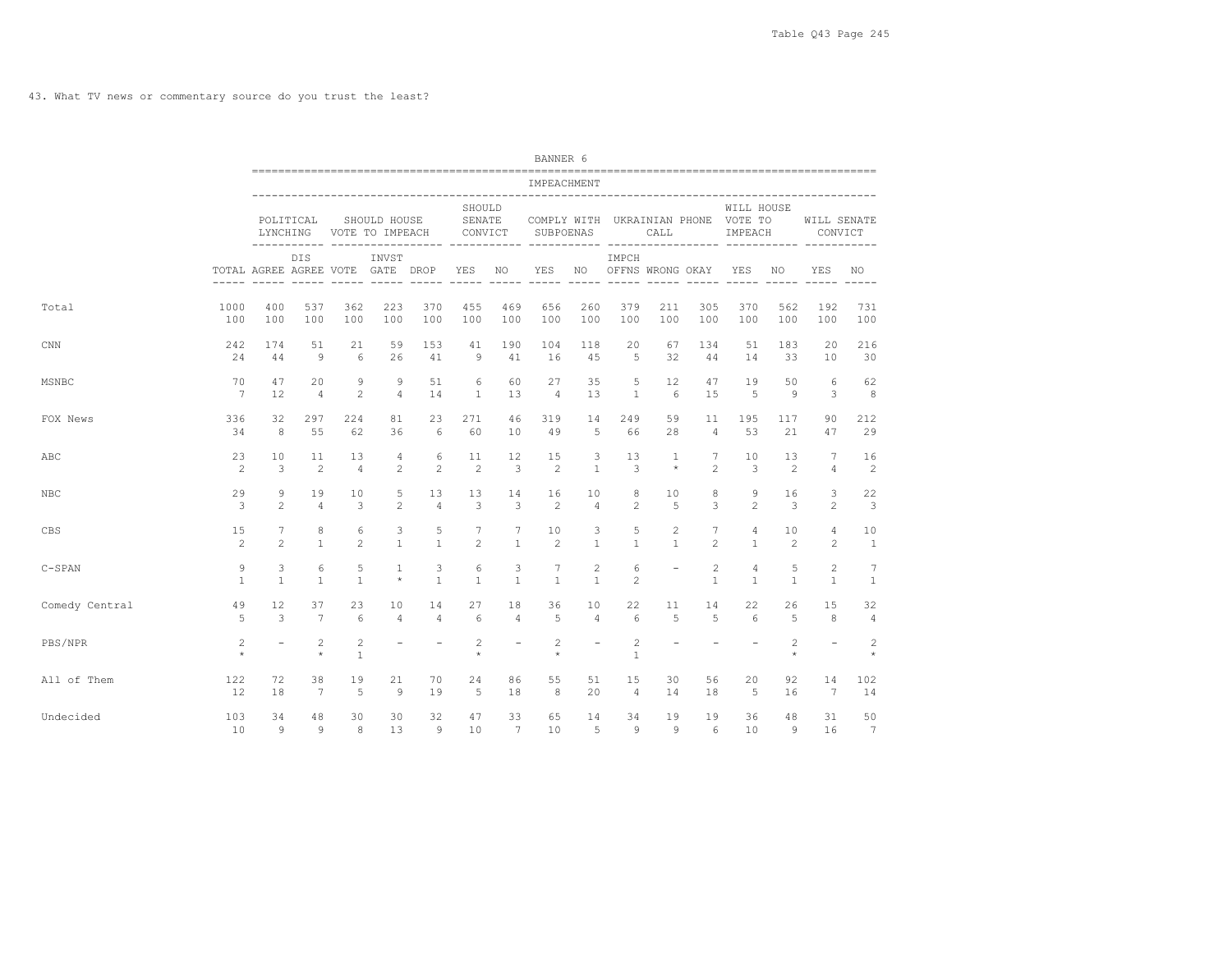43. What TV news or commentary source do you trust the least?

BANNER 6

| | | IMPEACHMENT | | | | | | | | | | | | | | |
|---|---|---|---|---|---|---|---|---|---|---|---|---|---|---|---|---|
| | | POLITICAL LYNCHING | | SHOULD HOUSE VOTE TO IMPEACH | | | SHOULD SENATE CONVICT | | COMPLY WITH SUBPOENAS | | UKRAINIAN PHONE CALL | | | WILL HOUSE VOTE TO IMPEACH | | WILL SENATE CONVICT | |
| | TOTAL | AGREE | DIS AGREE | VOTE | INVST GATE | DROP | YES | NO | YES | NO | IMPCH OFFNS | WRONG | OKAY | YES | NO | YES | NO |
| Total | 1000 | 400 | 537 | 362 | 223 | 370 | 455 | 469 | 656 | 260 | 379 | 211 | 305 | 370 | 562 | 192 | 731 |
| | 100 | 100 | 100 | 100 | 100 | 100 | 100 | 100 | 100 | 100 | 100 | 100 | 100 | 100 | 100 | 100 | 100 |
| CNN | 242 | 174 | 51 | 21 | 59 | 153 | 41 | 190 | 104 | 118 | 20 | 67 | 134 | 51 | 183 | 20 | 216 |
| | 24 | 44 | 9 | 6 | 26 | 41 | 9 | 41 | 16 | 45 | 5 | 32 | 44 | 14 | 33 | 10 | 30 |
| MSNBC | 70 | 47 | 20 | 9 | 9 | 51 | 6 | 60 | 27 | 35 | 5 | 12 | 47 | 19 | 50 | 6 | 62 |
| | 7 | 12 | 4 | 2 | 4 | 14 | 1 | 13 | 4 | 13 | 1 | 6 | 15 | 5 | 9 | 3 | 8 |
| FOX News | 336 | 32 | 297 | 224 | 81 | 23 | 271 | 46 | 319 | 14 | 249 | 59 | 11 | 195 | 117 | 90 | 212 |
| | 34 | 8 | 55 | 62 | 36 | 6 | 60 | 10 | 49 | 5 | 66 | 28 | 4 | 53 | 21 | 47 | 29 |
| ABC | 23 | 10 | 11 | 13 | 4 | 6 | 11 | 12 | 15 | 3 | 13 | 1 | 7 | 10 | 13 | 7 | 16 |
| | 2 | 3 | 2 | 4 | 2 | 2 | 2 | 3 | 2 | 1 | 3 | * | 2 | 3 | 2 | 4 | 2 |
| NBC | 29 | 9 | 19 | 10 | 5 | 13 | 13 | 14 | 16 | 10 | 8 | 10 | 8 | 9 | 16 | 3 | 22 |
| | 3 | 2 | 4 | 3 | 2 | 4 | 3 | 3 | 2 | 4 | 2 | 5 | 3 | 2 | 3 | 2 | 3 |
| CBS | 15 | 7 | 8 | 6 | 3 | 5 | 7 | 7 | 10 | 3 | 5 | 2 | 7 | 4 | 10 | 4 | 10 |
| | 2 | 2 | 1 | 2 | 1 | 1 | 2 | 1 | 2 | 1 | 1 | 1 | 2 | 1 | 2 | 2 | 1 |
| C-SPAN | 9 | 3 | 6 | 5 | 1 | 3 | 6 | 3 | 7 | 2 | 6 | - | 2 | 4 | 5 | 2 | 7 |
| | 1 | 1 | 1 | 1 | * | 1 | 1 | 1 | 1 | 1 | 2 | | 1 | 1 | 1 | 1 | 1 |
| Comedy Central | 49 | 12 | 37 | 23 | 10 | 14 | 27 | 18 | 36 | 10 | 22 | 11 | 14 | 22 | 26 | 15 | 32 |
| | 5 | 3 | 7 | 6 | 4 | 4 | 6 | 4 | 5 | 4 | 6 | 5 | 5 | 6 | 5 | 8 | 4 |
| PBS/NPR | 2 | - | 2 | 2 | - | - | 2 | - | 2 | - | 2 | - | - | - | 2 | - | 2 |
| | * | | * | 1 | | | * | | * | | 1 | | | | * | | * |
| All of Them | 122 | 72 | 38 | 19 | 21 | 70 | 24 | 86 | 55 | 51 | 15 | 30 | 56 | 20 | 92 | 14 | 102 |
| | 12 | 18 | 7 | 5 | 9 | 19 | 5 | 18 | 8 | 20 | 4 | 14 | 18 | 5 | 16 | 7 | 14 |
| Undecided | 103 | 34 | 48 | 30 | 30 | 32 | 47 | 33 | 65 | 14 | 34 | 19 | 19 | 36 | 48 | 31 | 50 |
| | 10 | 9 | 9 | 8 | 13 | 9 | 10 | 7 | 10 | 5 | 9 | 9 | 6 | 10 | 9 | 16 | 7 |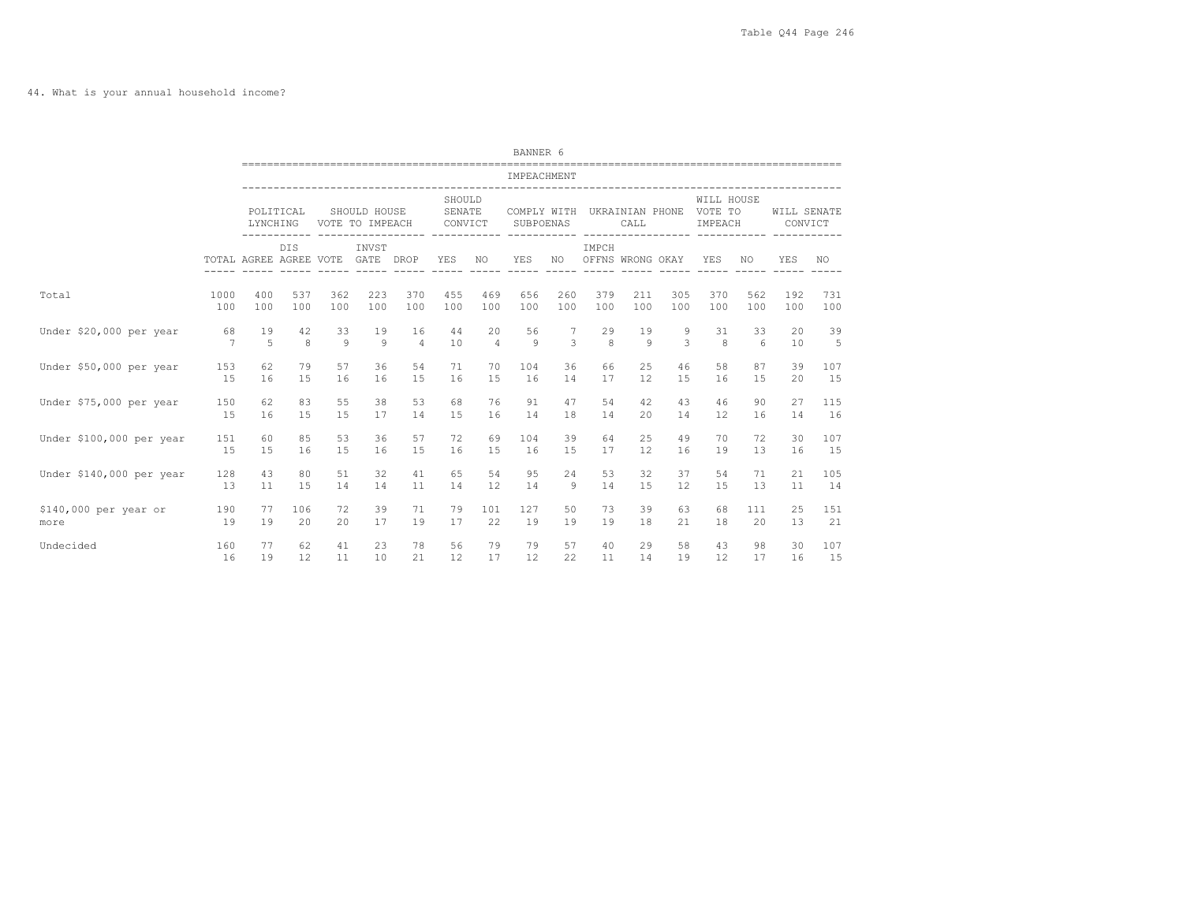44. What is your annual household income?

| | | BANNER 6 | | | | | | | | | | | | | | | |
|---|---|---|---|---|---|---|---|---|---|---|---|---|---|---|---|---|---|
| | | IMPEACHMENT | | | | | | | | | | | | | | | |
| | | POLITICAL LYNCHING | | SHOULD HOUSE VOTE TO IMPEACH | | | SHOULD SENATE CONVICT | | COMPLY WITH SUBPOENAS | | UKRAINIAN PHONE CALL | | | WILL HOUSE VOTE TO IMPEACH | | WILL SENATE CONVICT | |
| | TOTAL | AGREE | DIS AGREE | VOTE | INVST GATE | DROP | YES | NO | YES | NO | IMPCH OFFNS | WRONG | OKAY | YES | NO | YES | NO |
| Total | 1000 | 400 | 537 | 362 | 223 | 370 | 455 | 469 | 656 | 260 | 379 | 211 | 305 | 370 | 562 | 192 | 731 |
| | 100 | 100 | 100 | 100 | 100 | 100 | 100 | 100 | 100 | 100 | 100 | 100 | 100 | 100 | 100 | 100 | 100 |
| Under $20,000 per year | 68 | 19 | 42 | 33 | 19 | 16 | 44 | 20 | 56 | 7 | 29 | 19 | 9 | 31 | 33 | 20 | 39 |
| | 7 | 5 | 8 | 9 | 9 | 4 | 10 | 4 | 9 | 3 | 8 | 9 | 3 | 8 | 6 | 10 | 5 |
| Under $50,000 per year | 153 | 62 | 79 | 57 | 36 | 54 | 71 | 70 | 104 | 36 | 66 | 25 | 46 | 58 | 87 | 39 | 107 |
| | 15 | 16 | 15 | 16 | 16 | 15 | 16 | 15 | 16 | 14 | 17 | 12 | 15 | 16 | 15 | 20 | 15 |
| Under $75,000 per year | 150 | 62 | 83 | 55 | 38 | 53 | 68 | 76 | 91 | 47 | 54 | 42 | 43 | 46 | 90 | 27 | 115 |
| | 15 | 16 | 15 | 15 | 17 | 14 | 15 | 16 | 14 | 18 | 14 | 20 | 14 | 12 | 16 | 14 | 16 |
| Under $100,000 per year | 151 | 60 | 85 | 53 | 36 | 57 | 72 | 69 | 104 | 39 | 64 | 25 | 49 | 70 | 72 | 30 | 107 |
| | 15 | 15 | 16 | 15 | 16 | 15 | 16 | 15 | 16 | 15 | 17 | 12 | 16 | 19 | 13 | 16 | 15 |
| Under $140,000 per year | 128 | 43 | 80 | 51 | 32 | 41 | 65 | 54 | 95 | 24 | 53 | 32 | 37 | 54 | 71 | 21 | 105 |
| | 13 | 11 | 15 | 14 | 14 | 11 | 14 | 12 | 14 | 9 | 14 | 15 | 12 | 15 | 13 | 11 | 14 |
| $140,000 per year or more | 190 | 77 | 106 | 72 | 39 | 71 | 79 | 101 | 127 | 50 | 73 | 39 | 63 | 68 | 111 | 25 | 151 |
| | 19 | 19 | 20 | 20 | 17 | 19 | 17 | 22 | 19 | 19 | 19 | 18 | 21 | 18 | 20 | 13 | 21 |
| Undecided | 160 | 77 | 62 | 41 | 23 | 78 | 56 | 79 | 79 | 57 | 40 | 29 | 58 | 43 | 98 | 30 | 107 |
| | 16 | 19 | 12 | 11 | 10 | 21 | 12 | 17 | 12 | 22 | 11 | 14 | 19 | 12 | 17 | 16 | 15 |